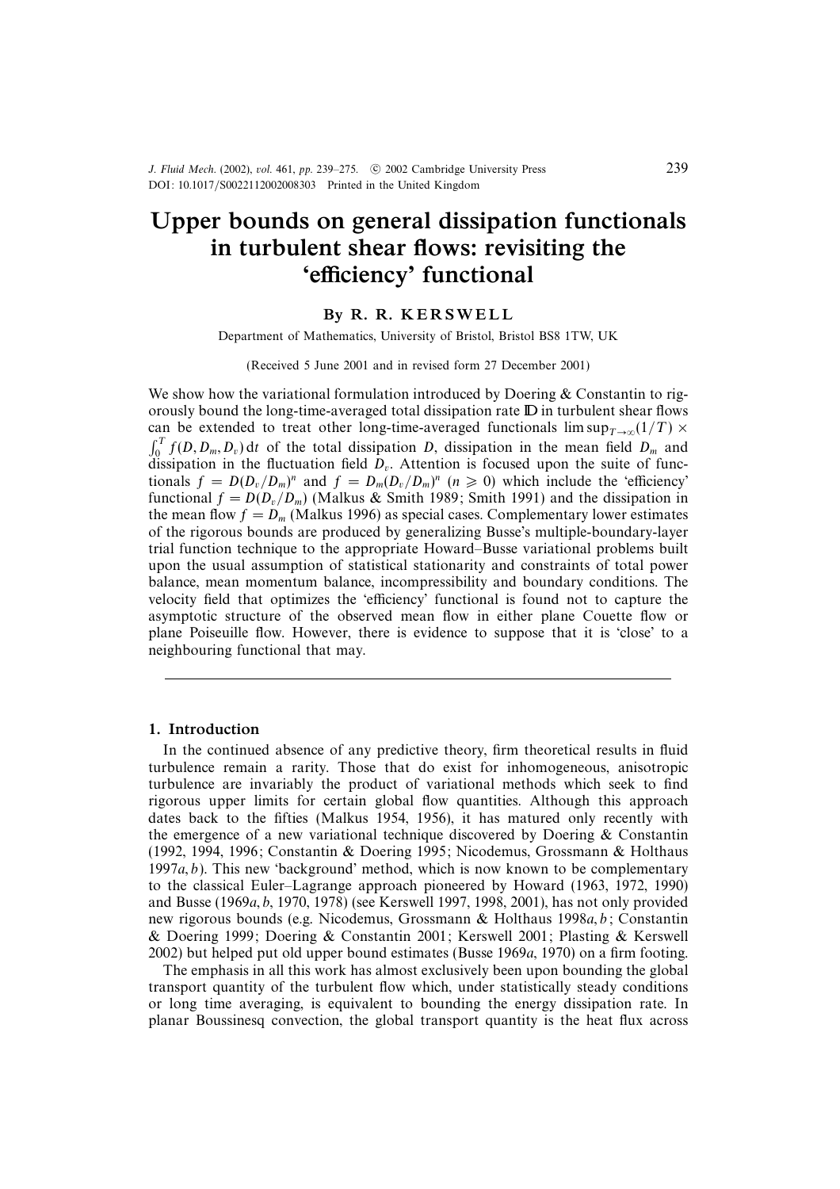# Upper bounds on general dissipation functionals in turbulent shear flows: revisiting the 'efficiency' functional

By R. R. KERSWELL

Department of Mathematics, University of Bristol, Bristol BS8 1TW, UK

(Received 5 June 2001 and in revised form 27 December 2001)

We show how the variational formulation introduced by Doering & Constantin to rigorously bound the long-time-averaged total dissipation rate $\mathbb{D}$ in turbulent shear flows can be extended to treat other long-time-averaged functionals $\limsup_{T\to\infty}(1/T) \times \int_0^T f(D, D_m, D_v)\,\mathrm{d}t$ of the total dissipation $D$, dissipation in the mean field $D_m$ and dissipation in the fluctuation field $D_v$. Attention is focused upon the suite of functionals $f = D(D_v/D_m)^n$ and $f = D_m(D_v/D_m)^n$ $(n \geqslant 0)$ which include the 'efficiency' functional $f = D(D_v/D_m)$ (Malkus & Smith 1989; Smith 1991) and the dissipation in the mean flow $f = D_m$ (Malkus 1996) as special cases. Complementary lower estimates of the rigorous bounds are produced by generalizing Busse's multiple-boundary-layer trial function technique to the appropriate Howard–Busse variational problems built upon the usual assumption of statistical stationarity and constraints of total power balance, mean momentum balance, incompressibility and boundary conditions. The velocity field that optimizes the 'efficiency' functional is found not to capture the asymptotic structure of the observed mean flow in either plane Couette flow or plane Poiseuille flow. However, there is evidence to suppose that it is 'close' to a neighbouring functional that may.

## 1. Introduction

In the continued absence of any predictive theory, firm theoretical results in fluid turbulence remain a rarity. Those that do exist for inhomogeneous, anisotropic turbulence are invariably the product of variational methods which seek to find rigorous upper limits for certain global flow quantities. Although this approach dates back to the fifties (Malkus 1954, 1956), it has matured only recently with the emergence of a new variational technique discovered by Doering & Constantin (1992, 1994, 1996; Constantin & Doering 1995; Nicodemus, Grossmann & Holthaus 1997*a*, *b*). This new 'background' method, which is now known to be complementary to the classical Euler–Lagrange approach pioneered by Howard (1963, 1972, 1990) and Busse (1969*a*, *b*, 1970, 1978) (see Kerswell 1997, 1998, 2001), has not only provided new rigorous bounds (e.g. Nicodemus, Grossmann & Holthaus 1998*a*, *b*; Constantin & Doering 1999; Doering & Constantin 2001; Kerswell 2001; Plasting & Kerswell 2002) but helped put old upper bound estimates (Busse 1969*a*, 1970) on a firm footing.

The emphasis in all this work has almost exclusively been upon bounding the global transport quantity of the turbulent flow which, under statistically steady conditions or long time averaging, is equivalent to bounding the energy dissipation rate. In planar Boussinesq convection, the global transport quantity is the heat flux across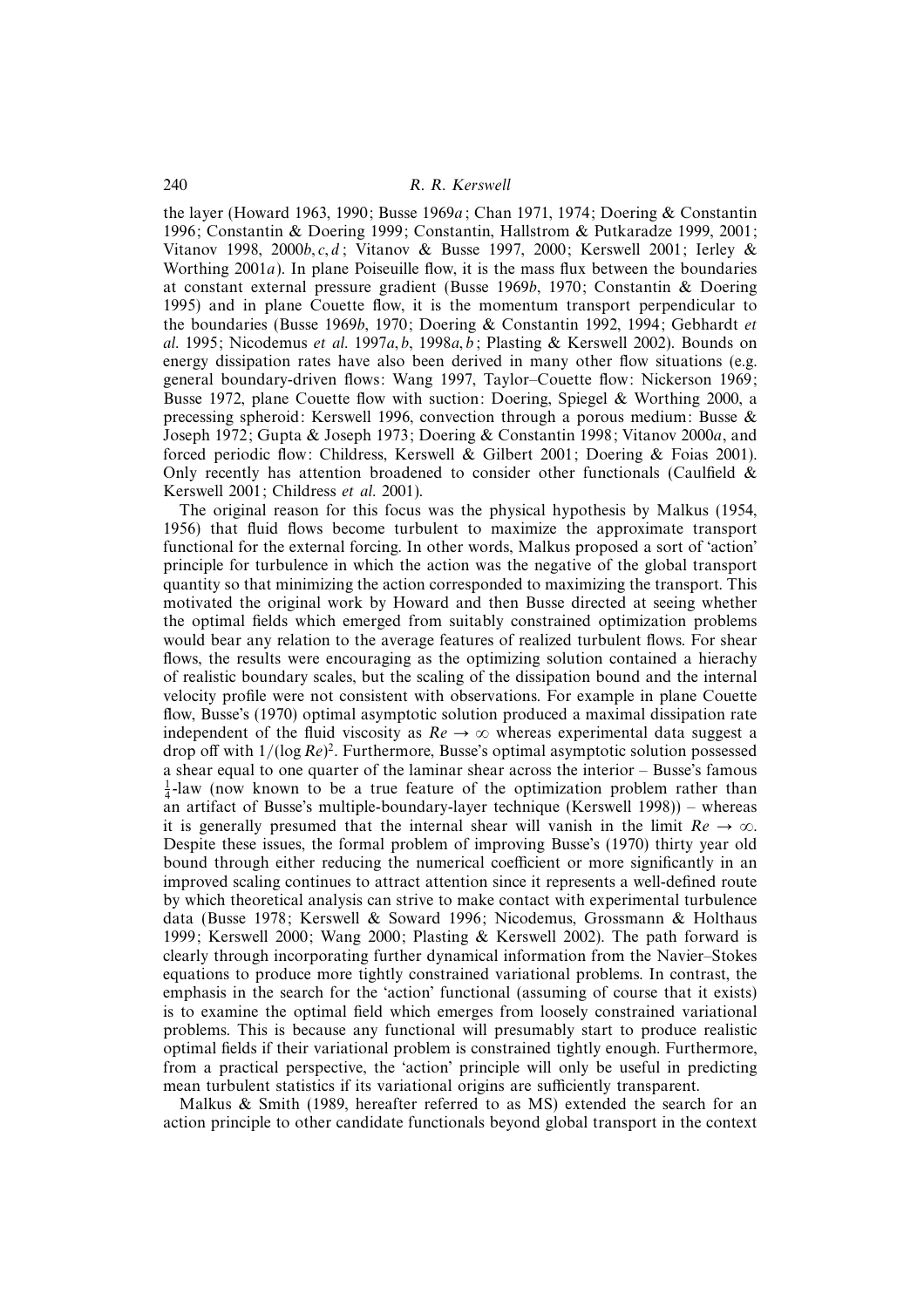the layer (Howard 1963, 1990; Busse 1969*a*; Chan 1971, 1974; Doering & Constantin 1996; Constantin & Doering 1999; Constantin, Hallstrom & Putkaradze 1999, 2001; Vitanov 1998, 2000*b*, *c*, *d*; Vitanov & Busse 1997, 2000; Kerswell 2001; Ierley & Worthing 2001*a*). In plane Poiseuille flow, it is the mass flux between the boundaries at constant external pressure gradient (Busse 1969*b*, 1970; Constantin & Doering 1995) and in plane Couette flow, it is the momentum transport perpendicular to the boundaries (Busse 1969*b*, 1970; Doering & Constantin 1992, 1994; Gebhardt *et al.* 1995; Nicodemus *et al.* 1997*a*, *b*, 1998*a*, *b*; Plasting & Kerswell 2002). Bounds on energy dissipation rates have also been derived in many other flow situations (e.g. general boundary-driven flows: Wang 1997, Taylor–Couette flow: Nickerson 1969; Busse 1972, plane Couette flow with suction: Doering, Spiegel & Worthing 2000, a precessing spheroid: Kerswell 1996, convection through a porous medium: Busse & Joseph 1972; Gupta & Joseph 1973; Doering & Constantin 1998; Vitanov 2000*a*, and forced periodic flow: Childress, Kerswell & Gilbert 2001; Doering & Foias 2001). Only recently has attention broadened to consider other functionals (Caulfield & Kerswell 2001; Childress *et al.* 2001).

The original reason for this focus was the physical hypothesis by Malkus (1954, 1956) that fluid flows become turbulent to maximize the approximate transport functional for the external forcing. In other words, Malkus proposed a sort of 'action' principle for turbulence in which the action was the negative of the global transport quantity so that minimizing the action corresponded to maximizing the transport. This motivated the original work by Howard and then Busse directed at seeing whether the optimal fields which emerged from suitably constrained optimization problems would bear any relation to the average features of realized turbulent flows. For shear flows, the results were encouraging as the optimizing solution contained a hierachy of realistic boundary scales, but the scaling of the dissipation bound and the internal velocity profile were not consistent with observations. For example in plane Couette flow, Busse's (1970) optimal asymptotic solution produced a maximal dissipation rate independent of the fluid viscosity as $Re \to \infty$ whereas experimental data suggest a drop off with $1/(\log Re)^2$. Furthermore, Busse's optimal asymptotic solution possessed a shear equal to one quarter of the laminar shear across the interior – Busse's famous $\frac{1}{4}$-law (now known to be a true feature of the optimization problem rather than an artifact of Busse's multiple-boundary-layer technique (Kerswell 1998)) – whereas it is generally presumed that the internal shear will vanish in the limit $Re \to \infty$. Despite these issues, the formal problem of improving Busse's (1970) thirty year old bound through either reducing the numerical coefficient or more significantly in an improved scaling continues to attract attention since it represents a well-defined route by which theoretical analysis can strive to make contact with experimental turbulence data (Busse 1978; Kerswell & Soward 1996; Nicodemus, Grossmann & Holthaus 1999; Kerswell 2000; Wang 2000; Plasting & Kerswell 2002). The path forward is clearly through incorporating further dynamical information from the Navier–Stokes equations to produce more tightly constrained variational problems. In contrast, the emphasis in the search for the 'action' functional (assuming of course that it exists) is to examine the optimal field which emerges from loosely constrained variational problems. This is because any functional will presumably start to produce realistic optimal fields if their variational problem is constrained tightly enough. Furthermore, from a practical perspective, the 'action' principle will only be useful in predicting mean turbulent statistics if its variational origins are sufficiently transparent.

Malkus & Smith (1989, hereafter referred to as MS) extended the search for an action principle to other candidate functionals beyond global transport in the context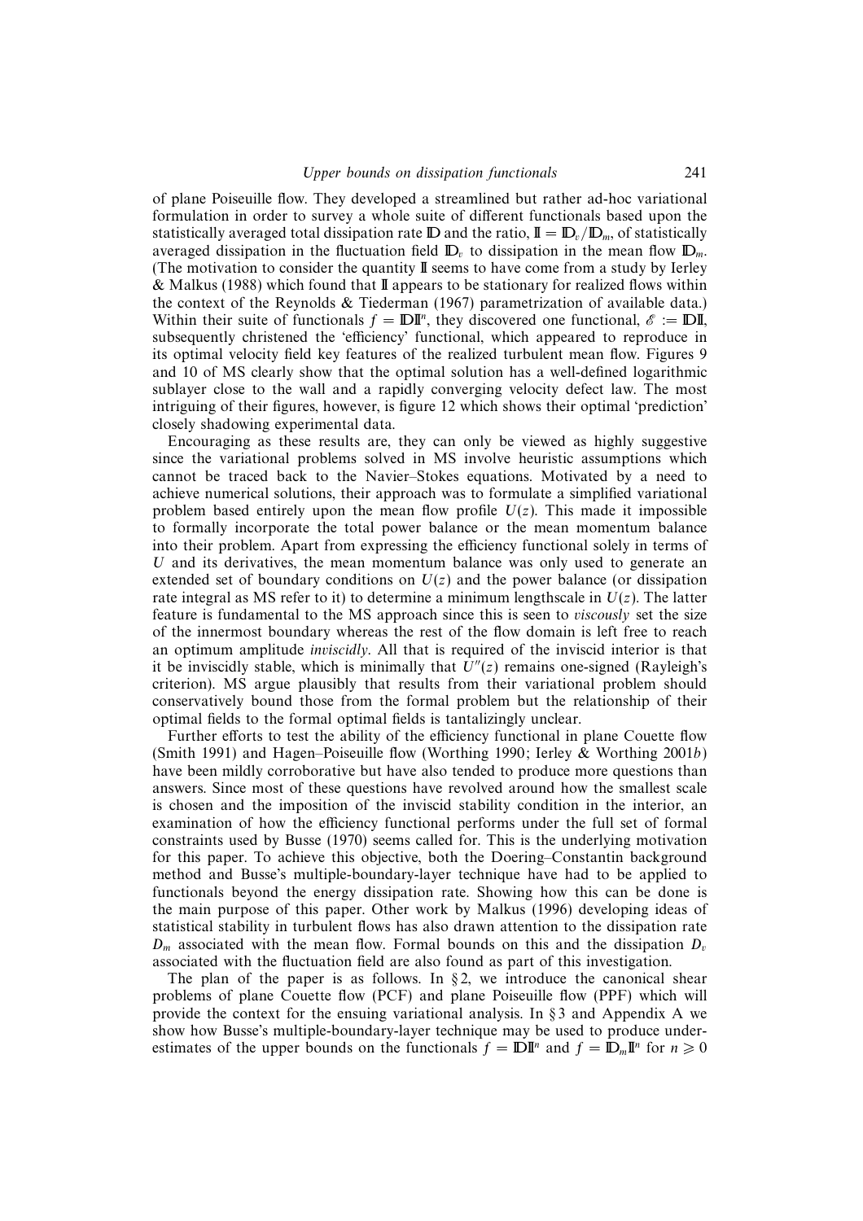of plane Poiseuille flow. They developed a streamlined but rather ad-hoc variational formulation in order to survey a whole suite of different functionals based upon the statistically averaged total dissipation rate $\mathbb{D}$ and the ratio, $\mathbb{I} = \mathbb{D}_v/\mathbb{D}_m$, of statistically averaged dissipation in the fluctuation field $\mathbb{D}_v$ to dissipation in the mean flow $\mathbb{D}_m$. (The motivation to consider the quantity $\mathbb{I}$ seems to have come from a study by Ierley & Malkus (1988) which found that $\mathbb{I}$ appears to be stationary for realized flows within the context of the Reynolds & Tiederman (1967) parametrization of available data.) Within their suite of functionals $f = \mathbb{D}\mathbb{I}^n$, they discovered one functional, $\mathscr{E} := \mathbb{D}\mathbb{I}$, subsequently christened the 'efficiency' functional, which appeared to reproduce in its optimal velocity field key features of the realized turbulent mean flow. Figures 9 and 10 of MS clearly show that the optimal solution has a well-defined logarithmic sublayer close to the wall and a rapidly converging velocity defect law. The most intriguing of their figures, however, is figure 12 which shows their optimal 'prediction' closely shadowing experimental data.

Encouraging as these results are, they can only be viewed as highly suggestive since the variational problems solved in MS involve heuristic assumptions which cannot be traced back to the Navier–Stokes equations. Motivated by a need to achieve numerical solutions, their approach was to formulate a simplified variational problem based entirely upon the mean flow profile $U(z)$. This made it impossible to formally incorporate the total power balance or the mean momentum balance into their problem. Apart from expressing the efficiency functional solely in terms of $U$ and its derivatives, the mean momentum balance was only used to generate an extended set of boundary conditions on $U(z)$ and the power balance (or dissipation rate integral as MS refer to it) to determine a minimum lengthscale in $U(z)$. The latter feature is fundamental to the MS approach since this is seen to *viscously* set the size of the innermost boundary whereas the rest of the flow domain is left free to reach an optimum amplitude *inviscidly*. All that is required of the inviscid interior is that it be inviscidly stable, which is minimally that $U''(z)$ remains one-signed (Rayleigh's criterion). MS argue plausibly that results from their variational problem should conservatively bound those from the formal problem but the relationship of their optimal fields to the formal optimal fields is tantalizingly unclear.

Further efforts to test the ability of the efficiency functional in plane Couette flow (Smith 1991) and Hagen–Poiseuille flow (Worthing 1990; Ierley & Worthing 2001*b*) have been mildly corroborative but have also tended to produce more questions than answers. Since most of these questions have revolved around how the smallest scale is chosen and the imposition of the inviscid stability condition in the interior, an examination of how the efficiency functional performs under the full set of formal constraints used by Busse (1970) seems called for. This is the underlying motivation for this paper. To achieve this objective, both the Doering–Constantin background method and Busse's multiple-boundary-layer technique have had to be applied to functionals beyond the energy dissipation rate. Showing how this can be done is the main purpose of this paper. Other work by Malkus (1996) developing ideas of statistical stability in turbulent flows has also drawn attention to the dissipation rate $D_m$ associated with the mean flow. Formal bounds on this and the dissipation $D_v$ associated with the fluctuation field are also found as part of this investigation.

The plan of the paper is as follows. In § 2, we introduce the canonical shear problems of plane Couette flow (PCF) and plane Poiseuille flow (PPF) which will provide the context for the ensuing variational analysis. In § 3 and Appendix A we show how Busse's multiple-boundary-layer technique may be used to produce under-estimates of the upper bounds on the functionals $f = \mathbb{D}\mathbb{I}^n$ and $f = \mathbb{D}_m\mathbb{I}^n$ for $n \geqslant 0$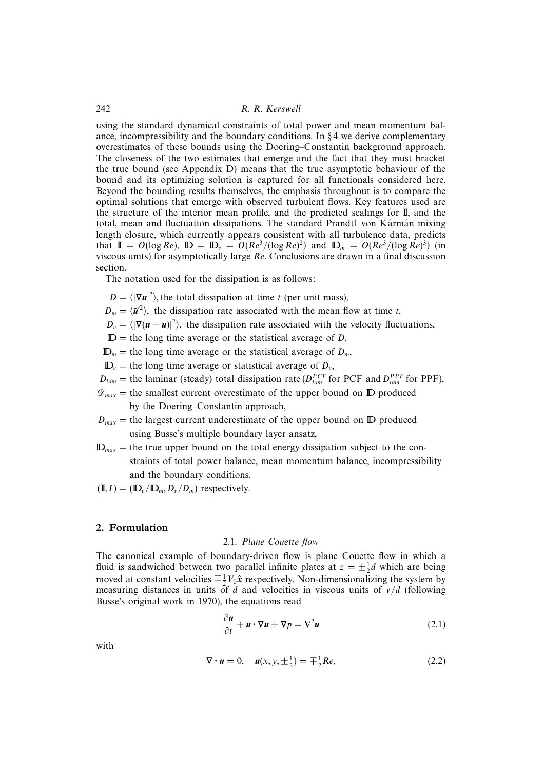using the standard dynamical constraints of total power and mean momentum balance, incompressibility and the boundary conditions. In §4 we derive complementary overestimates of these bounds using the Doering–Constantin background approach. The closeness of the two estimates that emerge and the fact that they must bracket the true bound (see Appendix D) means that the true asymptotic behaviour of the bound and its optimizing solution is captured for all functionals considered here. Beyond the bounding results themselves, the emphasis throughout is to compare the optimal solutions that emerge with observed turbulent flows. Key features used are the structure of the interior mean profile, and the predicted scalings for $\mathbb{I}$, and the total, mean and fluctuation dissipations. The standard Prandtl–von Kármán mixing length closure, which currently appears consistent with all turbulence data, predicts that $\mathbb{I} = O(\log Re)$, $\mathbb{D} = \mathbb{D}_v = O(Re^3/(\log Re)^2)$ and $\mathbb{D}_m = O(Re^3/(\log Re)^3)$ (in viscous units) for asymptotically large $Re$. Conclusions are drawn in a final discussion section.

The notation used for the dissipation is as follows:

$D = \langle|\nabla \boldsymbol{u}|^2\rangle$, the total dissipation at time $t$ (per unit mass),

$D_m = \langle\bar{\boldsymbol{u}}'^2\rangle$, the dissipation rate associated with the mean flow at time $t$,

$D_v = \langle|\nabla(\boldsymbol{u} - \bar{\boldsymbol{u}})|^2\rangle$, the dissipation rate associated with the velocity fluctuations,

$\mathbb{D}$ = the long time average or the statistical average of $D$,

$\mathbb{D}_m$ = the long time average or the statistical average of $D_m$,

$\mathbb{D}_v$ = the long time average or statistical average of $D_v$,

$D_{lam}$ = the laminar (steady) total dissipation rate ($D_{lam}^{PCF}$ for PCF and $D_{lam}^{PPF}$ for PPF),

$\mathscr{D}_{max}$ = the smallest current overestimate of the upper bound on $\mathbb{D}$ produced by the Doering–Constantin approach,

$D_{max}$ = the largest current underestimate of the upper bound on $\mathbb{D}$ produced using Busse's multiple boundary layer ansatz,

$\mathbb{D}_{max}$ = the true upper bound on the total energy dissipation subject to the constraints of total power balance, mean momentum balance, incompressibility and the boundary conditions.

$(\mathbb{I}, I) = (\mathbb{D}_v/\mathbb{D}_m, D_v/D_m)$ respectively.

## 2. Formulation

### 2.1. *Plane Couette flow*

The canonical example of boundary-driven flow is plane Couette flow in which a fluid is sandwiched between two parallel infinite plates at $z = \pm\frac{1}{2}d$ which are being moved at constant velocities $\mp\frac{1}{2}V_0\hat{\boldsymbol{x}}$ respectively. Non-dimensionalizing the system by measuring distances in units of $d$ and velocities in viscous units of $\nu/d$ (following Busse's original work in 1970), the equations read

$$\frac{\partial \boldsymbol{u}}{\partial t} + \boldsymbol{u}\cdot\nabla\boldsymbol{u} + \nabla p = \nabla^2\boldsymbol{u} \tag{2.1}$$

with

$$\nabla\cdot\boldsymbol{u} = 0, \quad \boldsymbol{u}(x, y, \pm\tfrac{1}{2}) = \mp\tfrac{1}{2}Re, \tag{2.2}$$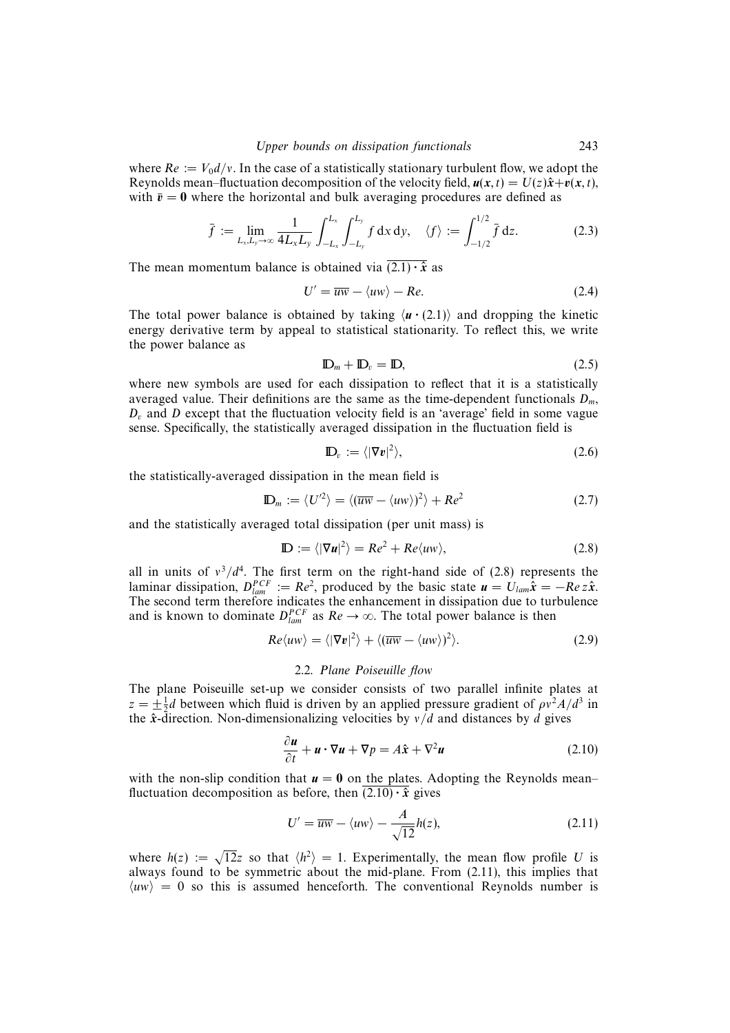where $Re := V_0 d/\nu$. In the case of a statistically stationary turbulent flow, we adopt the Reynolds mean–fluctuation decomposition of the velocity field, $\boldsymbol{u}(\boldsymbol{x},t) = U(z)\hat{\boldsymbol{x}} + \boldsymbol{v}(\boldsymbol{x},t)$, with $\bar{\boldsymbol{v}} = \boldsymbol{0}$ where the horizontal and bulk averaging procedures are defined as

$$\bar{f} := \lim_{L_x, L_y \to \infty} \frac{1}{4L_x L_y} \int_{-L_x}^{L_x} \int_{-L_y}^{L_y} f \, \mathrm{d}x \, \mathrm{d}y, \quad \langle f \rangle := \int_{-1/2}^{1/2} \bar{f} \, \mathrm{d}z. \tag{2.3}$$

The mean momentum balance is obtained via $\overline{(2.1) \cdot \hat{\boldsymbol{x}}}$ as

$$U' = \overline{uw} - \langle uw \rangle - Re. \tag{2.4}$$

The total power balance is obtained by taking $\langle \boldsymbol{u} \cdot (2.1) \rangle$ and dropping the kinetic energy derivative term by appeal to statistical stationarity. To reflect this, we write the power balance as

$$\mathbb{D}_m + \mathbb{D}_v = \mathbb{D}, \tag{2.5}$$

where new symbols are used for each dissipation to reflect that it is a statistically averaged value. Their definitions are the same as the time-dependent functionals $D_m$, $D_v$ and $D$ except that the fluctuation velocity field is an 'average' field in some vague sense. Specifically, the statistically averaged dissipation in the fluctuation field is

$$\mathbb{D}_v := \langle |\nabla \boldsymbol{v}|^2 \rangle, \tag{2.6}$$

the statistically-averaged dissipation in the mean field is

$$\mathbb{D}_m := \langle U'^2 \rangle = \langle (\overline{uw} - \langle uw \rangle)^2 \rangle + Re^2 \tag{2.7}$$

and the statistically averaged total dissipation (per unit mass) is

$$\mathbb{D} := \langle |\nabla \boldsymbol{u}|^2 \rangle = Re^2 + Re \langle uw \rangle, \tag{2.8}$$

all in units of $\nu^3/d^4$. The first term on the right-hand side of (2.8) represents the laminar dissipation, $D_{lam}^{PCF} := Re^2$, produced by the basic state $\boldsymbol{u} = U_{lam}\hat{\boldsymbol{x}} = -Re\, z\hat{\boldsymbol{x}}$. The second term therefore indicates the enhancement in dissipation due to turbulence and is known to dominate $D_{lam}^{PCF}$ as $Re \to \infty$. The total power balance is then

$$Re \langle uw \rangle = \langle |\nabla \boldsymbol{v}|^2 \rangle + \langle (\overline{uw} - \langle uw \rangle)^2 \rangle. \tag{2.9}$$

### 2.2. *Plane Poiseuille flow*

The plane Poiseuille set-up we consider consists of two parallel infinite plates at $z = \pm\frac{1}{2}d$ between which fluid is driven by an applied pressure gradient of $\rho \nu^2 A/d^3$ in the $\hat{\boldsymbol{x}}$-direction. Non-dimensionalizing velocities by $\nu/d$ and distances by $d$ gives

$$\frac{\partial \boldsymbol{u}}{\partial t} + \boldsymbol{u} \cdot \nabla \boldsymbol{u} + \nabla p = A\hat{\boldsymbol{x}} + \nabla^2 \boldsymbol{u} \tag{2.10}$$

with the non-slip condition that $\boldsymbol{u} = \boldsymbol{0}$ on the plates. Adopting the Reynolds mean–fluctuation decomposition as before, then $\overline{(2.10) \cdot \hat{\boldsymbol{x}}}$ gives

$$U' = \overline{uw} - \langle uw \rangle - \frac{A}{\sqrt{12}} h(z), \tag{2.11}$$

where $h(z) := \sqrt{12} z$ so that $\langle h^2 \rangle = 1$. Experimentally, the mean flow profile $U$ is always found to be symmetric about the mid-plane. From (2.11), this implies that $\langle uw \rangle = 0$ so this is assumed henceforth. The conventional Reynolds number is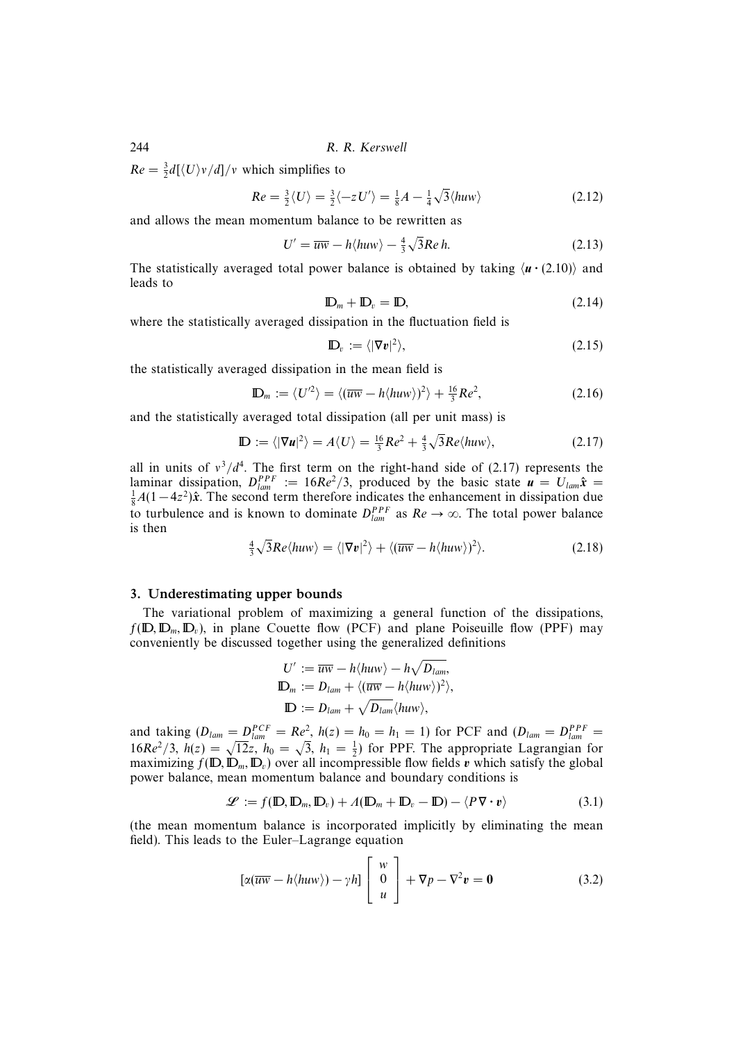$Re = \frac{3}{2}d[\langle U \rangle \nu/d]/\nu$ which simplifies to

$$Re = \tfrac{3}{2}\langle U \rangle = \tfrac{3}{2}\langle -zU' \rangle = \tfrac{1}{8}A - \tfrac{1}{4}\sqrt{3}\langle huw \rangle \tag{2.12}$$

and allows the mean momentum balance to be rewritten as

$$U' = \overline{uw} - h\langle huw \rangle - \tfrac{4}{3}\sqrt{3}Re\, h. \tag{2.13}$$

The statistically averaged total power balance is obtained by taking $\langle \boldsymbol{u} \cdot (2.10) \rangle$ and leads to

$$\mathbb{D}_m + \mathbb{D}_v = \mathbb{D}, \tag{2.14}$$

where the statistically averaged dissipation in the fluctuation field is

$$\mathbb{D}_v := \langle |\nabla \boldsymbol{v}|^2 \rangle, \tag{2.15}$$

the statistically averaged dissipation in the mean field is

$$\mathbb{D}_m := \langle U'^2 \rangle = \langle (\overline{uw} - h\langle huw \rangle)^2 \rangle + \tfrac{16}{3}Re^2, \tag{2.16}$$

and the statistically averaged total dissipation (all per unit mass) is

$$\mathbb{D} := \langle |\nabla \boldsymbol{u}|^2 \rangle = A\langle U \rangle = \tfrac{16}{3}Re^2 + \tfrac{4}{3}\sqrt{3}Re\langle huw \rangle, \tag{2.17}$$

all in units of $\nu^3/d^4$. The first term on the right-hand side of (2.17) represents the laminar dissipation, $D_{lam}^{PPF} := 16Re^2/3$, produced by the basic state $\boldsymbol{u} = U_{lam}\hat{\boldsymbol{x}} = \frac{1}{8}A(1-4z^2)\hat{\boldsymbol{x}}$. The second term therefore indicates the enhancement in dissipation due to turbulence and is known to dominate $D_{lam}^{PPF}$ as $Re \to \infty$. The total power balance is then

$$\tfrac{4}{3}\sqrt{3}Re\langle huw \rangle = \langle |\nabla \boldsymbol{v}|^2 \rangle + \langle (\overline{uw} - h\langle huw \rangle)^2 \rangle. \tag{2.18}$$

## 3. Underestimating upper bounds

The variational problem of maximizing a general function of the dissipations, $f(\mathbb{D}, \mathbb{D}_m, \mathbb{D}_v)$, in plane Couette flow (PCF) and plane Poiseuille flow (PPF) may conveniently be discussed together using the generalized definitions

$$U' := \overline{uw} - h\langle huw \rangle - h\sqrt{D_{lam}},$$
$$\mathbb{D}_m := D_{lam} + \langle (\overline{uw} - h\langle huw \rangle)^2 \rangle,$$
$$\mathbb{D} := D_{lam} + \sqrt{D_{lam}}\langle huw \rangle,$$

and taking ($D_{lam} = D_{lam}^{PCF} = Re^2$, $h(z) = h_0 = h_1 = 1$) for PCF and ($D_{lam} = D_{lam}^{PPF} = 16Re^2/3$, $h(z) = \sqrt{12}z$, $h_0 = \sqrt{3}$, $h_1 = \frac{1}{2}$) for PPF. The appropriate Lagrangian for maximizing $f(\mathbb{D}, \mathbb{D}_m, \mathbb{D}_v)$ over all incompressible flow fields $\boldsymbol{v}$ which satisfy the global power balance, mean momentum balance and boundary conditions is

$$\mathscr{L} := f(\mathbb{D}, \mathbb{D}_m, \mathbb{D}_v) + \Lambda(\mathbb{D}_m + \mathbb{D}_v - \mathbb{D}) - \langle P\nabla \cdot \boldsymbol{v} \rangle \tag{3.1}$$

(the mean momentum balance is incorporated implicitly by eliminating the mean field). This leads to the Euler–Lagrange equation

$$[\alpha(\overline{uw} - h\langle huw \rangle) - \gamma h]\begin{bmatrix} w \\ 0 \\ u \end{bmatrix} + \nabla p - \nabla^2 \boldsymbol{v} = \boldsymbol{0} \tag{3.2}$$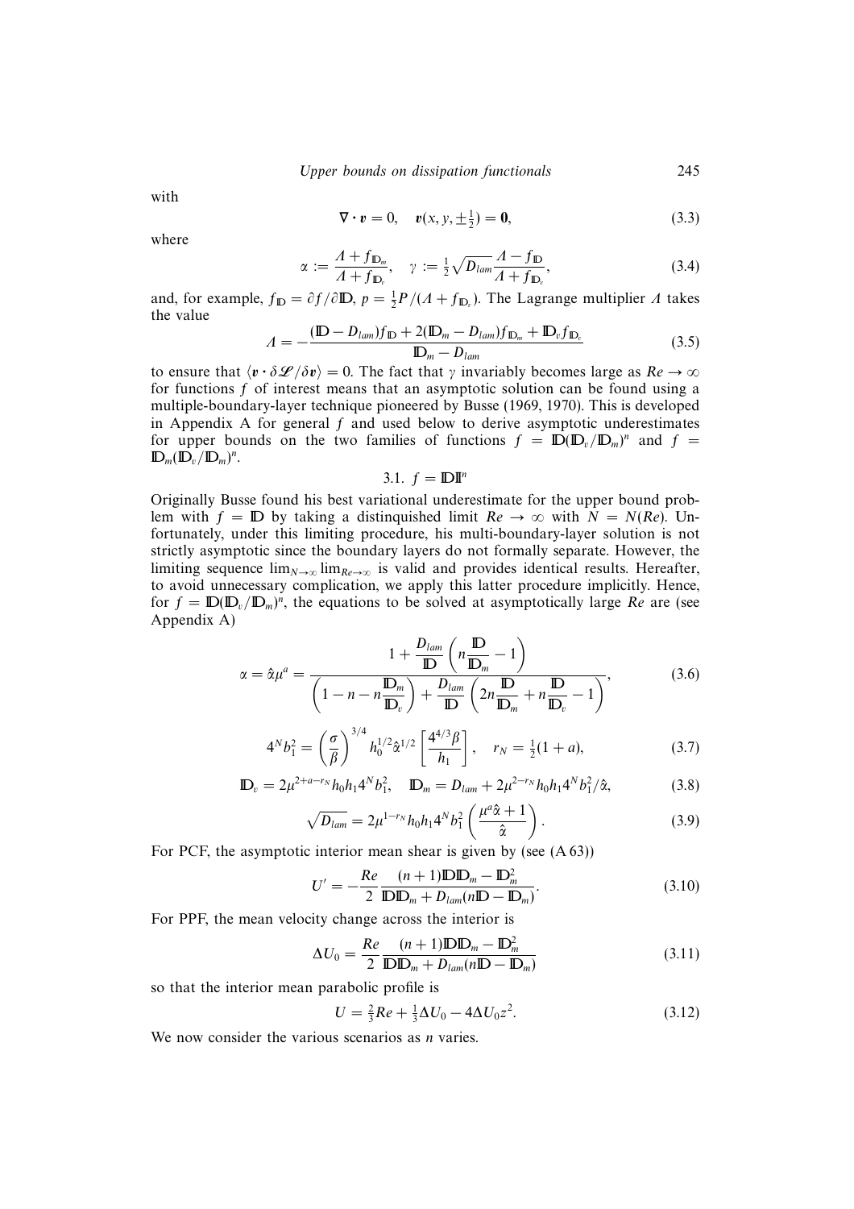with

$$\nabla \cdot \boldsymbol{v} = 0, \quad \boldsymbol{v}(x, y, \pm\tfrac{1}{2}) = \boldsymbol{0}, \tag{3.3}$$

where

$$\alpha := \frac{\Lambda + f_{\mathbb{D}_m}}{\Lambda + f_{\mathbb{D}_v}}, \quad \gamma := \tfrac{1}{2}\sqrt{D_{lam}}\frac{\Lambda - f_{\mathbb{D}}}{\Lambda + f_{\mathbb{D}_v}}, \tag{3.4}$$

and, for example, $f_{\mathbb{D}} = \partial f / \partial \mathbb{D}$, $p = \frac{1}{2}P/(\Lambda + f_{\mathbb{D}_v})$. The Lagrange multiplier $\Lambda$ takes the value

$$\Lambda = -\frac{(\mathbb{D} - D_{lam})f_{\mathbb{D}} + 2(\mathbb{D}_m - D_{lam})f_{\mathbb{D}_m} + \mathbb{D}_v f_{\mathbb{D}_v}}{\mathbb{D}_m - D_{lam}} \tag{3.5}$$

to ensure that $\langle \boldsymbol{v} \cdot \delta\mathscr{L}/\delta\boldsymbol{v}\rangle = 0$. The fact that $\gamma$ invariably becomes large as $Re \to \infty$ for functions $f$ of interest means that an asymptotic solution can be found using a multiple-boundary-layer technique pioneered by Busse (1969, 1970). This is developed in Appendix A for general $f$ and used below to derive asymptotic underestimates for upper bounds on the two families of functions $f = \mathbb{D}(\mathbb{D}_v/\mathbb{D}_m)^n$ and $f = \mathbb{D}_m(\mathbb{D}_v/\mathbb{D}_m)^n$.

### 3.1. $f = \mathbb{D}\mathbb{I}^n$

Originally Busse found his best variational underestimate for the upper bound problem with $f = \mathbb{D}$ by taking a distinguished limit $Re \to \infty$ with $N = N(Re)$. Unfortunately, under this limiting procedure, his multi-boundary-layer solution is not strictly asymptotic since the boundary layers do not formally separate. However, the limiting sequence $\lim_{N\to\infty}\lim_{Re\to\infty}$ is valid and provides identical results. Hereafter, to avoid unnecessary complication, we apply this latter procedure implicitly. Hence, for $f = \mathbb{D}(\mathbb{D}_v/\mathbb{D}_m)^n$, the equations to be solved at asymptotically large $Re$ are (see Appendix A)

$$\alpha = \hat{\alpha}\mu^a = \frac{1 + \dfrac{D_{lam}}{\mathbb{D}}\left(n\dfrac{\mathbb{D}}{\mathbb{D}_m} - 1\right)}{\left(1 - n - n\dfrac{\mathbb{D}_m}{\mathbb{D}_v}\right) + \dfrac{D_{lam}}{\mathbb{D}}\left(2n\dfrac{\mathbb{D}}{\mathbb{D}_m} + n\dfrac{\mathbb{D}}{\mathbb{D}_v} - 1\right)}, \tag{3.6}$$

$$4^N b_1^2 = \left(\frac{\sigma}{\beta}\right)^{3/4} h_0^{1/2}\hat{\alpha}^{1/2}\left[\frac{4^{4/3}\beta}{h_1}\right], \quad r_N = \tfrac{1}{2}(1 + a), \tag{3.7}$$

$$\mathbb{D}_v = 2\mu^{2+a-r_N}h_0 h_1 4^N b_1^2, \quad \mathbb{D}_m = D_{lam} + 2\mu^{2-r_N}h_0 h_1 4^N b_1^2/\hat{\alpha}, \tag{3.8}$$

$$\sqrt{D_{lam}} = 2\mu^{1-r_N}h_0 h_1 4^N b_1^2\left(\frac{\mu^a\hat{\alpha} + 1}{\hat{\alpha}}\right). \tag{3.9}$$

For PCF, the asymptotic interior mean shear is given by (see (A 63))

$$U' = -\frac{Re}{2}\frac{(n+1)\mathbb{D}\mathbb{D}_m - \mathbb{D}_m^2}{\mathbb{D}\mathbb{D}_m + D_{lam}(n\mathbb{D} - \mathbb{D}_m)}. \tag{3.10}$$

For PPF, the mean velocity change across the interior is

$$\Delta U_0 = \frac{Re}{2}\frac{(n+1)\mathbb{D}\mathbb{D}_m - \mathbb{D}_m^2}{\mathbb{D}\mathbb{D}_m + D_{lam}(n\mathbb{D} - \mathbb{D}_m)} \tag{3.11}$$

so that the interior mean parabolic profile is

$$U = \tfrac{2}{3}Re + \tfrac{1}{3}\Delta U_0 - 4\Delta U_0 z^2. \tag{3.12}$$

We now consider the various scenarios as $n$ varies.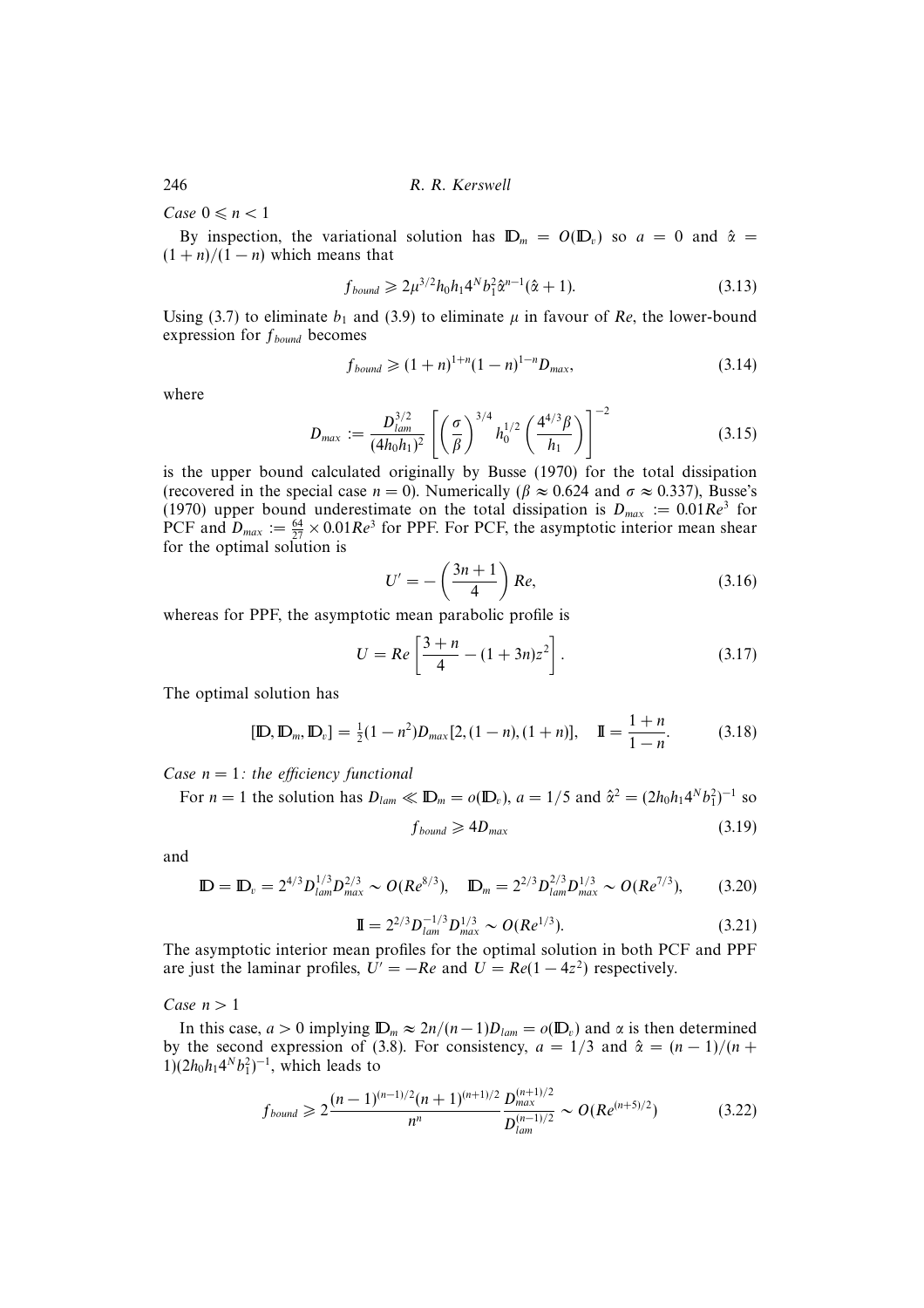*Case* $0 \leqslant n < 1$

By inspection, the variational solution has $\mathbb{D}_m = O(\mathbb{D}_v)$ so $a = 0$ and $\hat{\alpha} = (1+n)/(1-n)$ which means that

$$f_{bound} \geqslant 2\mu^{3/2} h_0 h_1 4^N b_1^2 \hat{\alpha}^{n-1}(\hat{\alpha}+1). \tag{3.13}$$

Using (3.7) to eliminate $b_1$ and (3.9) to eliminate $\mu$ in favour of $Re$, the lower-bound expression for $f_{bound}$ becomes

$$f_{bound} \geqslant (1+n)^{1+n}(1-n)^{1-n} D_{max}, \tag{3.14}$$

where

$$D_{max} := \frac{D_{lam}^{3/2}}{(4h_0 h_1)^2} \left[ \left(\frac{\sigma}{\beta}\right)^{3/4} h_0^{1/2} \left(\frac{4^{4/3}\beta}{h_1}\right) \right]^{-2} \tag{3.15}$$

is the upper bound calculated originally by Busse (1970) for the total dissipation (recovered in the special case $n = 0$). Numerically ($\beta \approx 0.624$ and $\sigma \approx 0.337$), Busse's (1970) upper bound underestimate on the total dissipation is $D_{max} := 0.01Re^3$ for PCF and $D_{max} := \frac{64}{27} \times 0.01Re^3$ for PPF. For PCF, the asymptotic interior mean shear for the optimal solution is

$$U' = -\left(\frac{3n+1}{4}\right) Re, \tag{3.16}$$

whereas for PPF, the asymptotic mean parabolic profile is

$$U = Re\left[\frac{3+n}{4} - (1+3n)z^2\right]. \tag{3.17}$$

The optimal solution has

$$[\mathbb{D}, \mathbb{D}_m, \mathbb{D}_v] = \tfrac{1}{2}(1-n^2) D_{max}[2, (1-n), (1+n)], \quad \mathbb{I} = \frac{1+n}{1-n}. \tag{3.18}$$

*Case* $n = 1$*: the efficiency functional*

For $n = 1$ the solution has $D_{lam} \ll \mathbb{D}_m = o(\mathbb{D}_v)$, $a = 1/5$ and $\hat{\alpha}^2 = (2h_0 h_1 4^N b_1^2)^{-1}$ so

$$f_{bound} \geqslant 4D_{max} \tag{3.19}$$

and

$$\mathbb{D} = \mathbb{D}_v = 2^{4/3} D_{lam}^{1/3} D_{max}^{2/3} \sim O(Re^{8/3}), \quad \mathbb{D}_m = 2^{2/3} D_{lam}^{2/3} D_{max}^{1/3} \sim O(Re^{7/3}), \tag{3.20}$$

$$\mathbb{I} = 2^{2/3} D_{lam}^{-1/3} D_{max}^{1/3} \sim O(Re^{1/3}). \tag{3.21}$$

The asymptotic interior mean profiles for the optimal solution in both PCF and PPF are just the laminar profiles, $U' = -Re$ and $U = Re(1-4z^2)$ respectively.

*Case* $n > 1$

In this case, $a > 0$ implying $\mathbb{D}_m \approx 2n/(n-1) D_{lam} = o(\mathbb{D}_v)$ and $\alpha$ is then determined by the second expression of (3.8). For consistency, $a = 1/3$ and $\hat{\alpha} = (n-1)/(n+1)(2h_0 h_1 4^N b_1^2)^{-1}$, which leads to

$$f_{bound} \geqslant 2\frac{(n-1)^{(n-1)/2}(n+1)^{(n+1)/2}}{n^n} \frac{D_{max}^{(n+1)/2}}{D_{lam}^{(n-1)/2}} \sim O(Re^{(n+5)/2}) \tag{3.22}$$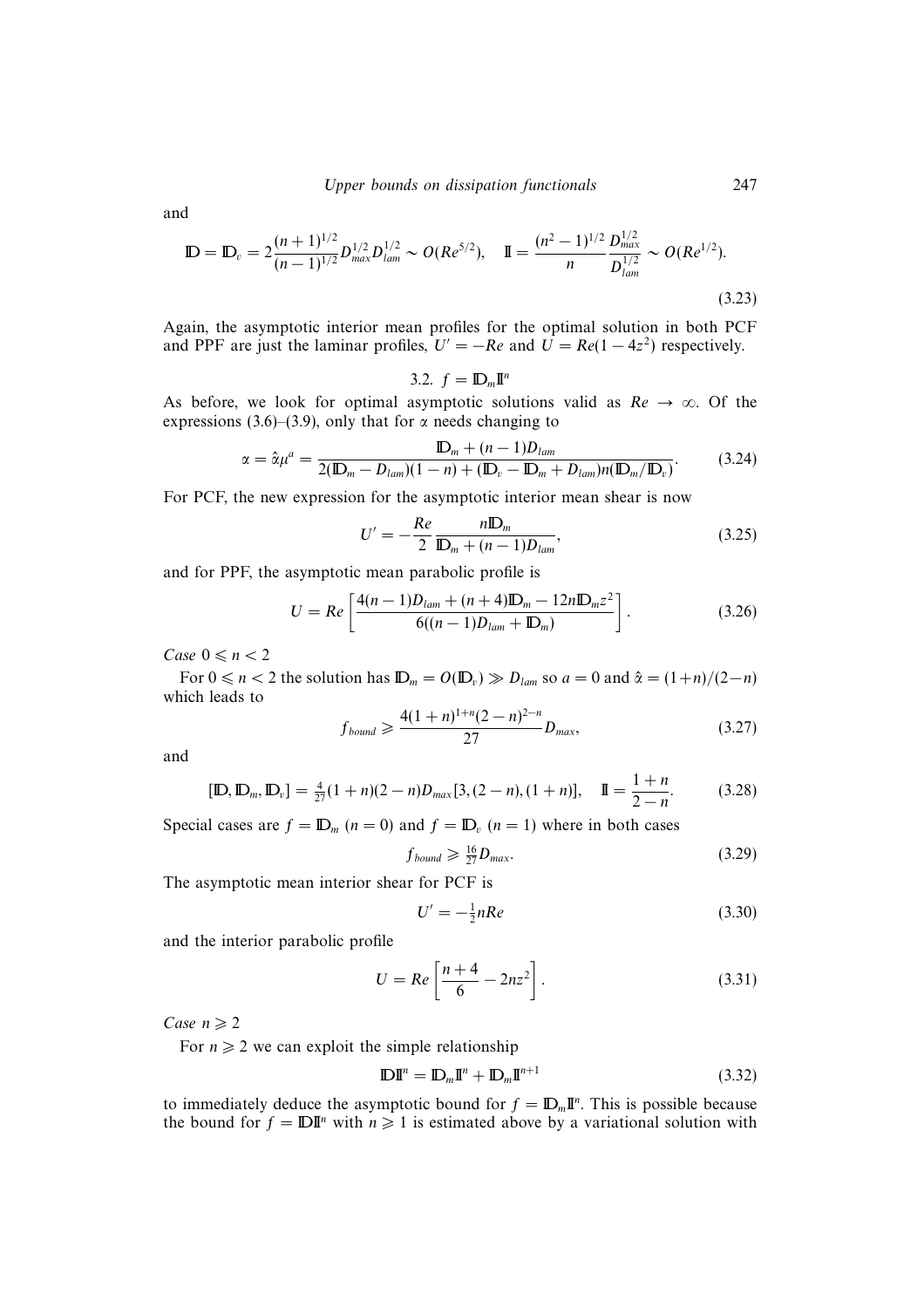and

$$\mathbb{D} = \mathbb{D}_v = 2\frac{(n+1)^{1/2}}{(n-1)^{1/2}} D_{max}^{1/2} D_{lam}^{1/2} \sim O(Re^{5/2}), \quad \mathbb{I} = \frac{(n^2-1)^{1/2}}{n} \frac{D_{max}^{1/2}}{D_{lam}^{1/2}} \sim O(Re^{1/2}). \tag{3.23}$$

Again, the asymptotic interior mean profiles for the optimal solution in both PCF and PPF are just the laminar profiles, $U' = -Re$ and $U = Re(1-4z^2)$ respectively.

### 3.2. $f = \mathbb{D}_m \mathbb{I}^n$

As before, we look for optimal asymptotic solutions valid as $Re \to \infty$. Of the expressions (3.6)–(3.9), only that for $\alpha$ needs changing to

$$\alpha = \hat{\alpha}\mu^a = \frac{\mathbb{D}_m + (n-1)D_{lam}}{2(\mathbb{D}_m - D_{lam})(1-n) + (\mathbb{D}_v - \mathbb{D}_m + D_{lam})n(\mathbb{D}_m/\mathbb{D}_v)}. \tag{3.24}$$

For PCF, the new expression for the asymptotic interior mean shear is now

$$U' = -\frac{Re}{2} \frac{n\mathbb{D}_m}{\mathbb{D}_m + (n-1)D_{lam}}, \tag{3.25}$$

and for PPF, the asymptotic mean parabolic profile is

$$U = Re\left[\frac{4(n-1)D_{lam} + (n+4)\mathbb{D}_m - 12n\mathbb{D}_m z^2}{6((n-1)D_{lam} + \mathbb{D}_m)}\right]. \tag{3.26}$$

*Case* $0 \leqslant n < 2$

For $0 \leqslant n < 2$ the solution has $\mathbb{D}_m = O(\mathbb{D}_v) \gg D_{lam}$ so $a = 0$ and $\hat{\alpha} = (1+n)/(2-n)$ which leads to

$$f_{bound} \geqslant \frac{4(1+n)^{1+n}(2-n)^{2-n}}{27} D_{max}, \tag{3.27}$$

and

$$[\mathbb{D}, \mathbb{D}_m, \mathbb{D}_v] = \tfrac{4}{27}(1+n)(2-n)D_{max}[3, (2-n), (1+n)], \quad \mathbb{I} = \frac{1+n}{2-n}. \tag{3.28}$$

Special cases are $f = \mathbb{D}_m$ ($n = 0$) and $f = \mathbb{D}_v$ ($n = 1$) where in both cases

$$f_{bound} \geqslant \tfrac{16}{27} D_{max}. \tag{3.29}$$

The asymptotic mean interior shear for PCF is

$$U' = -\tfrac{1}{2} n Re \tag{3.30}$$

and the interior parabolic profile

$$U = Re\left[\frac{n+4}{6} - 2nz^2\right]. \tag{3.31}$$

*Case* $n \geqslant 2$

For $n \geqslant 2$ we can exploit the simple relationship

$$\mathbb{D}\mathbb{I}^n = \mathbb{D}_m \mathbb{I}^n + \mathbb{D}_m \mathbb{I}^{n+1} \tag{3.32}$$

to immediately deduce the asymptotic bound for $f = \mathbb{D}_m \mathbb{I}^n$. This is possible because the bound for $f = \mathbb{D}\mathbb{I}^n$ with $n \geqslant 1$ is estimated above by a variational solution with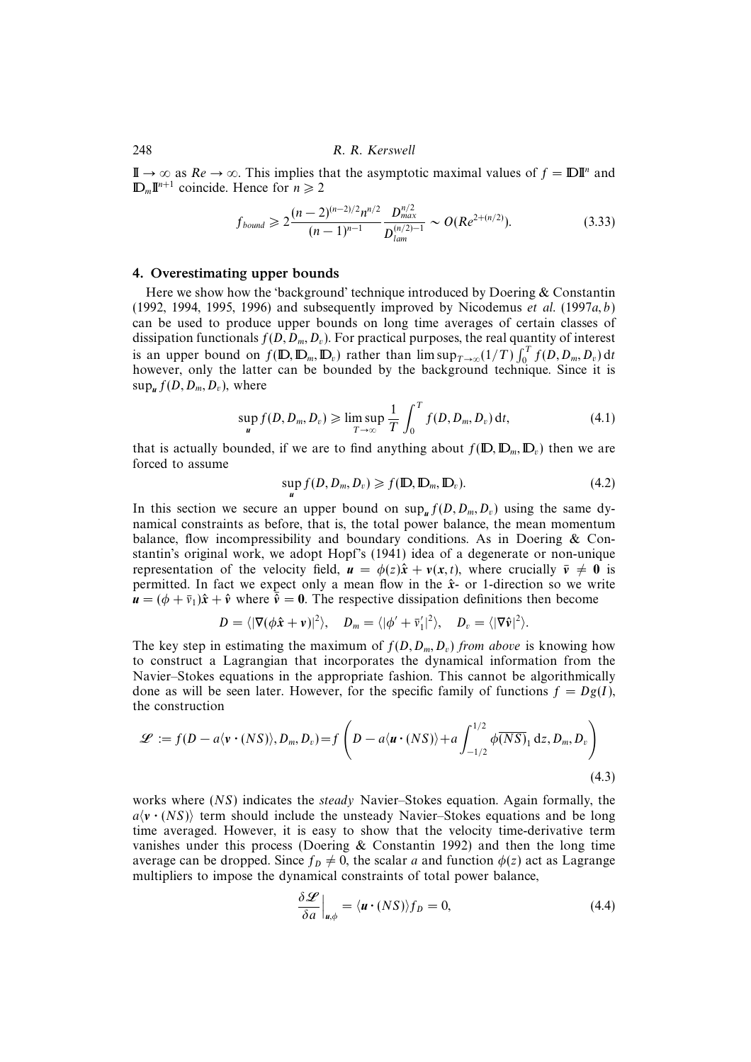$\mathbb{I} \to \infty$ as $Re \to \infty$. This implies that the asymptotic maximal values of $f = \mathbb{D}\mathbb{I}^n$ and $\mathbb{D}_m\mathbb{I}^{n+1}$ coincide. Hence for $n \geqslant 2$

$$f_{bound} \geqslant 2\frac{(n-2)^{(n-2)/2}n^{n/2}}{(n-1)^{n-1}}\frac{D_{max}^{n/2}}{D_{lam}^{(n/2)-1}} \sim O(Re^{2+(n/2)}). \tag{3.33}$$

## 4. Overestimating upper bounds

Here we show how the 'background' technique introduced by Doering & Constantin (1992, 1994, 1995, 1996) and subsequently improved by Nicodemus *et al.* (1997*a*, *b*) can be used to produce upper bounds on long time averages of certain classes of dissipation functionals $f(D, D_m, D_v)$. For practical purposes, the real quantity of interest is an upper bound on $f(\mathbb{D}, \mathbb{D}_m, \mathbb{D}_v)$ rather than $\limsup_{T\to\infty}(1/T)\int_0^T f(D, D_m, D_v)\,\mathrm{d}t$ however, only the latter can be bounded by the background technique. Since it is $\sup_{\boldsymbol{u}} f(D, D_m, D_v)$, where

$$\sup_{\boldsymbol{u}} f(D, D_m, D_v) \geqslant \limsup_{T\to\infty}\frac{1}{T}\int_0^T f(D, D_m, D_v)\,\mathrm{d}t, \tag{4.1}$$

that is actually bounded, if we are to find anything about $f(\mathbb{D}, \mathbb{D}_m, \mathbb{D}_v)$ then we are forced to assume

$$\sup_{\boldsymbol{u}} f(D, D_m, D_v) \geqslant f(\mathbb{D}, \mathbb{D}_m, \mathbb{D}_v). \tag{4.2}$$

In this section we secure an upper bound on $\sup_{\boldsymbol{u}} f(D, D_m, D_v)$ using the same dynamical constraints as before, that is, the total power balance, the mean momentum balance, flow incompressibility and boundary conditions. As in Doering & Constantin's original work, we adopt Hopf's (1941) idea of a degenerate or non-unique representation of the velocity field, $\boldsymbol{u} = \phi(z)\hat{\boldsymbol{x}} + \boldsymbol{v}(\boldsymbol{x}, t)$, where crucially $\bar{\boldsymbol{v}} \neq \boldsymbol{0}$ is permitted. In fact we expect only a mean flow in the $\hat{\boldsymbol{x}}$- or 1-direction so we write $\boldsymbol{u} = (\phi + \bar{v}_1)\hat{\boldsymbol{x}} + \hat{\boldsymbol{v}}$ where $\bar{\hat{\boldsymbol{v}}} = \boldsymbol{0}$. The respective dissipation definitions then become

$$D = \langle|\nabla(\phi\hat{\boldsymbol{x}} + \boldsymbol{v})|^2\rangle, \quad D_m = \langle|\phi' + \bar{v}_1'|^2\rangle, \quad D_v = \langle|\nabla\hat{\boldsymbol{v}}|^2\rangle.$$

The key step in estimating the maximum of $f(D, D_m, D_v)$ *from above* is knowing how to construct a Lagrangian that incorporates the dynamical information from the Navier–Stokes equations in the appropriate fashion. This cannot be algorithmically done as will be seen later. However, for the specific family of functions $f = Dg(I)$, the construction

$$\mathscr{L} := f(D - a\langle\boldsymbol{v}\cdot(NS)\rangle, D_m, D_v) = f\left(D - a\langle\boldsymbol{u}\cdot(NS)\rangle + a\int_{-1/2}^{1/2}\phi\overline{(NS)}_1\,\mathrm{d}z, D_m, D_v\right) \tag{4.3}$$

works where $(NS)$ indicates the *steady* Navier–Stokes equation. Again formally, the $a\langle\boldsymbol{v}\cdot(NS)\rangle$ term should include the unsteady Navier–Stokes equations and be long time averaged. However, it is easy to show that the velocity time-derivative term vanishes under this process (Doering & Constantin 1992) and then the long time average can be dropped. Since $f_D \neq 0$, the scalar $a$ and function $\phi(z)$ act as Lagrange multipliers to impose the dynamical constraints of total power balance,

$$\left.\frac{\delta\mathscr{L}}{\delta a}\right|_{\boldsymbol{u},\phi} = \langle\boldsymbol{u}\cdot(NS)\rangle f_D = 0, \tag{4.4}$$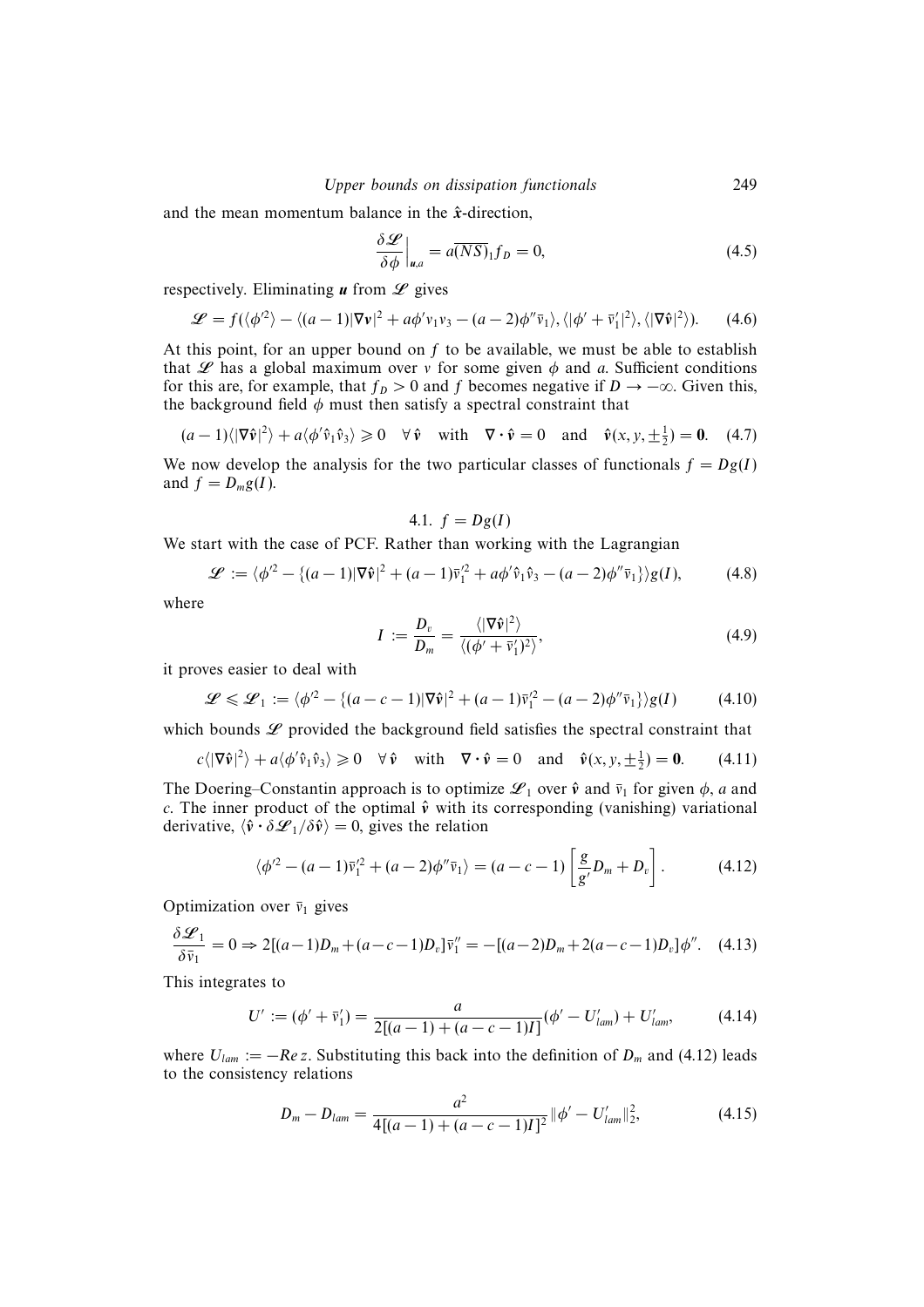and the mean momentum balance in the $\hat{\boldsymbol{x}}$-direction,

$$\left.\frac{\delta \mathscr{L}}{\delta \phi}\right|_{\boldsymbol{u},a} = a\overline{(NS)}_1 f_D = 0, \tag{4.5}$$

respectively. Eliminating $\boldsymbol{u}$ from $\mathscr{L}$ gives

$$\mathscr{L} = f(\langle \phi'^2 \rangle - \langle (a-1)|\nabla \boldsymbol{v}|^2 + a\phi' v_1 v_3 - (a-2)\phi'' \bar{v}_1 \rangle, \langle |\phi' + \bar{v}_1'|^2 \rangle, \langle |\nabla \hat{\boldsymbol{v}}|^2 \rangle). \tag{4.6}$$

At this point, for an upper bound on $f$ to be available, we must be able to establish that $\mathscr{L}$ has a global maximum over $v$ for some given $\phi$ and $a$. Sufficient conditions for this are, for example, that $f_D > 0$ and $f$ becomes negative if $D \to -\infty$. Given this, the background field $\phi$ must then satisfy a spectral constraint that

$$(a-1)\langle |\nabla \hat{\boldsymbol{v}}|^2 \rangle + a\langle \phi' \hat{v}_1 \hat{v}_3 \rangle \geqslant 0 \quad \forall\, \hat{\boldsymbol{v}} \quad \text{with} \quad \nabla \cdot \hat{\boldsymbol{v}} = 0 \quad \text{and} \quad \hat{\boldsymbol{v}}(x, y, \pm\tfrac{1}{2}) = \mathbf{0}. \tag{4.7}$$

We now develop the analysis for the two particular classes of functionals $f = Dg(I)$ and $f = D_m g(I)$.

## 4.1. $f = Dg(I)$

We start with the case of PCF. Rather than working with the Lagrangian

$$\mathscr{L} := \langle \phi'^2 - \{(a-1)|\nabla \hat{\boldsymbol{v}}|^2 + (a-1)\bar{v}_1'^2 + a\phi' \hat{v}_1 \hat{v}_3 - (a-2)\phi'' \bar{v}_1\} \rangle g(I), \tag{4.8}$$

where

$$I := \frac{D_v}{D_m} = \frac{\langle |\nabla \hat{\boldsymbol{v}}|^2 \rangle}{\langle (\phi' + \bar{v}_1')^2 \rangle}, \tag{4.9}$$

it proves easier to deal with

$$\mathscr{L} \leqslant \mathscr{L}_1 := \langle \phi'^2 - \{(a-c-1)|\nabla \hat{\boldsymbol{v}}|^2 + (a-1)\bar{v}_1'^2 - (a-2)\phi'' \bar{v}_1\} \rangle g(I) \tag{4.10}$$

which bounds $\mathscr{L}$ provided the background field satisfies the spectral constraint that

$$c\langle |\nabla \hat{\boldsymbol{v}}|^2 \rangle + a\langle \phi' \hat{v}_1 \hat{v}_3 \rangle \geqslant 0 \quad \forall\, \hat{\boldsymbol{v}} \quad \text{with} \quad \nabla \cdot \hat{\boldsymbol{v}} = 0 \quad \text{and} \quad \hat{\boldsymbol{v}}(x, y, \pm\tfrac{1}{2}) = \mathbf{0}. \tag{4.11}$$

The Doering–Constantin approach is to optimize $\mathscr{L}_1$ over $\hat{\boldsymbol{v}}$ and $\bar{v}_1$ for given $\phi$, $a$ and $c$. The inner product of the optimal $\hat{\boldsymbol{v}}$ with its corresponding (vanishing) variational derivative, $\langle \hat{\boldsymbol{v}} \cdot \delta \mathscr{L}_1 / \delta \hat{\boldsymbol{v}} \rangle = 0$, gives the relation

$$\langle \phi'^2 - (a-1)\bar{v}_1'^2 + (a-2)\phi'' \bar{v}_1 \rangle = (a-c-1)\left[\frac{g}{g'} D_m + D_v\right]. \tag{4.12}$$

Optimization over $\bar{v}_1$ gives

$$\frac{\delta \mathscr{L}_1}{\delta \bar{v}_1} = 0 \Rightarrow 2[(a-1)D_m + (a-c-1)D_v]\bar{v}_1'' = -[(a-2)D_m + 2(a-c-1)D_v]\phi''. \tag{4.13}$$

This integrates to

$$U' := (\phi' + \bar{v}_1') = \frac{a}{2[(a-1) + (a-c-1)I]}(\phi' - U_{lam}') + U_{lam}', \tag{4.14}$$

where $U_{lam} := -Re\, z$. Substituting this back into the definition of $D_m$ and (4.12) leads to the consistency relations

$$D_m - D_{lam} = \frac{a^2}{4[(a-1) + (a-c-1)I]^2}\|\phi' - U_{lam}'\|_2^2, \tag{4.15}$$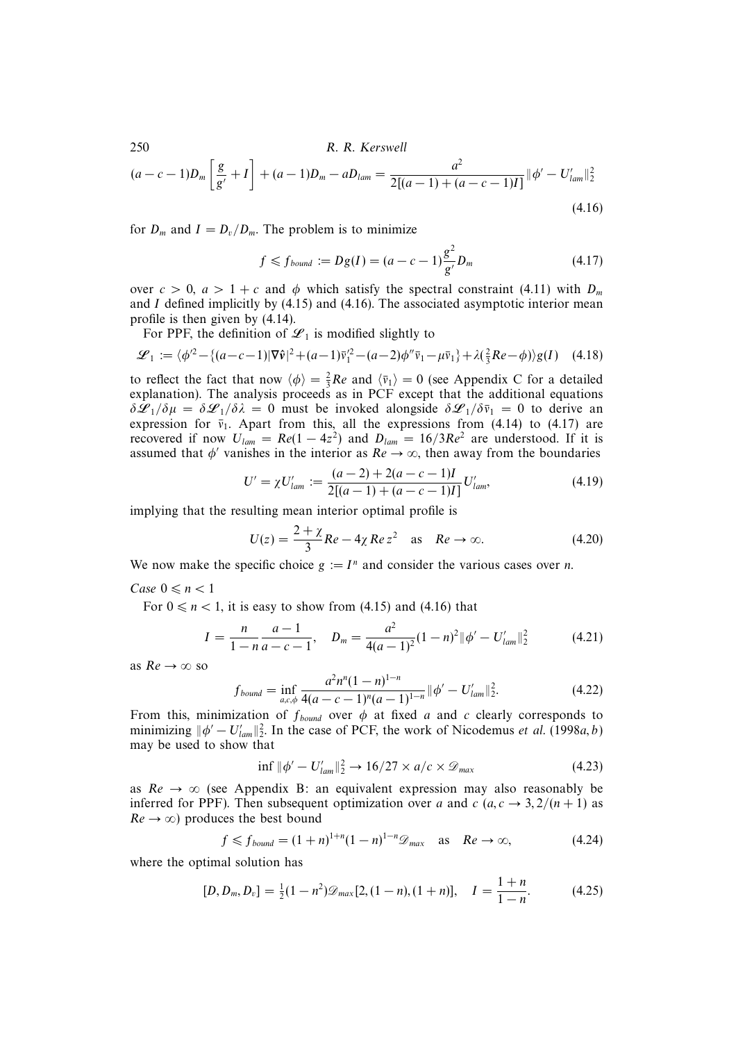$$(a-c-1)D_m\left[\frac{g}{g'}+I\right]+(a-1)D_m-aD_{lam}=\frac{a^2}{2[(a-1)+(a-c-1)I]}\|\phi'-U'_{lam}\|_2^2 \tag{4.16}$$

for $D_m$ and $I=D_v/D_m$. The problem is to minimize

$$f\leqslant f_{bound}:=Dg(I)=(a-c-1)\frac{g^2}{g'}D_m \tag{4.17}$$

over $c>0$, $a>1+c$ and $\phi$ which satisfy the spectral constraint (4.11) with $D_m$ and $I$ defined implicitly by (4.15) and (4.16). The associated asymptotic interior mean profile is then given by (4.14).

For PPF, the definition of $\mathscr{L}_1$ is modified slightly to

$$\mathscr{L}_1:=\langle\phi'^2-\{(a-c-1)|\nabla\hat{\boldsymbol{v}}|^2+(a-1)\bar{v}_1'^2-(a-2)\phi''\bar{v}_1-\mu\bar{v}_1\}+\lambda(\tfrac{2}{3}Re-\phi)\rangle g(I) \tag{4.18}$$

to reflect the fact that now $\langle\phi\rangle=\frac{2}{3}Re$ and $\langle\bar{v}_1\rangle=0$ (see Appendix C for a detailed explanation). The analysis proceeds as in PCF except that the additional equations $\delta\mathscr{L}_1/\delta\mu=\delta\mathscr{L}_1/\delta\lambda=0$ must be invoked alongside $\delta\mathscr{L}_1/\delta\bar{v}_1=0$ to derive an expression for $\bar{v}_1$. Apart from this, all the expressions from (4.14) to (4.17) are recovered if now $U_{lam}=Re(1-4z^2)$ and $D_{lam}=16/3Re^2$ are understood. If it is assumed that $\phi'$ vanishes in the interior as $Re\to\infty$, then away from the boundaries

$$U'=\chi U'_{lam}:=\frac{(a-2)+2(a-c-1)I}{2[(a-1)+(a-c-1)I]}U'_{lam}, \tag{4.19}$$

implying that the resulting mean interior optimal profile is

$$U(z)=\frac{2+\chi}{3}Re-4\chi\,Re\,z^2\quad\text{as}\quad Re\to\infty. \tag{4.20}$$

We now make the specific choice $g:=I^n$ and consider the various cases over $n$.

*Case* $0\leqslant n<1$

For $0\leqslant n<1$, it is easy to show from (4.15) and (4.16) that

$$I=\frac{n}{1-n}\frac{a-1}{a-c-1},\quad D_m=\frac{a^2}{4(a-1)^2}(1-n)^2\|\phi'-U'_{lam}\|_2^2 \tag{4.21}$$

as $Re\to\infty$ so

$$f_{bound}=\inf_{a,c,\phi}\frac{a^2n^n(1-n)^{1-n}}{4(a-c-1)^n(a-1)^{1-n}}\|\phi'-U'_{lam}\|_2^2. \tag{4.22}$$

From this, minimization of $f_{bound}$ over $\phi$ at fixed $a$ and $c$ clearly corresponds to minimizing $\|\phi'-U'_{lam}\|_2^2$. In the case of PCF, the work of Nicodemus *et al.* (1998*a*, *b*) may be used to show that

$$\inf\|\phi'-U'_{lam}\|_2^2\to 16/27\times a/c\times\mathscr{D}_{max} \tag{4.23}$$

as $Re\to\infty$ (see Appendix B: an equivalent expression may also reasonably be inferred for PPF). Then subsequent optimization over $a$ and $c$ ($a,c\to 3,2/(n+1)$ as $Re\to\infty$) produces the best bound

$$f\leqslant f_{bound}=(1+n)^{1+n}(1-n)^{1-n}\mathscr{D}_{max}\quad\text{as}\quad Re\to\infty, \tag{4.24}$$

where the optimal solution has

$$[D,D_m,D_v]=\tfrac{1}{2}(1-n^2)\mathscr{D}_{max}[2,(1-n),(1+n)],\quad I=\frac{1+n}{1-n}. \tag{4.25}$$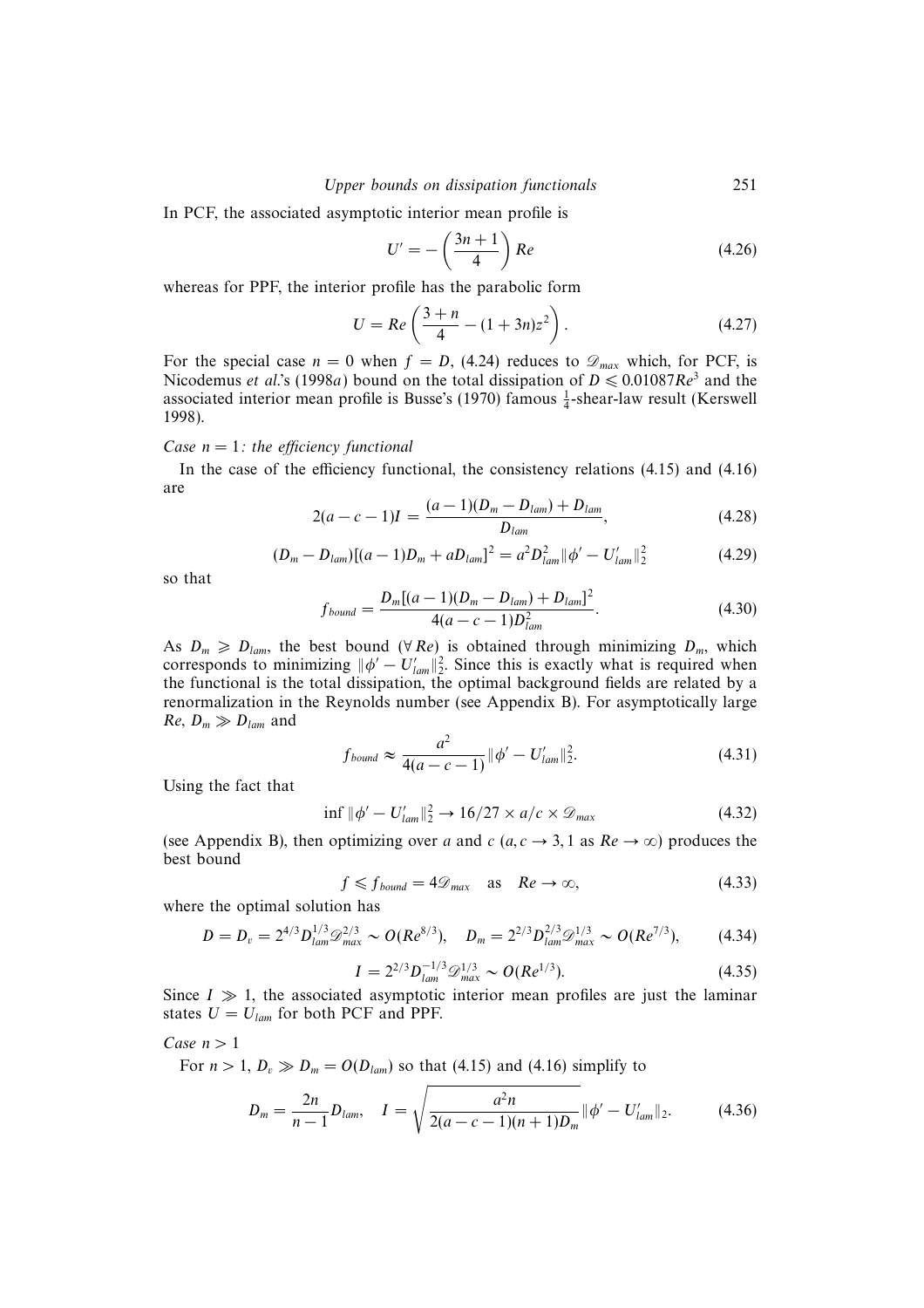In PCF, the associated asymptotic interior mean profile is

$$U' = -\left(\frac{3n+1}{4}\right) Re \tag{4.26}$$

whereas for PPF, the interior profile has the parabolic form

$$U = Re\left(\frac{3+n}{4} - (1+3n)z^2\right). \tag{4.27}$$

For the special case $n = 0$ when $f = D$, (4.24) reduces to $\mathscr{D}_{max}$ which, for PCF, is Nicodemus *et al.*'s (1998*a*) bound on the total dissipation of $D \leqslant 0.01087Re^3$ and the associated interior mean profile is Busse's (1970) famous $\frac{1}{4}$-shear-law result (Kerswell 1998).

*Case $n = 1$: the efficiency functional*

In the case of the efficiency functional, the consistency relations (4.15) and (4.16) are

$$2(a-c-1)I = \frac{(a-1)(D_m - D_{lam}) + D_{lam}}{D_{lam}}, \tag{4.28}$$

$$(D_m - D_{lam})[(a-1)D_m + aD_{lam}]^2 = a^2 D_{lam}^2 \|\phi' - U'_{lam}\|_2^2 \tag{4.29}$$

so that

$$f_{bound} = \frac{D_m[(a-1)(D_m - D_{lam}) + D_{lam}]^2}{4(a-c-1)D_{lam}^2}. \tag{4.30}$$

As $D_m \geqslant D_{lam}$, the best bound ($\forall\, Re$) is obtained through minimizing $D_m$, which corresponds to minimizing $\|\phi' - U'_{lam}\|_2^2$. Since this is exactly what is required when the functional is the total dissipation, the optimal background fields are related by a renormalization in the Reynolds number (see Appendix B). For asymptotically large $Re$, $D_m \gg D_{lam}$ and

$$f_{bound} \approx \frac{a^2}{4(a-c-1)} \|\phi' - U'_{lam}\|_2^2. \tag{4.31}$$

Using the fact that

$$\inf \|\phi' - U'_{lam}\|_2^2 \to 16/27 \times a/c \times \mathscr{D}_{max} \tag{4.32}$$

(see Appendix B), then optimizing over $a$ and $c$ ($a, c \to 3, 1$ as $Re \to \infty$) produces the best bound

$$f \leqslant f_{bound} = 4\mathscr{D}_{max} \quad \text{as} \quad Re \to \infty, \tag{4.33}$$

where the optimal solution has

$$D = D_v = 2^{4/3} D_{lam}^{1/3} \mathscr{D}_{max}^{2/3} \sim O(Re^{8/3}), \quad D_m = 2^{2/3} D_{lam}^{2/3} \mathscr{D}_{max}^{1/3} \sim O(Re^{7/3}), \tag{4.34}$$

$$I = 2^{2/3} D_{lam}^{-1/3} \mathscr{D}_{max}^{1/3} \sim O(Re^{1/3}). \tag{4.35}$$

Since $I \gg 1$, the associated asymptotic interior mean profiles are just the laminar states $U = U_{lam}$ for both PCF and PPF.

*Case $n > 1$*

For $n > 1$, $D_v \gg D_m = O(D_{lam})$ so that (4.15) and (4.16) simplify to

$$D_m = \frac{2n}{n-1} D_{lam}, \quad I = \sqrt{\frac{a^2 n}{2(a-c-1)(n+1)D_m}} \|\phi' - U'_{lam}\|_2. \tag{4.36}$$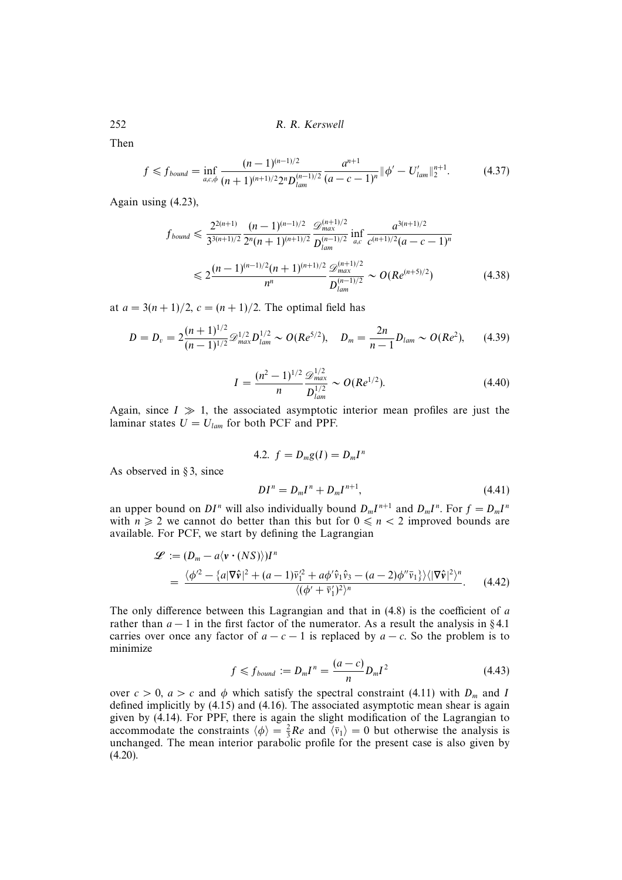Then

$$f \leqslant f_{bound} = \inf_{a,c,\phi} \frac{(n-1)^{(n-1)/2}}{(n+1)^{(n+1)/2} 2^n D_{lam}^{(n-1)/2}} \frac{a^{n+1}}{(a-c-1)^n} \|\phi' - U'_{lam}\|_2^{n+1}. \tag{4.37}$$

Again using (4.23),

$$f_{bound} \leqslant \frac{2^{2(n+1)}}{3^{3(n+1)/2}} \frac{(n-1)^{(n-1)/2}}{2^n (n+1)^{(n+1)/2}} \frac{\mathscr{D}_{max}^{(n+1)/2}}{D_{lam}^{(n-1)/2}} \inf_{a,c} \frac{a^{3(n+1)/2}}{c^{(n+1)/2}(a-c-1)^n}$$

$$\leqslant 2 \frac{(n-1)^{(n-1)/2}(n+1)^{(n+1)/2}}{n^n} \frac{\mathscr{D}_{max}^{(n+1)/2}}{D_{lam}^{(n-1)/2}} \sim O(Re^{(n+5)/2}) \tag{4.38}$$

at $a = 3(n+1)/2$, $c = (n+1)/2$. The optimal field has

$$D = D_v = 2\frac{(n+1)^{1/2}}{(n-1)^{1/2}} \mathscr{D}_{max}^{1/2} D_{lam}^{1/2} \sim O(Re^{5/2}), \quad D_m = \frac{2n}{n-1} D_{lam} \sim O(Re^2), \tag{4.39}$$

$$I = \frac{(n^2-1)^{1/2}}{n} \frac{\mathscr{D}_{max}^{1/2}}{D_{lam}^{1/2}} \sim O(Re^{1/2}). \tag{4.40}$$

Again, since $I \gg 1$, the associated asymptotic interior mean profiles are just the laminar states $U = U_{lam}$ for both PCF and PPF.

### 4.2. $f = D_m g(I) = D_m I^n$

As observed in § 3, since

$$DI^n = D_m I^n + D_m I^{n+1}, \tag{4.41}$$

an upper bound on $DI^n$ will also individually bound $D_m I^{n+1}$ and $D_m I^n$. For $f = D_m I^n$ with $n \geqslant 2$ we cannot do better than this but for $0 \leqslant n < 2$ improved bounds are available. For PCF, we start by defining the Lagrangian

$$\begin{aligned}\mathscr{L} &:= (D_m - a\langle \boldsymbol{v} \cdot (NS) \rangle) I^n \\ &= \frac{\langle \phi'^2 - \{a|\nabla \hat{\boldsymbol{v}}|^2 + (a-1)\bar{v}_1'^2 + a\phi' \hat{v}_1 \hat{v}_3 - (a-2)\phi'' \bar{v}_1\} \rangle \langle |\nabla \hat{\boldsymbol{v}}|^2 \rangle^n}{\langle (\phi' + \bar{v}_1')^2 \rangle^n}. \end{aligned} \tag{4.42}$$

The only difference between this Lagrangian and that in (4.8) is the coefficient of $a$ rather than $a-1$ in the first factor of the numerator. As a result the analysis in § 4.1 carries over once any factor of $a-c-1$ is replaced by $a-c$. So the problem is to minimize

$$f \leqslant f_{bound} := D_m I^n = \frac{(a-c)}{n} D_m I^2 \tag{4.43}$$

over $c > 0$, $a > c$ and $\phi$ which satisfy the spectral constraint (4.11) with $D_m$ and $I$ defined implicitly by (4.15) and (4.16). The associated asymptotic mean shear is again given by (4.14). For PPF, there is again the slight modification of the Lagrangian to accommodate the constraints $\langle \phi \rangle = \frac{2}{3} Re$ and $\langle \bar{v}_1 \rangle = 0$ but otherwise the analysis is unchanged. The mean interior parabolic profile for the present case is also given by (4.20).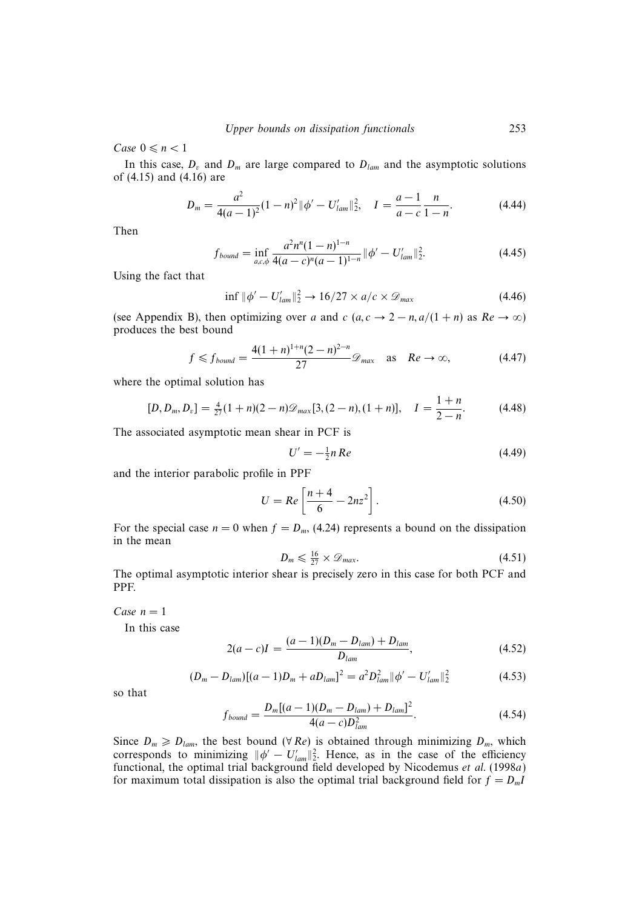*Case* $0 \leqslant n < 1$

In this case, $D_v$ and $D_m$ are large compared to $D_{lam}$ and the asymptotic solutions of (4.15) and (4.16) are

$$D_m = \frac{a^2}{4(a-1)^2}(1-n)^2 \|\phi' - U'_{lam}\|_2^2, \quad I = \frac{a-1}{a-c}\frac{n}{1-n}. \tag{4.44}$$

Then

$$f_{bound} = \inf_{a,c,\phi} \frac{a^2 n^n (1-n)^{1-n}}{4(a-c)^n (a-1)^{1-n}} \|\phi' - U'_{lam}\|_2^2. \tag{4.45}$$

Using the fact that

$$\inf \|\phi' - U'_{lam}\|_2^2 \to 16/27 \times a/c \times \mathscr{D}_{max} \tag{4.46}$$

(see Appendix B), then optimizing over $a$ and $c$ ($a, c \to 2-n, a/(1+n)$ as $Re \to \infty$) produces the best bound

$$f \leqslant f_{bound} = \frac{4(1+n)^{1+n}(2-n)^{2-n}}{27}\mathscr{D}_{max} \quad \text{as} \quad Re \to \infty, \tag{4.47}$$

where the optimal solution has

$$[D, D_m, D_v] = \tfrac{4}{27}(1+n)(2-n)\mathscr{D}_{max}[3, (2-n), (1+n)], \quad I = \frac{1+n}{2-n}. \tag{4.48}$$

The associated asymptotic mean shear in PCF is

$$U' = -\tfrac{1}{2} n \, Re \tag{4.49}$$

and the interior parabolic profile in PPF

$$U = Re\left[\frac{n+4}{6} - 2nz^2\right]. \tag{4.50}$$

For the special case $n = 0$ when $f = D_m$, (4.24) represents a bound on the dissipation in the mean

$$D_m \leqslant \tfrac{16}{27} \times \mathscr{D}_{max}. \tag{4.51}$$

The optimal asymptotic interior shear is precisely zero in this case for both PCF and PPF.

*Case* $n = 1$

In this case

$$2(a-c)I = \frac{(a-1)(D_m - D_{lam}) + D_{lam}}{D_{lam}}, \tag{4.52}$$

$$(D_m - D_{lam})[(a-1)D_m + aD_{lam}]^2 = a^2 D_{lam}^2 \|\phi' - U'_{lam}\|_2^2 \tag{4.53}$$

so that

$$f_{bound} = \frac{D_m[(a-1)(D_m - D_{lam}) + D_{lam}]^2}{4(a-c)D_{lam}^2}. \tag{4.54}$$

Since $D_m \geqslant D_{lam}$, the best bound ($\forall \, Re$) is obtained through minimizing $D_m$, which corresponds to minimizing $\|\phi' - U'_{lam}\|_2^2$. Hence, as in the case of the efficiency functional, the optimal trial background field developed by Nicodemus *et al.* (1998*a*) for maximum total dissipation is also the optimal trial background field for $f = D_m I$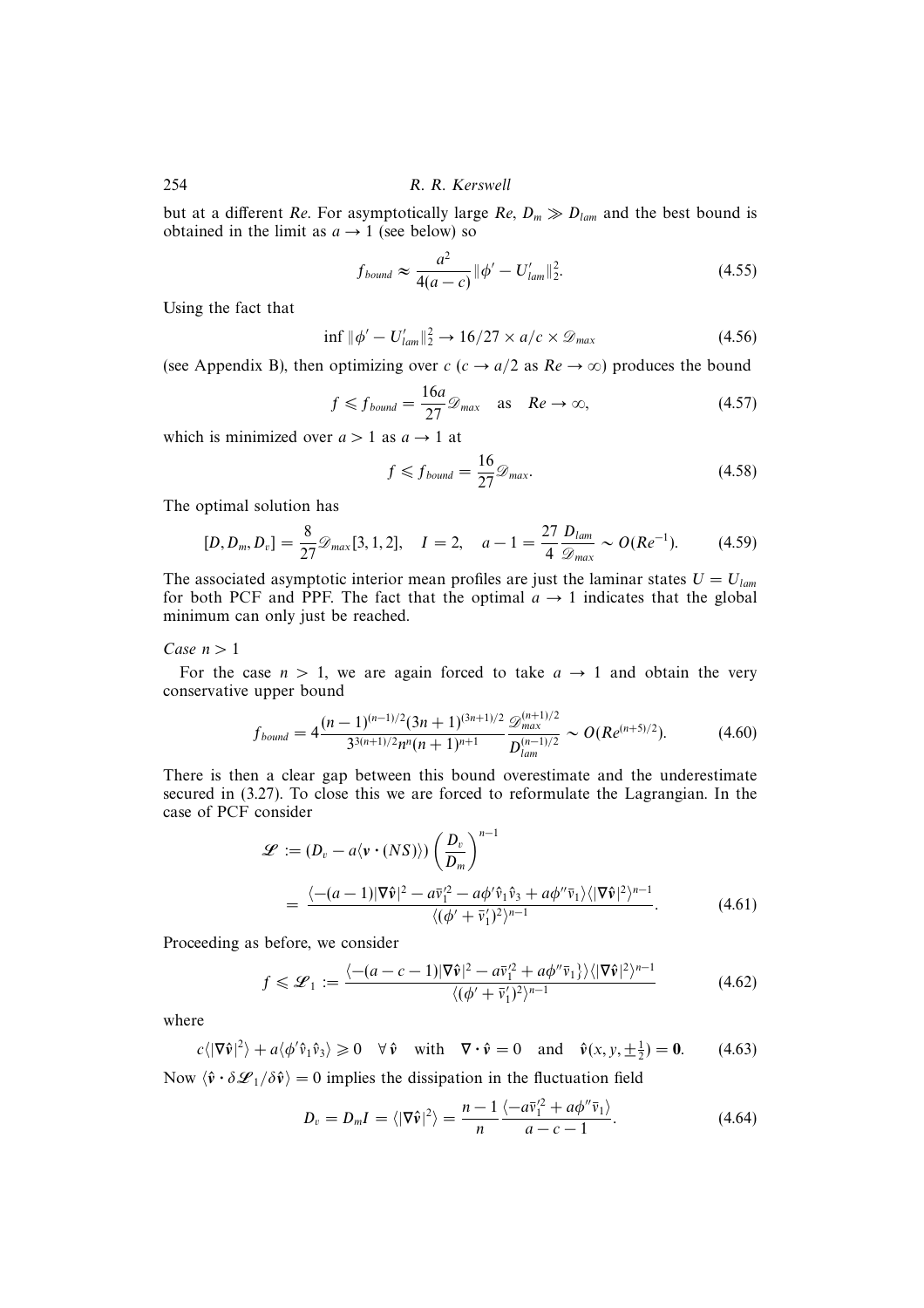but at a different $Re$. For asymptotically large $Re$, $D_m \gg D_{lam}$ and the best bound is obtained in the limit as $a \to 1$ (see below) so

$$f_{bound} \approx \frac{a^2}{4(a-c)} \|\phi' - U'_{lam}\|_2^2. \tag{4.55}$$

Using the fact that

$$\inf \|\phi' - U'_{lam}\|_2^2 \to 16/27 \times a/c \times \mathscr{D}_{max} \tag{4.56}$$

(see Appendix B), then optimizing over $c$ ($c \to a/2$ as $Re \to \infty$) produces the bound

$$f \leqslant f_{bound} = \frac{16a}{27}\mathscr{D}_{max} \quad \text{as} \quad Re \to \infty, \tag{4.57}$$

which is minimized over $a > 1$ as $a \to 1$ at

$$f \leqslant f_{bound} = \frac{16}{27}\mathscr{D}_{max}. \tag{4.58}$$

The optimal solution has

$$[D, D_m, D_v] = \frac{8}{27}\mathscr{D}_{max}[3, 1, 2], \quad I = 2, \quad a - 1 = \frac{27}{4}\frac{D_{lam}}{\mathscr{D}_{max}} \sim O(Re^{-1}). \tag{4.59}$$

The associated asymptotic interior mean profiles are just the laminar states $U = U_{lam}$ for both PCF and PPF. The fact that the optimal $a \to 1$ indicates that the global minimum can only just be reached.

*Case $n > 1$*

For the case $n > 1$, we are again forced to take $a \to 1$ and obtain the very conservative upper bound

$$f_{bound} = 4\frac{(n-1)^{(n-1)/2}(3n+1)^{(3n+1)/2}}{3^{3(n+1)/2}n^n(n+1)^{n+1}}\frac{\mathscr{D}_{max}^{(n+1)/2}}{D_{lam}^{(n-1)/2}} \sim O(Re^{(n+5)/2}). \tag{4.60}$$

There is then a clear gap between this bound overestimate and the underestimate secured in (3.27). To close this we are forced to reformulate the Lagrangian. In the case of PCF consider

$$\begin{aligned}
\mathscr{L} &:= (D_v - a\langle \boldsymbol{v} \cdot (NS)\rangle)\left(\frac{D_v}{D_m}\right)^{n-1} \\
&= \frac{\langle -(a-1)|\nabla\hat{\boldsymbol{v}}|^2 - a\bar{v}_1'^2 - a\phi'\hat{v}_1\hat{v}_3 + a\phi''\bar{v}_1\rangle\langle|\nabla\hat{\boldsymbol{v}}|^2\rangle^{n-1}}{\langle(\phi' + \bar{v}_1')^2\rangle^{n-1}}.
\end{aligned} \tag{4.61}$$

Proceeding as before, we consider

$$f \leqslant \mathscr{L}_1 := \frac{\langle -(a-c-1)|\nabla\hat{\boldsymbol{v}}|^2 - a\bar{v}_1'^2 + a\phi''\bar{v}_1\}\rangle\langle|\nabla\hat{\boldsymbol{v}}|^2\rangle^{n-1}}{\langle(\phi' + \bar{v}_1')^2\rangle^{n-1}} \tag{4.62}$$

where

$$c\langle|\nabla\hat{\boldsymbol{v}}|^2\rangle + a\langle\phi'\hat{v}_1\hat{v}_3\rangle \geqslant 0 \quad \forall\, \hat{\boldsymbol{v}} \quad \text{with} \quad \nabla \cdot \hat{\boldsymbol{v}} = 0 \quad \text{and} \quad \hat{\boldsymbol{v}}(x, y, \pm\tfrac{1}{2}) = \mathbf{0}. \tag{4.63}$$

Now $\langle \hat{\boldsymbol{v}} \cdot \delta\mathscr{L}_1/\delta\hat{\boldsymbol{v}}\rangle = 0$ implies the dissipation in the fluctuation field

$$D_v = D_m I = \langle|\nabla\hat{\boldsymbol{v}}|^2\rangle = \frac{n-1}{n}\frac{\langle -a\bar{v}_1'^2 + a\phi''\bar{v}_1\rangle}{a-c-1}. \tag{4.64}$$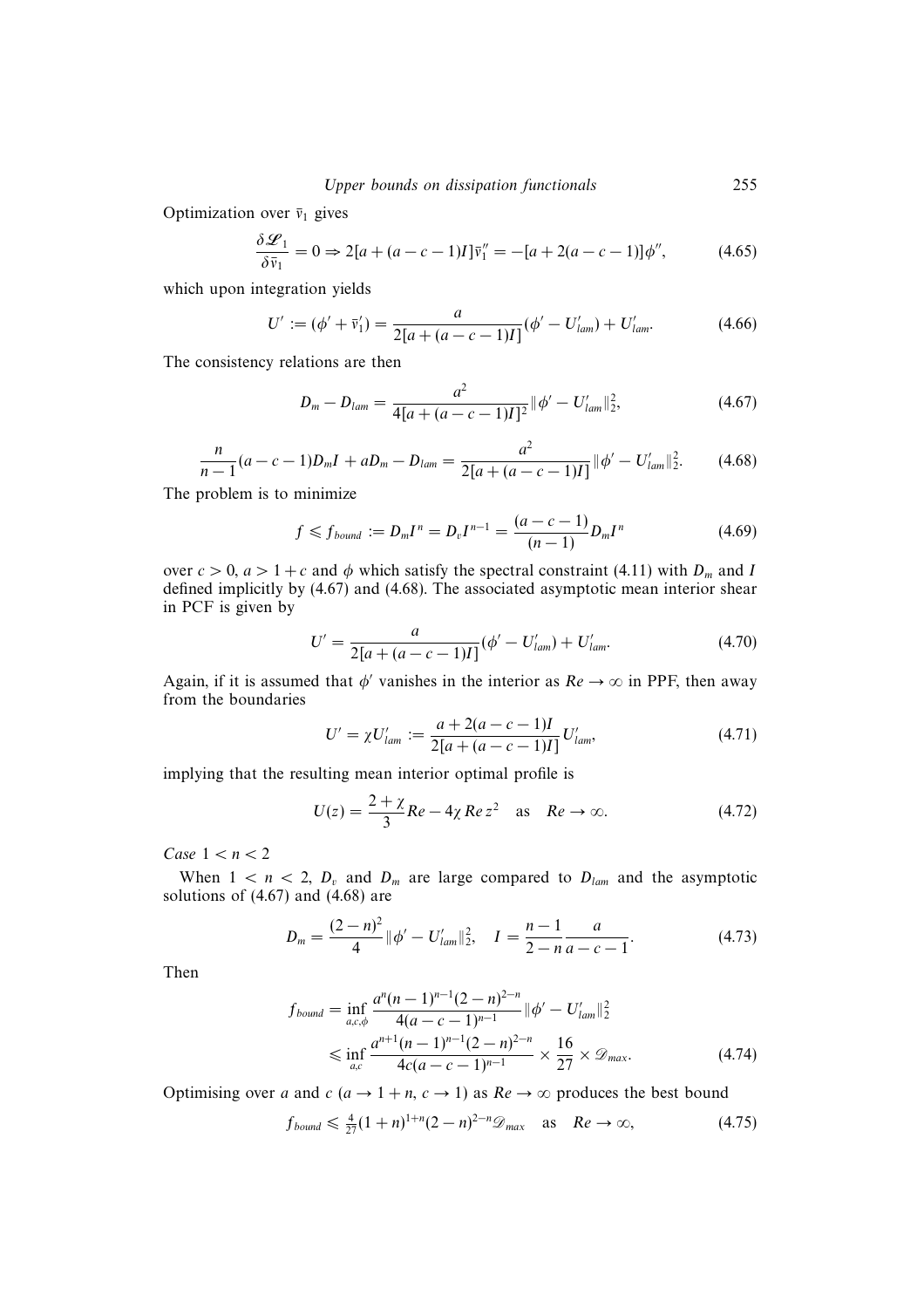Optimization over $\bar{v}_1$ gives

$$\frac{\delta \mathscr{L}_1}{\delta \bar{v}_1} = 0 \Rightarrow 2[a + (a - c - 1)I]\bar{v}_1'' = -[a + 2(a - c - 1)]\phi'', \tag{4.65}$$

which upon integration yields

$$U' := (\phi' + \bar{v}_1') = \frac{a}{2[a + (a - c - 1)I]}(\phi' - U'_{lam}) + U'_{lam}. \tag{4.66}$$

The consistency relations are then

$$D_m - D_{lam} = \frac{a^2}{4[a + (a - c - 1)I]^2}\|\phi' - U'_{lam}\|_2^2, \tag{4.67}$$

$$\frac{n}{n-1}(a - c - 1)D_m I + aD_m - D_{lam} = \frac{a^2}{2[a + (a - c - 1)I]}\|\phi' - U'_{lam}\|_2^2. \tag{4.68}$$

The problem is to minimize

$$f \leqslant f_{bound} := D_m I^n = D_v I^{n-1} = \frac{(a - c - 1)}{(n-1)} D_m I^n \tag{4.69}$$

over $c > 0$, $a > 1 + c$ and $\phi$ which satisfy the spectral constraint (4.11) with $D_m$ and $I$ defined implicitly by (4.67) and (4.68). The associated asymptotic mean interior shear in PCF is given by

$$U' = \frac{a}{2[a + (a - c - 1)I]}(\phi' - U'_{lam}) + U'_{lam}. \tag{4.70}$$

Again, if it is assumed that $\phi'$ vanishes in the interior as $Re \to \infty$ in PPF, then away from the boundaries

$$U' = \chi U'_{lam} := \frac{a + 2(a - c - 1)I}{2[a + (a - c - 1)I]}U'_{lam}, \tag{4.71}$$

implying that the resulting mean interior optimal profile is

$$U(z) = \frac{2 + \chi}{3}Re - 4\chi\, Re\, z^2 \quad \text{as} \quad Re \to \infty. \tag{4.72}$$

*Case* $1 < n < 2$

When $1 < n < 2$, $D_v$ and $D_m$ are large compared to $D_{lam}$ and the asymptotic solutions of (4.67) and (4.68) are

$$D_m = \frac{(2-n)^2}{4}\|\phi' - U'_{lam}\|_2^2, \quad I = \frac{n-1}{2-n}\frac{a}{a - c - 1}. \tag{4.73}$$

Then

$$\begin{aligned} f_{bound} &= \inf_{a,c,\phi} \frac{a^n (n-1)^{n-1}(2-n)^{2-n}}{4(a - c - 1)^{n-1}}\|\phi' - U'_{lam}\|_2^2 \\ &\leqslant \inf_{a,c} \frac{a^{n+1}(n-1)^{n-1}(2-n)^{2-n}}{4c(a - c - 1)^{n-1}} \times \frac{16}{27} \times \mathscr{D}_{max}. \end{aligned} \tag{4.74}$$

Optimising over $a$ and $c$ ($a \to 1 + n$, $c \to 1$) as $Re \to \infty$ produces the best bound

$$f_{bound} \leqslant \tfrac{4}{27}(1 + n)^{1+n}(2 - n)^{2-n}\mathscr{D}_{max} \quad \text{as} \quad Re \to \infty, \tag{4.75}$$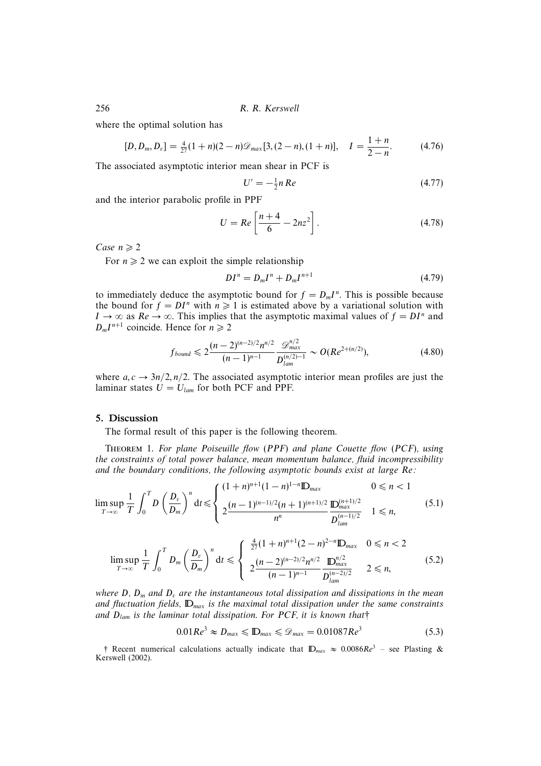where the optimal solution has

$$[D, D_m, D_v] = \tfrac{4}{27}(1+n)(2-n)\mathscr{D}_{max}[3, (2-n), (1+n)], \quad I = \frac{1+n}{2-n}. \tag{4.76}$$

The associated asymptotic interior mean shear in PCF is

$$U' = -\tfrac{1}{2} n\, Re \tag{4.77}$$

and the interior parabolic profile in PPF

$$U = Re\left[\frac{n+4}{6} - 2nz^2\right]. \tag{4.78}$$

*Case* $n \geqslant 2$

For $n \geqslant 2$ we can exploit the simple relationship

$$DI^n = D_m I^n + D_m I^{n+1} \tag{4.79}$$

to immediately deduce the asymptotic bound for $f = D_m I^n$. This is possible because the bound for $f = DI^n$ with $n \geqslant 1$ is estimated above by a variational solution with $I \to \infty$ as $Re \to \infty$. This implies that the asymptotic maximal values of $f = DI^n$ and $D_m I^{n+1}$ coincide. Hence for $n \geqslant 2$

$$f_{bound} \leqslant 2\frac{(n-2)^{(n-2)/2} n^{n/2}}{(n-1)^{n-1}} \frac{\mathscr{D}_{max}^{n/2}}{D_{lam}^{(n/2)-1}} \sim O(Re^{2+(n/2)}), \tag{4.80}$$

where $a, c \to 3n/2, n/2$. The associated asymptotic interior mean profiles are just the laminar states $U = U_{lam}$ for both PCF and PPF.

## 5. Discussion

The formal result of this paper is the following theorem.

THEOREM 1. *For plane Poiseuille flow (PPF) and plane Couette flow (PCF), using the constraints of total power balance, mean momentum balance, fluid incompressibility and the boundary conditions, the following asymptotic bounds exist at large Re:*

$$\limsup_{T\to\infty} \frac{1}{T}\int_0^T D\left(\frac{D_v}{D_m}\right)^n \mathrm{d}t \leqslant \begin{cases} (1+n)^{n+1}(1-n)^{1-n}\mathbb{D}_{max} & 0 \leqslant n < 1 \\ 2\dfrac{(n-1)^{(n-1)/2}(n+1)^{(n+1)/2}}{n^n}\dfrac{\mathbb{D}_{max}^{(n+1)/2}}{D_{lam}^{(n-1)/2}} & 1 \leqslant n, \end{cases} \tag{5.1}$$

$$\limsup_{T\to\infty} \frac{1}{T}\int_0^T D_m\left(\frac{D_v}{D_m}\right)^n \mathrm{d}t \leqslant \begin{cases} \tfrac{4}{27}(1+n)^{n+1}(2-n)^{2-n}\mathbb{D}_{max} & 0 \leqslant n < 2 \\ 2\dfrac{(n-2)^{(n-2)/2} n^{n/2}}{(n-1)^{n-1}}\dfrac{\mathbb{D}_{max}^{n/2}}{D_{lam}^{(n-2)/2}} & 2 \leqslant n, \end{cases} \tag{5.2}$$

*where $D$, $D_m$ and $D_v$ are the instantaneous total dissipation and dissipations in the mean and fluctuation fields, $\mathbb{D}_{max}$ is the maximal total dissipation under the same constraints and $D_{lam}$ is the laminar total dissipation. For PCF, it is known that*†

$$0.01Re^3 \approx D_{max} \leqslant \mathbb{D}_{max} \leqslant \mathscr{D}_{max} = 0.01087Re^3 \tag{5.3}$$

† Recent numerical calculations actually indicate that $\mathbb{D}_{max} \approx 0.0086Re^3$ – see Plasting & Kerswell (2002).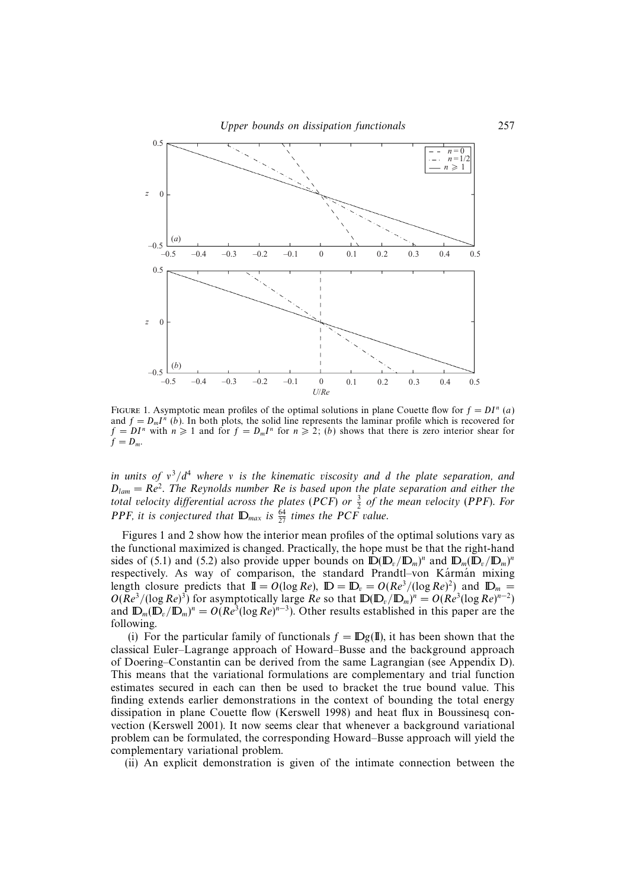FIGURE 1. Asymptotic mean profiles of the optimal solutions in plane Couette flow for $f = DI^n$ (*a*) and $f = D_m I^n$ (*b*). In both plots, the solid line represents the laminar profile which is recovered for $f = DI^n$ with $n \geqslant 1$ and for $f = D_m I^n$ for $n \geqslant 2$; (*b*) shows that there is zero interior shear for $f = D_m$.

*in units of $\nu^3/d^4$ where $\nu$ is the kinematic viscosity and $d$ the plate separation, and $D_{lam} = Re^2$. The Reynolds number $Re$ is based upon the plate separation and either the total velocity differential across the plates (PCF) or $\frac{3}{2}$ of the mean velocity (PPF). For PPF, it is conjectured that $\mathbb{D}_{max}$ is $\frac{64}{27}$ times the PCF value.*

Figures 1 and 2 show how the interior mean profiles of the optimal solutions vary as the functional maximized is changed. Practically, the hope must be that the right-hand sides of (5.1) and (5.2) also provide upper bounds on $\mathbb{D}(\mathbb{D}_v/\mathbb{D}_m)^n$ and $\mathbb{D}_m(\mathbb{D}_v/\mathbb{D}_m)^n$ respectively. As way of comparison, the standard Prandtl–von Kármán mixing length closure predicts that $\mathbb{I} = O(\log Re)$, $\mathbb{D} = \mathbb{D}_v = O(Re^3/(\log Re)^2)$ and $\mathbb{D}_m = O(Re^3/(\log Re)^3)$ for asymptotically large $Re$ so that $\mathbb{D}(\mathbb{D}_v/\mathbb{D}_m)^n = O(Re^3(\log Re)^{n-2})$ and $\mathbb{D}_m(\mathbb{D}_v/\mathbb{D}_m)^n = O(Re^3(\log Re)^{n-3})$. Other results established in this paper are the following.

(i) For the particular family of functionals $f = \mathbb{D}g(\mathbb{I})$, it has been shown that the classical Euler–Lagrange approach of Howard–Busse and the background approach of Doering–Constantin can be derived from the same Lagrangian (see Appendix D). This means that the variational formulations are complementary and trial function estimates secured in each can then be used to bracket the true bound value. This finding extends earlier demonstrations in the context of bounding the total energy dissipation in plane Couette flow (Kerswell 1998) and heat flux in Boussinesq convection (Kerswell 2001). It now seems clear that whenever a background variational problem can be formulated, the corresponding Howard–Busse approach will yield the complementary variational problem.

(ii) An explicit demonstration is given of the intimate connection between the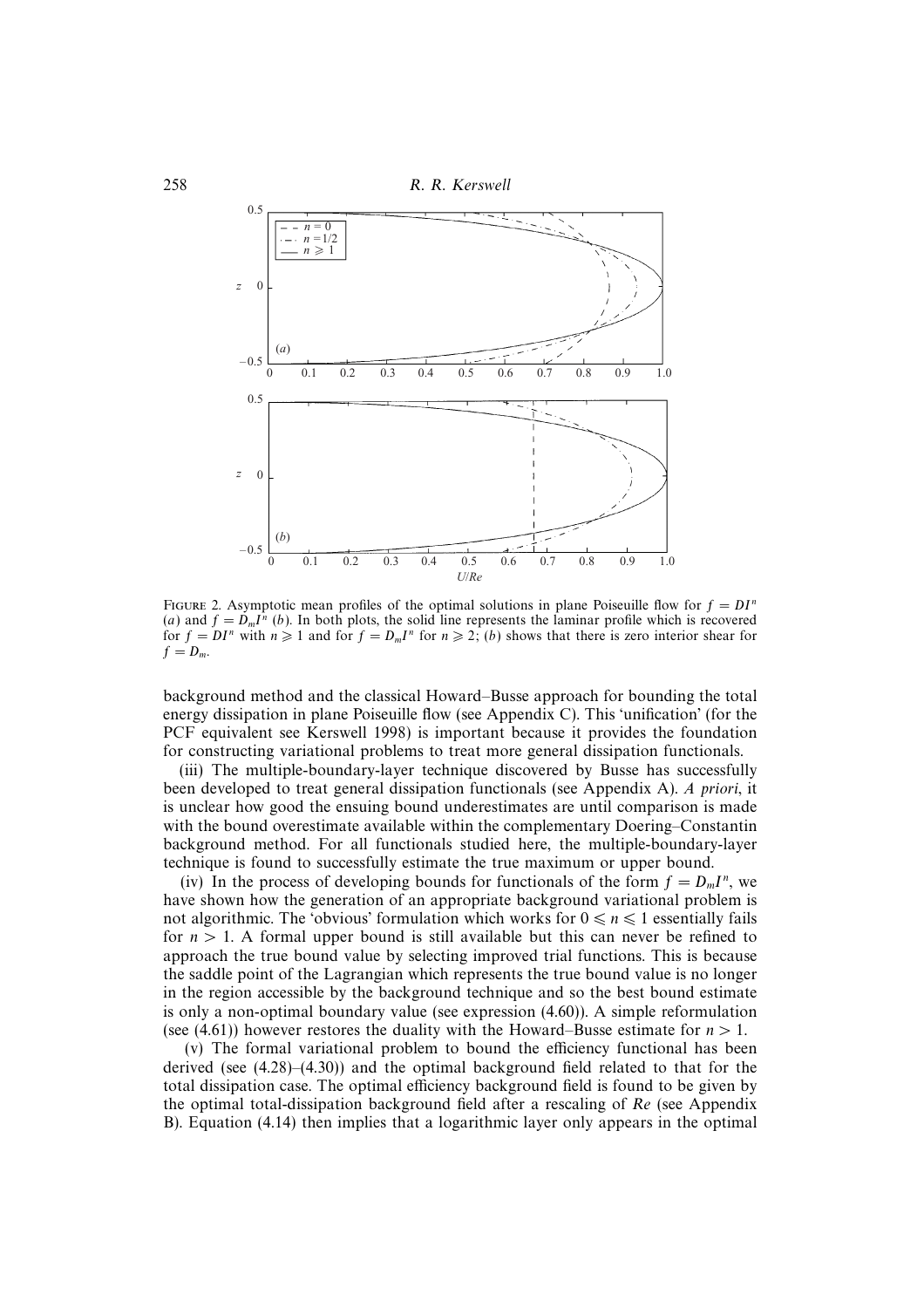FIGURE 2. Asymptotic mean profiles of the optimal solutions in plane Poiseuille flow for $f = DI^n$ (*a*) and $f = D_m I^n$ (*b*). In both plots, the solid line represents the laminar profile which is recovered for $f = DI^n$ with $n \geqslant 1$ and for $f = D_m I^n$ for $n \geqslant 2$; (*b*) shows that there is zero interior shear for $f = D_m$.

background method and the classical Howard–Busse approach for bounding the total energy dissipation in plane Poiseuille flow (see Appendix C). This 'unification' (for the PCF equivalent see Kerswell 1998) is important because it provides the foundation for constructing variational problems to treat more general dissipation functionals.

(iii) The multiple-boundary-layer technique discovered by Busse has successfully been developed to treat general dissipation functionals (see Appendix A). *A priori*, it is unclear how good the ensuing bound underestimates are until comparison is made with the bound overestimate available within the complementary Doering–Constantin background method. For all functionals studied here, the multiple-boundary-layer technique is found to successfully estimate the true maximum or upper bound.

(iv) In the process of developing bounds for functionals of the form $f = D_m I^n$, we have shown how the generation of an appropriate background variational problem is not algorithmic. The 'obvious' formulation which works for $0 \leqslant n \leqslant 1$ essentially fails for $n > 1$. A formal upper bound is still available but this can never be refined to approach the true bound value by selecting improved trial functions. This is because the saddle point of the Lagrangian which represents the true bound value is no longer in the region accessible by the background technique and so the best bound estimate is only a non-optimal boundary value (see expression (4.60)). A simple reformulation (see (4.61)) however restores the duality with the Howard–Busse estimate for $n > 1$.

(v) The formal variational problem to bound the efficiency functional has been derived (see (4.28)–(4.30)) and the optimal background field related to that for the total dissipation case. The optimal efficiency background field is found to be given by the optimal total-dissipation background field after a rescaling of $Re$ (see Appendix B). Equation (4.14) then implies that a logarithmic layer only appears in the optimal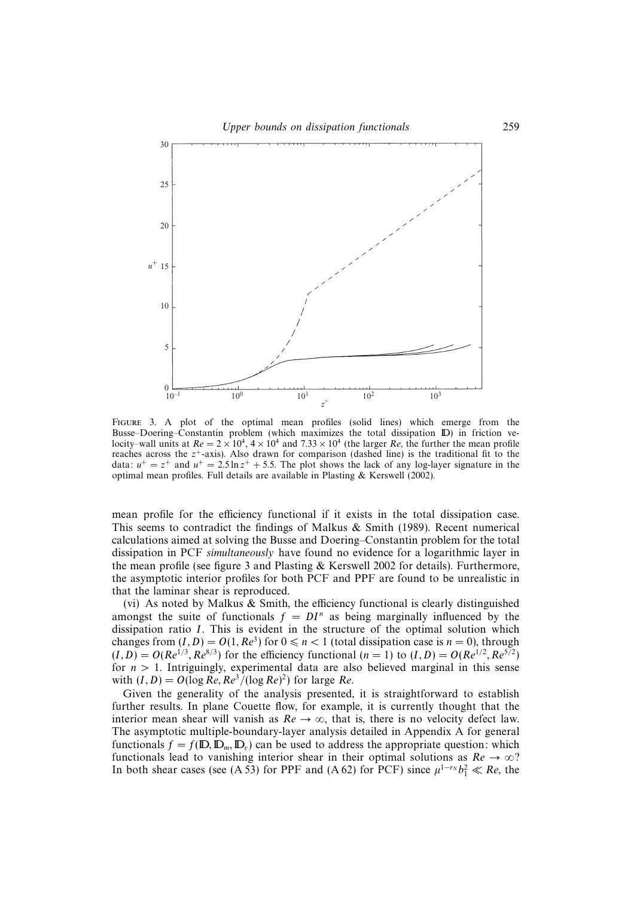FIGURE 3. A plot of the optimal mean profiles (solid lines) which emerge from the Busse–Doering–Constantin problem (which maximizes the total dissipation $\mathbb{D}$) in friction velocity–wall units at $Re = 2 \times 10^4$, $4 \times 10^4$ and $7.33 \times 10^4$ (the larger $Re$, the further the mean profile reaches across the $z^+$-axis). Also drawn for comparison (dashed line) is the traditional fit to the data: $u^+ = z^+$ and $u^+ = 2.5 \ln z^+ + 5.5$. The plot shows the lack of any log-layer signature in the optimal mean profiles. Full details are available in Plasting & Kerswell (2002).

mean profile for the efficiency functional if it exists in the total dissipation case. This seems to contradict the findings of Malkus & Smith (1989). Recent numerical calculations aimed at solving the Busse and Doering–Constantin problem for the total dissipation in PCF *simultaneously* have found no evidence for a logarithmic layer in the mean profile (see figure 3 and Plasting & Kerswell 2002 for details). Furthermore, the asymptotic interior profiles for both PCF and PPF are found to be unrealistic in that the laminar shear is reproduced.

(vi) As noted by Malkus & Smith, the efficiency functional is clearly distinguished amongst the suite of functionals $f = DI^n$ as being marginally influenced by the dissipation ratio $I$. This is evident in the structure of the optimal solution which changes from $(I, D) = O(1, Re^3)$ for $0 \leqslant n < 1$ (total dissipation case is $n = 0$), through $(I, D) = O(Re^{1/3}, Re^{8/3})$ for the efficiency functional ($n = 1$) to $(I, D) = O(Re^{1/2}, Re^{5/2})$ for $n > 1$. Intriguingly, experimental data are also believed marginal in this sense with $(I, D) = O(\log Re, Re^3/(\log Re)^2)$ for large $Re$.

Given the generality of the analysis presented, it is straightforward to establish further results. In plane Couette flow, for example, it is currently thought that the interior mean shear will vanish as $Re \to \infty$, that is, there is no velocity defect law. The asymptotic multiple-boundary-layer analysis detailed in Appendix A for general functionals $f = f(\mathbb{D}, \mathbb{D}_m, \mathbb{D}_v)$ can be used to address the appropriate question: which functionals lead to vanishing interior shear in their optimal solutions as $Re \to \infty$? In both shear cases (see (A 53) for PPF and (A 62) for PCF) since $\mu^{1-r_N} b_1^2 \ll Re$, the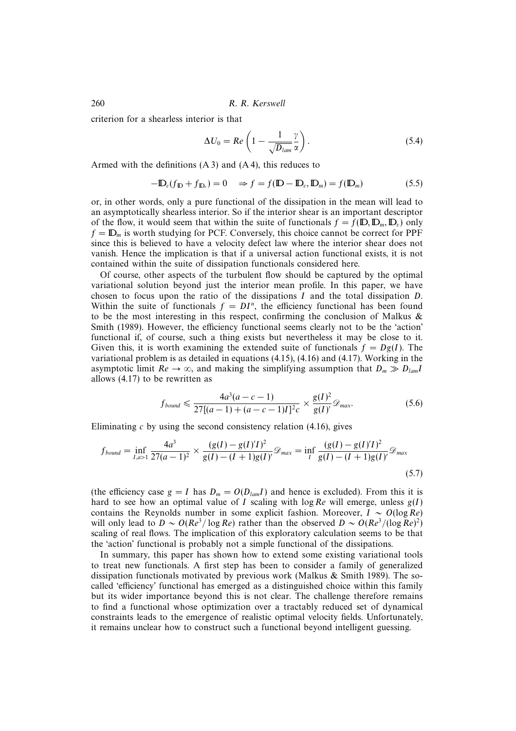criterion for a shearless interior is that

$$\Delta U_0 = Re\left(1 - \frac{1}{\sqrt{D_{lam}}}\frac{\gamma}{\alpha}\right). \tag{5.4}$$

Armed with the definitions (A 3) and (A 4), this reduces to

$$-\mathbb{D}_v(f_{\mathbb{D}} + f_{\mathbb{D}_v}) = 0 \quad \Rightarrow f = f(\mathbb{D} - \mathbb{D}_v, \mathbb{D}_m) = f(\mathbb{D}_m) \tag{5.5}$$

or, in other words, only a pure functional of the dissipation in the mean will lead to an asymptotically shearless interior. So if the interior shear is an important descriptor of the flow, it would seem that within the suite of functionals $f = f(\mathbb{D}, \mathbb{D}_m, \mathbb{D}_v)$ only $f = \mathbb{D}_m$ is worth studying for PCF. Conversely, this choice cannot be correct for PPF since this is believed to have a velocity defect law where the interior shear does not vanish. Hence the implication is that if a universal action functional exists, it is not contained within the suite of dissipation functionals considered here.

Of course, other aspects of the turbulent flow should be captured by the optimal variational solution beyond just the interior mean profile. In this paper, we have chosen to focus upon the ratio of the dissipations $I$ and the total dissipation $D$. Within the suite of functionals $f = DI^n$, the efficiency functional has been found to be the most interesting in this respect, confirming the conclusion of Malkus & Smith (1989). However, the efficiency functional seems clearly not to be the 'action' functional if, of course, such a thing exists but nevertheless it may be close to it. Given this, it is worth examining the extended suite of functionals $f = Dg(I)$. The variational problem is as detailed in equations (4.15), (4.16) and (4.17). Working in the asymptotic limit $Re \to \infty$, and making the simplifying assumption that $D_m \gg D_{lam} I$ allows (4.17) to be rewritten as

$$f_{bound} \leqslant \frac{4a^3(a-c-1)}{27[(a-1)+(a-c-1)I]^2 c} \times \frac{g(I)^2}{g(I)'}\mathscr{D}_{max}. \tag{5.6}$$

Eliminating $c$ by using the second consistency relation (4.16), gives

$$f_{bound} = \inf_{I,a>1} \frac{4a^3}{27(a-1)^2} \times \frac{(g(I) - g(I)'I)^2}{g(I) - (I+1)g(I)'}\mathscr{D}_{max} = \inf_{I} \frac{(g(I) - g(I)'I)^2}{g(I) - (I+1)g(I)'}\mathscr{D}_{max} \tag{5.7}$$

(the efficiency case $g = I$ has $D_m = O(D_{lam} I)$ and hence is excluded). From this it is hard to see how an optimal value of $I$ scaling with $\log Re$ will emerge, unless $g(I)$ contains the Reynolds number in some explicit fashion. Moreover, $I \sim O(\log Re)$ will only lead to $D \sim O(Re^3/\log Re)$ rather than the observed $D \sim O(Re^3/(\log Re)^2)$ scaling of real flows. The implication of this exploratory calculation seems to be that the 'action' functional is probably not a simple functional of the dissipations.

In summary, this paper has shown how to extend some existing variational tools to treat new functionals. A first step has been to consider a family of generalized dissipation functionals motivated by previous work (Malkus & Smith 1989). The so-called 'efficiency' functional has emerged as a distinguished choice within this family but its wider importance beyond this is not clear. The challenge therefore remains to find a functional whose optimization over a tractably reduced set of dynamical constraints leads to the emergence of realistic optimal velocity fields. Unfortunately, it remains unclear how to construct such a functional beyond intelligent guessing.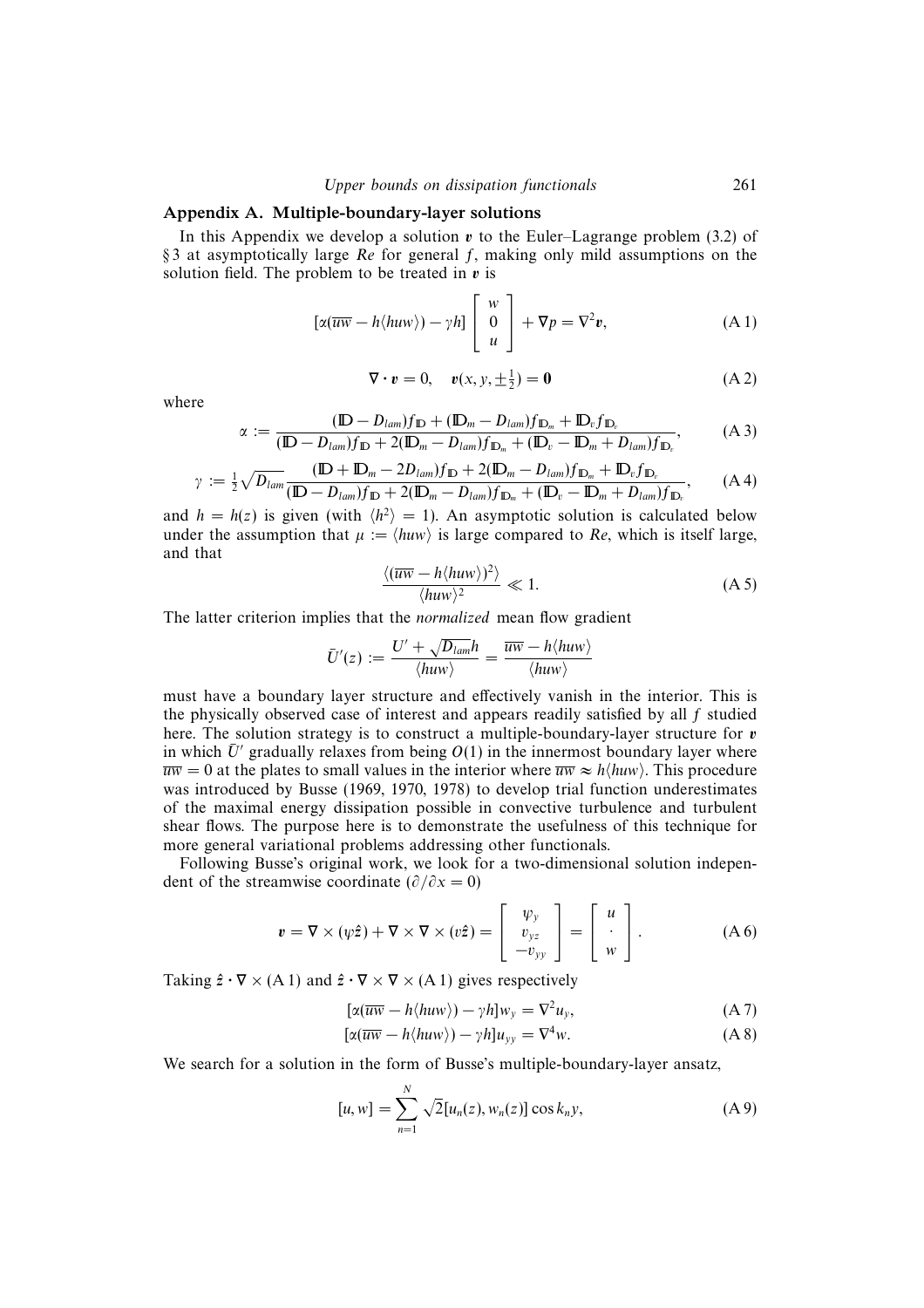## Appendix A. Multiple-boundary-layer solutions

In this Appendix we develop a solution $\boldsymbol{v}$ to the Euler–Lagrange problem (3.2) of §3 at asymptotically large $Re$ for general $f$, making only mild assumptions on the solution field. The problem to be treated in $\boldsymbol{v}$ is

$$[\alpha(\overline{uw} - h\langle huw\rangle) - \gamma h]\begin{bmatrix} w \\ 0 \\ u \end{bmatrix} + \nabla p = \nabla^2 \boldsymbol{v}, \tag{A 1}$$

$$\nabla \cdot \boldsymbol{v} = 0, \quad \boldsymbol{v}(x, y, \pm\tfrac{1}{2}) = \boldsymbol{0} \tag{A 2}$$

where

$$\alpha := \frac{(\mathbb{D} - D_{lam})f_{\mathbb{D}} + (\mathbb{D}_m - D_{lam})f_{\mathbb{D}_m} + \mathbb{D}_v f_{\mathbb{D}_v}}{(\mathbb{D} - D_{lam})f_{\mathbb{D}} + 2(\mathbb{D}_m - D_{lam})f_{\mathbb{D}_m} + (\mathbb{D}_v - \mathbb{D}_m + D_{lam})f_{\mathbb{D}_v}}, \tag{A 3}$$

$$\gamma := \tfrac{1}{2}\sqrt{D_{lam}}\frac{(\mathbb{D} + \mathbb{D}_m - 2D_{lam})f_{\mathbb{D}} + 2(\mathbb{D}_m - D_{lam})f_{\mathbb{D}_m} + \mathbb{D}_v f_{\mathbb{D}_v}}{(\mathbb{D} - D_{lam})f_{\mathbb{D}} + 2(\mathbb{D}_m - D_{lam})f_{\mathbb{D}_m} + (\mathbb{D}_v - \mathbb{D}_m + D_{lam})f_{\mathbb{D}_v}}, \tag{A 4}$$

and $h = h(z)$ is given (with $\langle h^2\rangle = 1$). An asymptotic solution is calculated below under the assumption that $\mu := \langle huw\rangle$ is large compared to $Re$, which is itself large, and that

$$\frac{\langle(\overline{uw} - h\langle huw\rangle)^2\rangle}{\langle huw\rangle^2} \ll 1. \tag{A 5}$$

The latter criterion implies that the *normalized* mean flow gradient

$$\bar{U}'(z) := \frac{U' + \sqrt{D_{lam}}h}{\langle huw\rangle} = \frac{\overline{uw} - h\langle huw\rangle}{\langle huw\rangle}$$

must have a boundary layer structure and effectively vanish in the interior. This is the physically observed case of interest and appears readily satisfied by all $f$ studied here. The solution strategy is to construct a multiple-boundary-layer structure for $\boldsymbol{v}$ in which $\bar{U}'$ gradually relaxes from being $O(1)$ in the innermost boundary layer where $\overline{uw} = 0$ at the plates to small values in the interior where $\overline{uw} \approx h\langle huw\rangle$. This procedure was introduced by Busse (1969, 1970, 1978) to develop trial function underestimates of the maximal energy dissipation possible in convective turbulence and turbulent shear flows. The purpose here is to demonstrate the usefulness of this technique for more general variational problems addressing other functionals.

Following Busse's original work, we look for a two-dimensional solution independent of the streamwise coordinate ($\partial/\partial x = 0$)

$$\boldsymbol{v} = \nabla \times (\psi\hat{\boldsymbol{z}}) + \nabla \times \nabla \times (v\hat{\boldsymbol{z}}) = \begin{bmatrix} \psi_y \\ v_{yz} \\ -v_{yy} \end{bmatrix} = \begin{bmatrix} u \\ \cdot \\ w \end{bmatrix}. \tag{A 6}$$

Taking $\hat{\boldsymbol{z}} \cdot \nabla \times$ (A 1) and $\hat{\boldsymbol{z}} \cdot \nabla \times \nabla \times$ (A 1) gives respectively

$$[\alpha(\overline{uw} - h\langle huw\rangle) - \gamma h]w_y = \nabla^2 u_y, \tag{A 7}$$

$$[\alpha(\overline{uw} - h\langle huw\rangle) - \gamma h]u_{yy} = \nabla^4 w. \tag{A 8}$$

We search for a solution in the form of Busse's multiple-boundary-layer ansatz,

$$[u, w] = \sum_{n=1}^{N} \sqrt{2}[u_n(z), w_n(z)]\cos k_n y, \tag{A 9}$$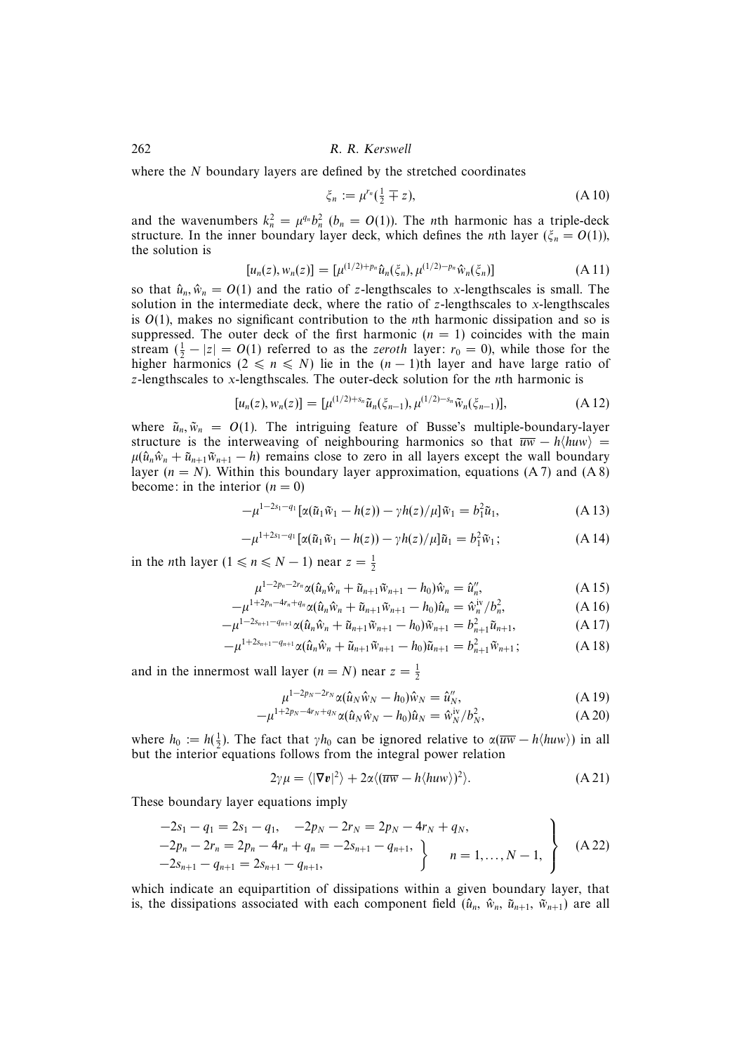where the $N$ boundary layers are defined by the stretched coordinates

$$\xi_n := \mu^{r_n}(\tfrac{1}{2} \mp z), \tag{A 10}$$

and the wavenumbers $k_n^2 = \mu^{q_n} b_n^2$ ($b_n = O(1)$). The $n$th harmonic has a triple-deck structure. In the inner boundary layer deck, which defines the $n$th layer ($\xi_n = O(1)$), the solution is

$$[u_n(z), w_n(z)] = [\mu^{(1/2)+p_n}\hat{u}_n(\xi_n), \mu^{(1/2)-p_n}\hat{w}_n(\xi_n)] \tag{A 11}$$

so that $\hat{u}_n, \hat{w}_n = O(1)$ and the ratio of $z$-lengthscales to $x$-lengthscales is small. The solution in the intermediate deck, where the ratio of $z$-lengthscales to $x$-lengthscales is $O(1)$, makes no significant contribution to the $n$th harmonic dissipation and so is suppressed. The outer deck of the first harmonic ($n = 1$) coincides with the main stream ($\frac{1}{2} - |z| = O(1)$ referred to as the *zeroth* layer: $r_0 = 0$), while those for the higher harmonics ($2 \leqslant n \leqslant N$) lie in the $(n-1)$th layer and have large ratio of $z$-lengthscales to $x$-lengthscales. The outer-deck solution for the $n$th harmonic is

$$[u_n(z), w_n(z)] = [\mu^{(1/2)+s_n}\tilde{u}_n(\xi_{n-1}), \mu^{(1/2)-s_n}\tilde{w}_n(\xi_{n-1})], \tag{A 12}$$

where $\tilde{u}_n, \tilde{w}_n = O(1)$. The intriguing feature of Busse's multiple-boundary-layer structure is the interweaving of neighbouring harmonics so that $\overline{uw} - h\langle huw\rangle = \mu(\hat{u}_n\hat{w}_n + \tilde{u}_{n+1}\tilde{w}_{n+1} - h)$ remains close to zero in all layers except the wall boundary layer ($n = N$). Within this boundary layer approximation, equations (A 7) and (A 8) become: in the interior ($n = 0$)

$$-\mu^{1-2s_1-q_1}[\alpha(\tilde{u}_1\tilde{w}_1 - h(z)) - \gamma h(z)/\mu]\tilde{w}_1 = b_1^2\tilde{u}_1, \tag{A 13}$$

$$-\mu^{1+2s_1-q_1}[\alpha(\tilde{u}_1\tilde{w}_1 - h) - \gamma h(z)/\mu]\tilde{u}_1 = b_1^2\tilde{w}_1; \tag{A 14}$$

in the $n$th layer ($1 \leqslant n \leqslant N-1$) near $z = \frac{1}{2}$

$$\mu^{1-2p_n-2r_n}\alpha(\hat{u}_n\hat{w}_n + \tilde{u}_{n+1}\tilde{w}_{n+1} - h_0)\hat{w}_n = \hat{u}_n'', \tag{A 15}$$

$$-\mu^{1+2p_n-4r_n+q_n}\alpha(\hat{u}_n\hat{w}_n + \tilde{u}_{n+1}\tilde{w}_{n+1} - h_0)\hat{u}_n = \hat{w}_n^{\text{iv}}/b_n^2, \tag{A 16}$$

$$-\mu^{1-2s_{n+1}-q_{n+1}}\alpha(\hat{u}_n\hat{w}_n + \tilde{u}_{n+1}\tilde{w}_{n+1} - h_0)\tilde{w}_{n+1} = b_{n+1}^2\tilde{u}_{n+1}, \tag{A 17}$$

$$-\mu^{1+2s_{n+1}-q_{n+1}}\alpha(\hat{u}_n\hat{w}_n + \tilde{u}_{n+1}\tilde{w}_{n+1} - h_0)\tilde{u}_{n+1} = b_{n+1}^2\tilde{w}_{n+1}; \tag{A 18}$$

and in the innermost wall layer ($n = N$) near $z = \frac{1}{2}$

$$\mu^{1-2p_N-2r_N}\alpha(\hat{u}_N\hat{w}_N - h_0)\hat{w}_N = \hat{u}_N'', \tag{A 19}$$

$$-\mu^{1+2p_N-4r_N+q_N}\alpha(\hat{u}_N\hat{w}_N - h_0)\hat{u}_N = \hat{w}_N^{\text{iv}}/b_N^2, \tag{A 20}$$

where $h_0 := h(\frac{1}{2})$. The fact that $\gamma h_0$ can be ignored relative to $\alpha(\overline{uw} - h\langle huw\rangle)$ in all but the interior equations follows from the integral power relation

$$2\gamma\mu = \langle|\nabla \boldsymbol{v}|^2\rangle + 2\alpha\langle(\overline{uw} - h\langle huw\rangle)^2\rangle. \tag{A 21}$$

These boundary layer equations imply

$$\left.\begin{array}{l} -2s_1 - q_1 = 2s_1 - q_1, \quad -2p_N - 2r_N = 2p_N - 4r_N + q_N, \\ \left.\begin{array}{l} -2p_n - 2r_n = 2p_n - 4r_n + q_n = -2s_{n+1} - q_{n+1}, \\ -2s_{n+1} - q_{n+1} = 2s_{n+1} - q_{n+1}, \end{array}\right\} \quad n = 1, \ldots, N-1, \end{array}\right\} \tag{A 22}$$

which indicate an equipartition of dissipations within a given boundary layer, that is, the dissipations associated with each component field ($\hat{u}_n$, $\hat{w}_n$, $\tilde{u}_{n+1}$, $\tilde{w}_{n+1}$) are all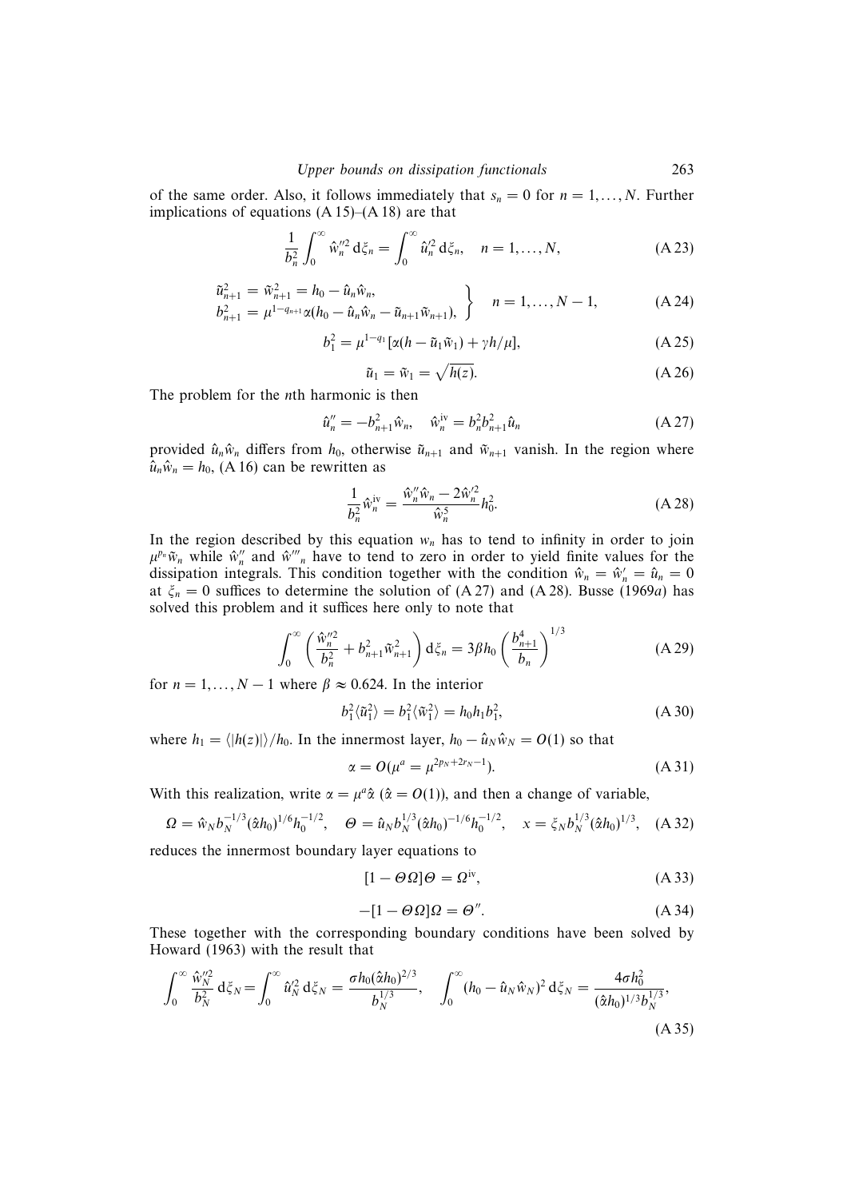of the same order. Also, it follows immediately that $s_n = 0$ for $n = 1, \ldots, N$. Further implications of equations (A 15)–(A 18) are that

$$\frac{1}{b_n^2}\int_0^\infty \hat{w}_n''^2 \, \mathrm{d}\xi_n = \int_0^\infty \hat{u}_n'^2 \, \mathrm{d}\xi_n, \quad n = 1, \ldots, N, \tag{A 23}$$

$$\left.\begin{aligned} \tilde{u}_{n+1}^2 &= \tilde{w}_{n+1}^2 = h_0 - \hat{u}_n\hat{w}_n, \\ b_{n+1}^2 &= \mu^{1-q_{n+1}}\alpha(h_0 - \hat{u}_n\hat{w}_n - \tilde{u}_{n+1}\tilde{w}_{n+1}), \end{aligned}\right\} \quad n = 1, \ldots, N-1, \tag{A 24}$$

$$b_1^2 = \mu^{1-q_1}[\alpha(h - \tilde{u}_1\tilde{w}_1) + \gamma h/\mu], \tag{A 25}$$

$$\tilde{u}_1 = \tilde{w}_1 = \sqrt{h(z)}. \tag{A 26}$$

The problem for the $n$th harmonic is then

$$\hat{u}_n'' = -b_{n+1}^2\hat{w}_n, \quad \hat{w}_n^{\mathrm{iv}} = b_n^2 b_{n+1}^2 \hat{u}_n \tag{A 27}$$

provided $\hat{u}_n\hat{w}_n$ differs from $h_0$, otherwise $\tilde{u}_{n+1}$ and $\tilde{w}_{n+1}$ vanish. In the region where $\hat{u}_n\hat{w}_n = h_0$, (A 16) can be rewritten as

$$\frac{1}{b_n^2}\hat{w}_n^{\mathrm{iv}} = \frac{\hat{w}_n''\hat{w}_n - 2\hat{w}_n'^2}{\hat{w}_n^5}h_0^2. \tag{A 28}$$

In the region described by this equation $w_n$ has to tend to infinity in order to join $\mu^{p_n}\tilde{w}_n$ while $\hat{w}_n''$ and $\hat{w}'''_n$ have to tend to zero in order to yield finite values for the dissipation integrals. This condition together with the condition $\hat{w}_n = \hat{w}_n' = \hat{u}_n = 0$ at $\xi_n = 0$ suffices to determine the solution of (A 27) and (A 28). Busse (1969*a*) has solved this problem and it suffices here only to note that

$$\int_0^\infty \left( \frac{\hat{w}_n''^2}{b_n^2} + b_{n+1}^2\tilde{w}_{n+1}^2 \right) \mathrm{d}\xi_n = 3\beta h_0 \left( \frac{b_{n+1}^4}{b_n} \right)^{1/3} \tag{A 29}$$

for $n = 1, \ldots, N-1$ where $\beta \approx 0.624$. In the interior

$$b_1^2\langle\tilde{u}_1^2\rangle = b_1^2\langle\tilde{w}_1^2\rangle = h_0 h_1 b_1^2, \tag{A 30}$$

where $h_1 = \langle|h(z)|\rangle/h_0$. In the innermost layer, $h_0 - \hat{u}_N\hat{w}_N = O(1)$ so that

$$\alpha = O(\mu^a = \mu^{2p_N + 2r_N - 1}). \tag{A 31}$$

With this realization, write $\alpha = \mu^a\hat{\alpha}$ ($\hat{\alpha} = O(1)$), and then a change of variable,

$$\Omega = \hat{w}_N b_N^{-1/3}(\hat{\alpha}h_0)^{1/6}h_0^{-1/2}, \quad \Theta = \hat{u}_N b_N^{1/3}(\hat{\alpha}h_0)^{-1/6}h_0^{-1/2}, \quad x = \xi_N b_N^{1/3}(\hat{\alpha}h_0)^{1/3}, \tag{A 32}$$

reduces the innermost boundary layer equations to

$$[1 - \Theta\Omega]\Theta = \Omega^{\mathrm{iv}}, \tag{A 33}$$

$$-[1 - \Theta\Omega]\Omega = \Theta''. \tag{A 34}$$

These together with the corresponding boundary conditions have been solved by Howard (1963) with the result that

$$\int_0^\infty \frac{\hat{w}_N''^2}{b_N^2} \, \mathrm{d}\xi_N = \int_0^\infty \hat{u}_N'^2 \, \mathrm{d}\xi_N = \frac{\sigma h_0(\hat{\alpha}h_0)^{2/3}}{b_N^{1/3}}, \quad \int_0^\infty (h_0 - \hat{u}_N\hat{w}_N)^2 \, \mathrm{d}\xi_N = \frac{4\sigma h_0^2}{(\hat{\alpha}h_0)^{1/3}b_N^{1/3}}, \tag{A 35}$$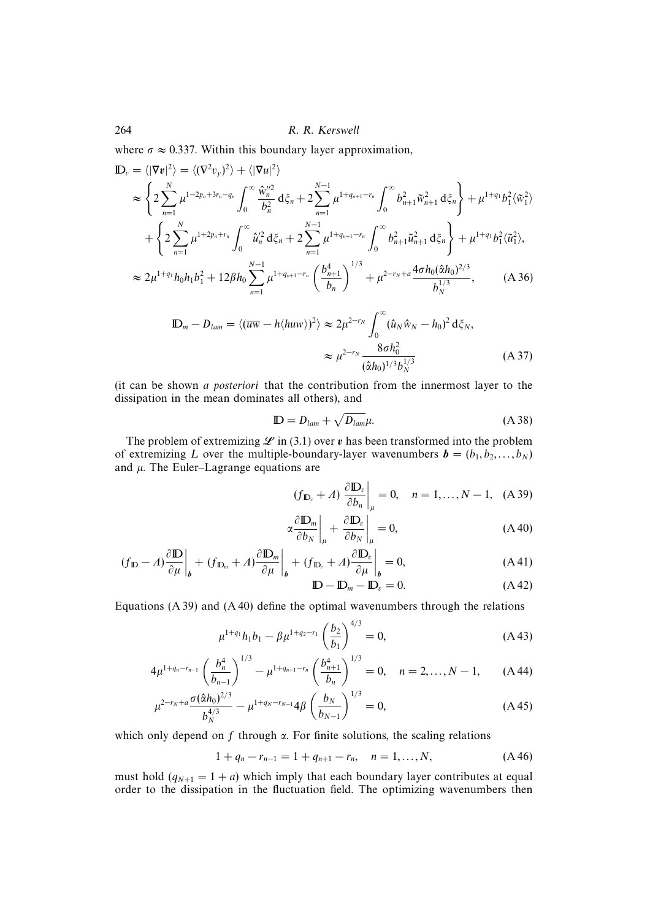where $\sigma \approx 0.337$. Within this boundary layer approximation,

$$
\begin{aligned}
\mathbb{D}_v &= \langle |\nabla \boldsymbol{v}|^2 \rangle = \langle (\nabla^2 v_y)^2 \rangle + \langle |\nabla u|^2 \rangle \\
&\approx \left\{ 2 \sum_{n=1}^{N} \mu^{1-2p_n+3r_n-q_n} \int_0^\infty \frac{\hat{w}_n''^2}{b_n^2} \, \mathrm{d}\xi_n + 2 \sum_{n=1}^{N-1} \mu^{1+q_{n+1}-r_n} \int_0^\infty b_{n+1}^2 \tilde{w}_{n+1}^2 \, \mathrm{d}\xi_n \right\} + \mu^{1+q_1} b_1^2 \langle \tilde{w}_1^2 \rangle \\
&\quad + \left\{ 2 \sum_{n=1}^{N} \mu^{1+2p_n+r_n} \int_0^\infty \hat{u}_n'^2 \, \mathrm{d}\xi_n + 2 \sum_{n=1}^{N-1} \mu^{1+q_{n+1}-r_n} \int_0^\infty b_{n+1}^2 \tilde{u}_{n+1}^2 \, \mathrm{d}\xi_n \right\} + \mu^{1+q_1} b_1^2 \langle \tilde{u}_1^2 \rangle, \\
&\approx 2\mu^{1+q_1} h_0 h_1 b_1^2 + 12\beta h_0 \sum_{n=1}^{N-1} \mu^{1+q_{n+1}-r_n} \left( \frac{b_{n+1}^4}{b_n} \right)^{1/3} + \mu^{2-r_N+a} \frac{4\sigma h_0 (\hat{\alpha} h_0)^{2/3}}{b_N^{1/3}}, \qquad \text{(A 36)}
\end{aligned}
$$

$$
\begin{aligned}
\mathbb{D}_m - D_{lam} = \langle (\overline{uw} - h\langle huw \rangle)^2 \rangle &\approx 2\mu^{2-r_N} \int_0^\infty (\hat{u}_N \hat{w}_N - h_0)^2 \, \mathrm{d}\xi_N, \\
&\approx \mu^{2-r_N} \frac{8\sigma h_0^2}{(\hat{\alpha} h_0)^{1/3} b_N^{1/3}} \qquad \text{(A 37)}
\end{aligned}
$$

(it can be shown *a posteriori* that the contribution from the innermost layer to the dissipation in the mean dominates all others), and

$$
\mathbb{D} = D_{lam} + \sqrt{D_{lam}} \mu. \qquad \text{(A 38)}
$$

The problem of extremizing $\mathscr{L}$ in (3.1) over $\boldsymbol{v}$ has been transformed into the problem of extremizing $L$ over the multiple-boundary-layer wavenumbers $\boldsymbol{b} = (b_1, b_2, \ldots, b_N)$ and $\mu$. The Euler–Lagrange equations are

$$
(f_{\mathbb{D}_v} + \Lambda) \left. \frac{\partial \mathbb{D}_v}{\partial b_n} \right|_\mu = 0, \quad n = 1, \ldots, N-1, \quad \text{(A 39)}
$$

$$
\alpha \left. \frac{\partial \mathbb{D}_m}{\partial b_N} \right|_\mu + \left. \frac{\partial \mathbb{D}_v}{\partial b_N} \right|_\mu = 0, \qquad \text{(A 40)}
$$

$$
(f_{\mathbb{D}} - \Lambda) \left. \frac{\partial \mathbb{D}}{\partial \mu} \right|_{\boldsymbol{b}} + (f_{\mathbb{D}_m} + \Lambda) \left. \frac{\partial \mathbb{D}_m}{\partial \mu} \right|_{\boldsymbol{b}} + (f_{\mathbb{D}_v} + \Lambda) \left. \frac{\partial \mathbb{D}_v}{\partial \mu} \right|_{\boldsymbol{b}} = 0, \qquad \text{(A 41)}
$$

$$
\mathbb{D} - \mathbb{D}_m - \mathbb{D}_v = 0. \qquad \text{(A 42)}
$$

Equations (A 39) and (A 40) define the optimal wavenumbers through the relations

$$
\mu^{1+q_1} h_1 b_1 - \beta \mu^{1+q_2-r_1} \left( \frac{b_2}{b_1} \right)^{4/3} = 0, \qquad \text{(A 43)}
$$

$$
4\mu^{1+q_n-r_{n-1}} \left( \frac{b_n^4}{b_{n-1}} \right)^{1/3} - \mu^{1+q_{n+1}-r_n} \left( \frac{b_{n+1}^4}{b_n} \right)^{1/3} = 0, \quad n = 2, \ldots, N-1, \qquad \text{(A 44)}
$$

$$
\mu^{2-r_N+a} \frac{\sigma (\hat{\alpha} h_0)^{2/3}}{b_N^{4/3}} - \mu^{1+q_N-r_{N-1}} 4\beta \left( \frac{b_N}{b_{N-1}} \right)^{1/3} = 0, \qquad \text{(A 45)}
$$

which only depend on $f$ through $\alpha$. For finite solutions, the scaling relations

$$
1 + q_n - r_{n-1} = 1 + q_{n+1} - r_n, \quad n = 1, \ldots, N, \qquad \text{(A 46)}
$$

must hold ($q_{N+1} = 1 + a$) which imply that each boundary layer contributes at equal order to the dissipation in the fluctuation field. The optimizing wavenumbers then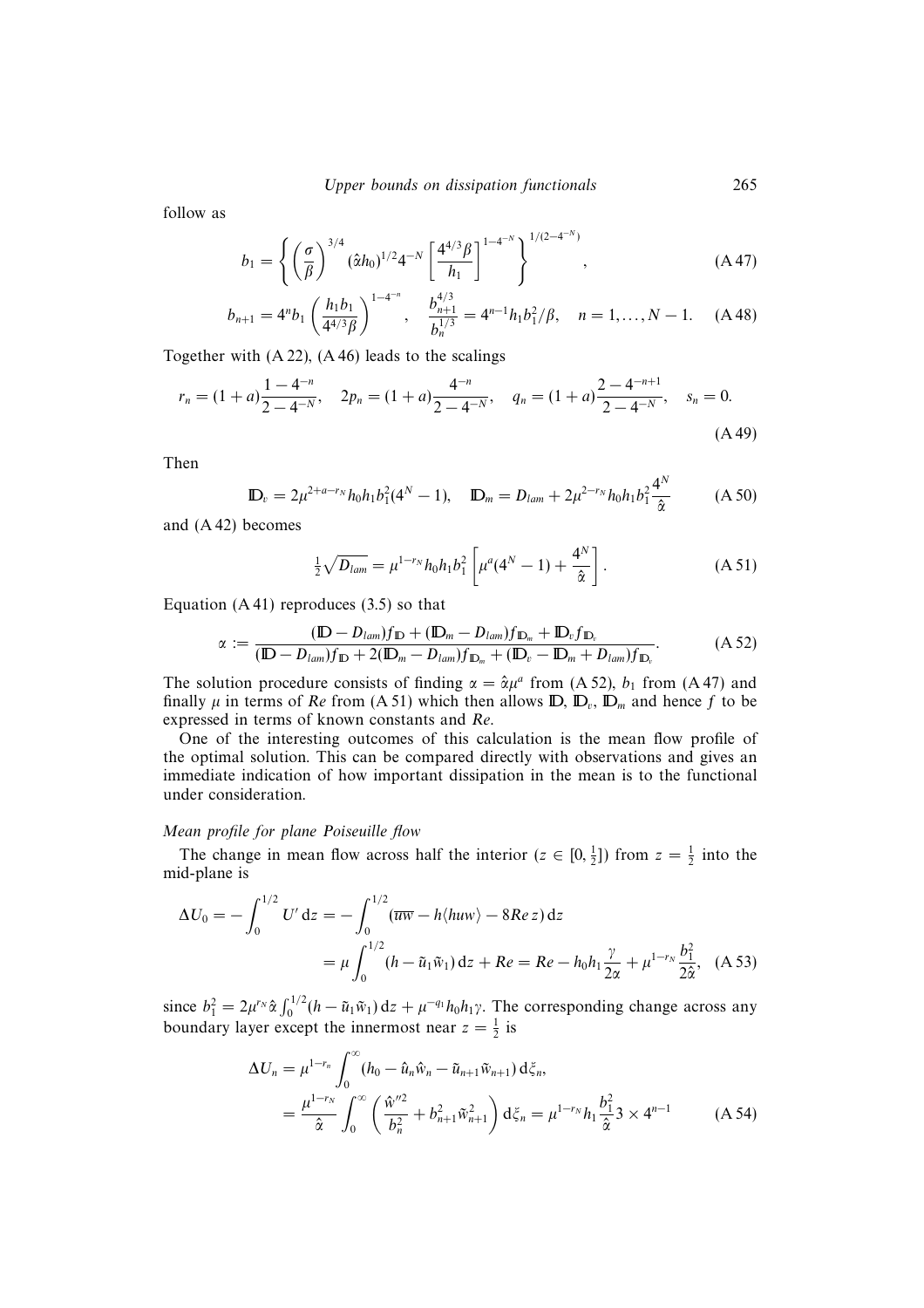follow as

$$b_1 = \left\{ \left(\frac{\sigma}{\beta}\right)^{3/4} (\hat{\alpha}h_0)^{1/2} 4^{-N} \left[\frac{4^{4/3}\beta}{h_1}\right]^{1-4^{-N}} \right\}^{1/(2-4^{-N})}, \tag{A 47}$$

$$b_{n+1} = 4^n b_1 \left(\frac{h_1 b_1}{4^{4/3}\beta}\right)^{1-4^{-n}}, \quad \frac{b_{n+1}^{4/3}}{b_n^{1/3}} = 4^{n-1} h_1 b_1^2/\beta, \quad n = 1, \ldots, N-1. \tag{A 48}$$

Together with (A 22), (A 46) leads to the scalings

$$r_n = (1+a)\frac{1-4^{-n}}{2-4^{-N}}, \quad 2p_n = (1+a)\frac{4^{-n}}{2-4^{-N}}, \quad q_n = (1+a)\frac{2-4^{-n+1}}{2-4^{-N}}, \quad s_n = 0. \tag{A 49}$$

Then

$$\mathbb{D}_v = 2\mu^{2+a-r_N} h_0 h_1 b_1^2 (4^N - 1), \quad \mathbb{D}_m = D_{lam} + 2\mu^{2-r_N} h_0 h_1 b_1^2 \frac{4^N}{\hat{\alpha}} \tag{A 50}$$

and (A 42) becomes

$$\tfrac{1}{2}\sqrt{D_{lam}} = \mu^{1-r_N} h_0 h_1 b_1^2 \left[\mu^a (4^N - 1) + \frac{4^N}{\hat{\alpha}}\right]. \tag{A 51}$$

Equation (A 41) reproduces (3.5) so that

$$\alpha := \frac{(\mathbb{D} - D_{lam}) f_{\mathbb{D}} + (\mathbb{D}_m - D_{lam}) f_{\mathbb{D}_m} + \mathbb{D}_v f_{\mathbb{D}_v}}{(\mathbb{D} - D_{lam}) f_{\mathbb{D}} + 2(\mathbb{D}_m - D_{lam}) f_{\mathbb{D}_m} + (\mathbb{D}_v - \mathbb{D}_m + D_{lam}) f_{\mathbb{D}_v}}. \tag{A 52}$$

The solution procedure consists of finding $\alpha = \hat{\alpha}\mu^a$ from (A 52), $b_1$ from (A 47) and finally $\mu$ in terms of $Re$ from (A 51) which then allows $\mathbb{D}$, $\mathbb{D}_v$, $\mathbb{D}_m$ and hence $f$ to be expressed in terms of known constants and $Re$.

One of the interesting outcomes of this calculation is the mean flow profile of the optimal solution. This can be compared directly with observations and gives an immediate indication of how important dissipation in the mean is to the functional under consideration.

*Mean profile for plane Poiseuille flow*

The change in mean flow across half the interior ($z \in [0, \frac{1}{2}]$) from $z = \frac{1}{2}$ into the mid-plane is

$$\begin{aligned}
\Delta U_0 = -\int_0^{1/2} U' \, \mathrm{d}z &= -\int_0^{1/2} (\overline{uw} - h\langle huw\rangle - 8Re\, z) \, \mathrm{d}z \\
&= \mu \int_0^{1/2} (h - \tilde{u}_1 \tilde{w}_1) \, \mathrm{d}z + Re = Re - h_0 h_1 \frac{\gamma}{2\alpha} + \mu^{1-r_N} \frac{b_1^2}{2\hat{\alpha}},
\end{aligned} \tag{A 53}$$

since $b_1^2 = 2\mu^{r_N}\hat{\alpha}\int_0^{1/2}(h - \tilde{u}_1\tilde{w}_1)\,\mathrm{d}z + \mu^{-q_1} h_0 h_1 \gamma$. The corresponding change across any boundary layer except the innermost near $z = \frac{1}{2}$ is

$$\begin{aligned}
\Delta U_n &= \mu^{1-r_n} \int_0^\infty (h_0 - \hat{u}_n \hat{w}_n - \tilde{u}_{n+1}\tilde{w}_{n+1}) \, \mathrm{d}\xi_n, \\
&= \frac{\mu^{1-r_N}}{\hat{\alpha}} \int_0^\infty \left(\frac{\hat{w}''^2}{b_n^2} + b_{n+1}^2 \tilde{w}_{n+1}^2\right) \mathrm{d}\xi_n = \mu^{1-r_N} h_1 \frac{b_1^2}{\hat{\alpha}} 3 \times 4^{n-1}
\end{aligned} \tag{A 54}$$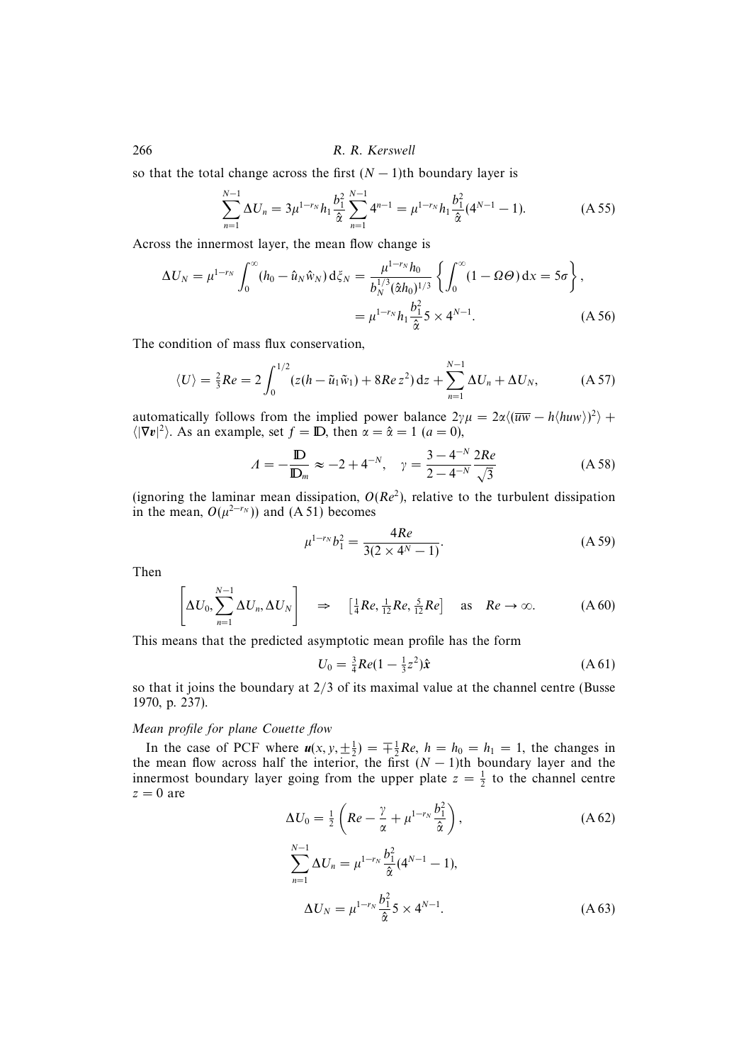so that the total change across the first $(N-1)$th boundary layer is

$$\sum_{n=1}^{N-1} \Delta U_n = 3\mu^{1-r_N} h_1 \frac{b_1^2}{\hat{\alpha}} \sum_{n=1}^{N-1} 4^{n-1} = \mu^{1-r_N} h_1 \frac{b_1^2}{\hat{\alpha}} (4^{N-1}-1). \tag{A 55}$$

Across the innermost layer, the mean flow change is

$$\Delta U_N = \mu^{1-r_N} \int_0^\infty (h_0 - \hat{u}_N \hat{w}_N)\, \mathrm{d}\xi_N = \frac{\mu^{1-r_N} h_0}{b_N^{1/3} (\hat{\alpha} h_0)^{1/3}} \left\{ \int_0^\infty (1 - \Omega\Theta)\, \mathrm{d}x = 5\sigma \right\},$$
$$= \mu^{1-r_N} h_1 \frac{b_1^2}{\hat{\alpha}} 5 \times 4^{N-1}. \tag{A 56}$$

The condition of mass flux conservation,

$$\langle U \rangle = \tfrac{2}{3} Re = 2 \int_0^{1/2} (z(h - \tilde{u}_1 \tilde{w}_1) + 8Re\, z^2)\, \mathrm{d}z + \sum_{n=1}^{N-1} \Delta U_n + \Delta U_N, \tag{A 57}$$

automatically follows from the implied power balance $2\gamma\mu = 2\alpha\langle(\overline{uw} - h\langle huw\rangle)^2\rangle + \langle|\nabla \boldsymbol{v}|^2\rangle$. As an example, set $f = \mathbb{D}$, then $\alpha = \hat{\alpha} = 1$ $(a = 0)$,

$$\Lambda = -\frac{\mathbb{D}}{\mathbb{D}_m} \approx -2 + 4^{-N}, \quad \gamma = \frac{3 - 4^{-N}}{2 - 4^{-N}} \frac{2Re}{\sqrt{3}} \tag{A 58}$$

(ignoring the laminar mean dissipation, $O(Re^2)$, relative to the turbulent dissipation in the mean, $O(\mu^{2-r_N})$) and (A 51) becomes

$$\mu^{1-r_N} b_1^2 = \frac{4Re}{3(2 \times 4^N - 1)}. \tag{A 59}$$

Then

$$\left[ \Delta U_0, \sum_{n=1}^{N-1} \Delta U_n, \Delta U_N \right] \quad \Rightarrow \quad \left[ \tfrac{1}{4} Re, \tfrac{1}{12} Re, \tfrac{5}{12} Re \right] \quad \text{as} \quad Re \to \infty. \tag{A 60}$$

This means that the predicted asymptotic mean profile has the form

$$U_0 = \tfrac{3}{4} Re (1 - \tfrac{1}{3} z^2) \hat{\boldsymbol{x}} \tag{A 61}$$

so that it joins the boundary at 2/3 of its maximal value at the channel centre (Busse 1970, p. 237).

*Mean profile for plane Couette flow*

In the case of PCF where $\boldsymbol{u}(x, y, \pm\frac{1}{2}) = \mp\frac{1}{2} Re$, $h = h_0 = h_1 = 1$, the changes in the mean flow across half the interior, the first $(N-1)$th boundary layer and the innermost boundary layer going from the upper plate $z = \frac{1}{2}$ to the channel centre $z = 0$ are

$$\Delta U_0 = \tfrac{1}{2} \left( Re - \frac{\gamma}{\alpha} + \mu^{1-r_N} \frac{b_1^2}{\hat{\alpha}} \right), \tag{A 62}$$

$$\sum_{n=1}^{N-1} \Delta U_n = \mu^{1-r_N} \frac{b_1^2}{\hat{\alpha}} (4^{N-1} - 1),$$

$$\Delta U_N = \mu^{1-r_N} \frac{b_1^2}{\hat{\alpha}} 5 \times 4^{N-1}. \tag{A 63}$$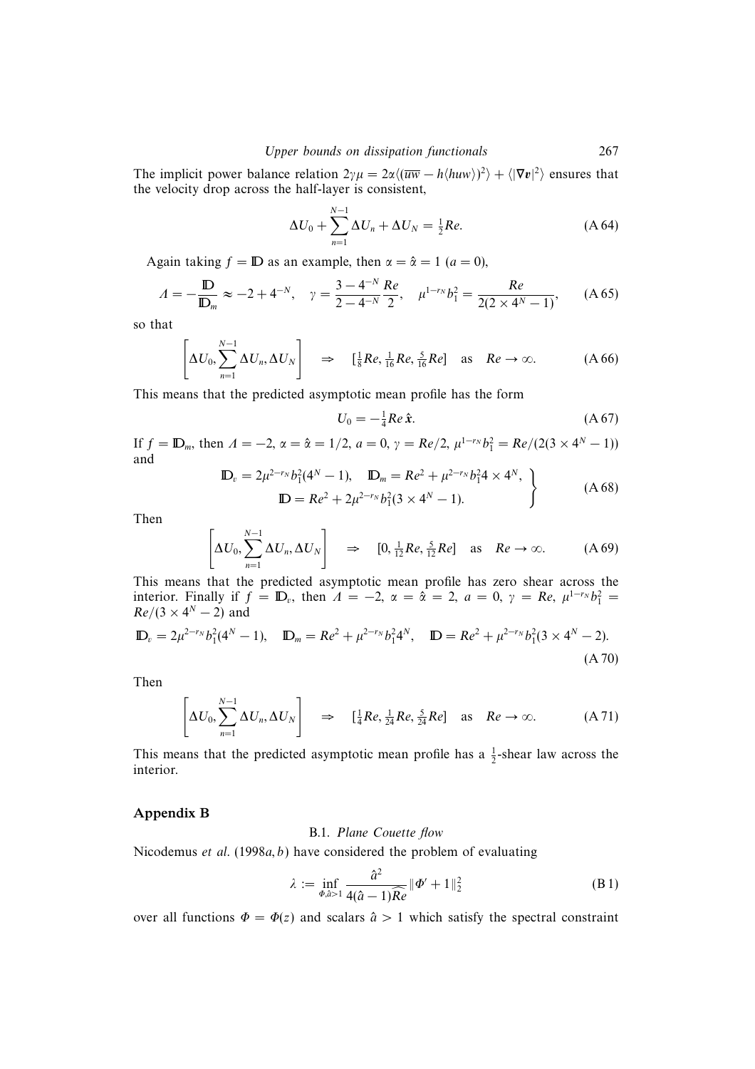The implicit power balance relation $2\gamma\mu = 2\alpha\langle(\overline{uw} - h\langle huw\rangle)^2\rangle + \langle|\nabla \boldsymbol{v}|^2\rangle$ ensures that the velocity drop across the half-layer is consistent,

$$\Delta U_0 + \sum_{n=1}^{N-1} \Delta U_n + \Delta U_N = \tfrac{1}{2} Re. \tag{A 64}$$

Again taking $f = \mathbb{D}$ as an example, then $\alpha = \hat{\alpha} = 1$ ($a = 0$),

$$\Lambda = -\frac{\mathbb{D}}{\mathbb{D}_m} \approx -2 + 4^{-N}, \quad \gamma = \frac{3 - 4^{-N}}{2 - 4^{-N}} \frac{Re}{2}, \quad \mu^{1-r_N} b_1^2 = \frac{Re}{2(2 \times 4^N - 1)}, \tag{A 65}$$

so that

$$\left[\Delta U_0, \sum_{n=1}^{N-1} \Delta U_n, \Delta U_N\right] \quad \Rightarrow \quad [\tfrac{1}{8} Re, \tfrac{1}{16} Re, \tfrac{5}{16} Re] \quad \text{as} \quad Re \to \infty. \tag{A 66}$$

This means that the predicted asymptotic mean profile has the form

$$U_0 = -\tfrac{1}{4} Re\, \hat{\boldsymbol{x}}. \tag{A 67}$$

If $f = \mathbb{D}_m$, then $\Lambda = -2$, $\alpha = \hat{\alpha} = 1/2$, $a = 0$, $\gamma = Re/2$, $\mu^{1-r_N} b_1^2 = Re/(2(3 \times 4^N - 1))$ and

$$\left.\begin{aligned} \mathbb{D}_v = 2\mu^{2-r_N} b_1^2 (4^N - 1), \quad \mathbb{D}_m = Re^2 + \mu^{2-r_N} b_1^2 4 \times 4^N, \\ \mathbb{D} = Re^2 + 2\mu^{2-r_N} b_1^2 (3 \times 4^N - 1). \end{aligned}\right\} \tag{A 68}$$

Then

$$\left[\Delta U_0, \sum_{n=1}^{N-1} \Delta U_n, \Delta U_N\right] \quad \Rightarrow \quad [0, \tfrac{1}{12} Re, \tfrac{5}{12} Re] \quad \text{as} \quad Re \to \infty. \tag{A 69}$$

This means that the predicted asymptotic mean profile has zero shear across the interior. Finally if $f = \mathbb{D}_v$, then $\Lambda = -2$, $\alpha = \hat{\alpha} = 2$, $a = 0$, $\gamma = Re$, $\mu^{1-r_N} b_1^2 = Re/(3 \times 4^N - 2)$ and

$$\mathbb{D}_v = 2\mu^{2-r_N} b_1^2 (4^N - 1), \quad \mathbb{D}_m = Re^2 + \mu^{2-r_N} b_1^2 4^N, \quad \mathbb{D} = Re^2 + \mu^{2-r_N} b_1^2 (3 \times 4^N - 2). \tag{A 70}$$

Then

$$\left[\Delta U_0, \sum_{n=1}^{N-1} \Delta U_n, \Delta U_N\right] \quad \Rightarrow \quad [\tfrac{1}{4} Re, \tfrac{1}{24} Re, \tfrac{5}{24} Re] \quad \text{as} \quad Re \to \infty. \tag{A 71}$$

This means that the predicted asymptotic mean profile has a $\frac{1}{2}$-shear law across the interior.

## Appendix B

### B.1. *Plane Couette flow*

Nicodemus *et al.* (1998*a*, *b*) have considered the problem of evaluating

$$\lambda := \inf_{\Phi, \hat{a} > 1} \frac{\hat{a}^2}{4(\hat{a} - 1)\widehat{Re}} \|\Phi' + 1\|_2^2 \tag{B 1}$$

over all functions $\Phi = \Phi(z)$ and scalars $\hat{a} > 1$ which satisfy the spectral constraint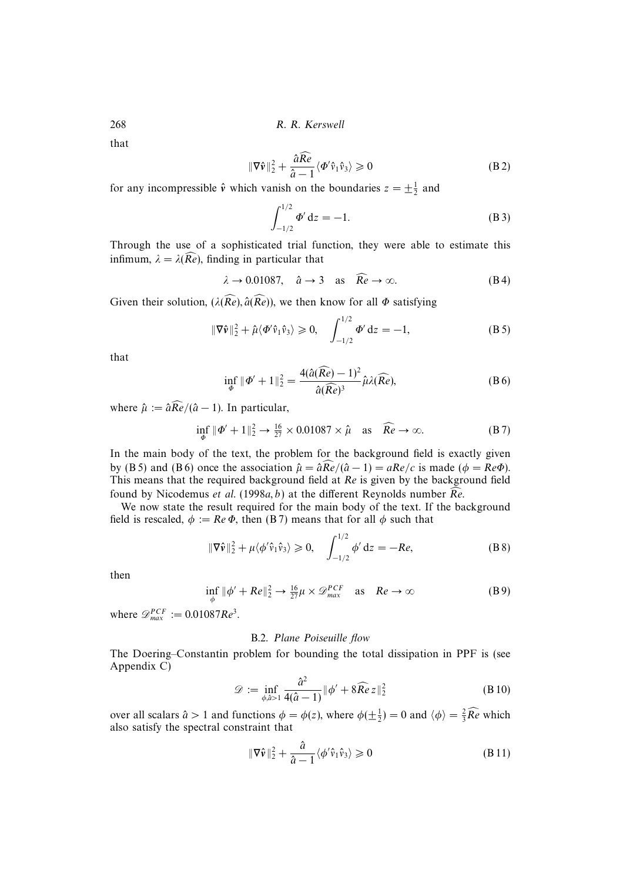that

$$\|\nabla \hat{\boldsymbol{v}}\|_2^2 + \frac{\hat{a}\widehat{Re}}{\hat{a}-1}\langle \Phi' \hat{v}_1 \hat{v}_3 \rangle \geqslant 0 \tag{B 2}$$

for any incompressible $\hat{\boldsymbol{v}}$ which vanish on the boundaries $z = \pm\frac{1}{2}$ and

$$\int_{-1/2}^{1/2} \Phi' \,\mathrm{d}z = -1. \tag{B 3}$$

Through the use of a sophisticated trial function, they were able to estimate this infimum, $\lambda = \lambda(\widehat{Re})$, finding in particular that

$$\lambda \to 0.01087, \quad \hat{a} \to 3 \quad \text{as} \quad \widehat{Re} \to \infty. \tag{B 4}$$

Given their solution, $(\lambda(\widehat{Re}), \hat{a}(\widehat{Re}))$, we then know for all $\Phi$ satisfying

$$\|\nabla \hat{\boldsymbol{v}}\|_2^2 + \hat{\mu}\langle \Phi' \hat{v}_1 \hat{v}_3 \rangle \geqslant 0, \quad \int_{-1/2}^{1/2} \Phi' \,\mathrm{d}z = -1, \tag{B 5}$$

that

$$\inf_{\Phi} \|\Phi' + 1\|_2^2 = \frac{4(\hat{a}(\widehat{Re}) - 1)^2}{\hat{a}(\widehat{Re})^3}\hat{\mu}\lambda(\widehat{Re}), \tag{B 6}$$

where $\hat{\mu} := \hat{a}\widehat{Re}/(\hat{a}-1)$. In particular,

$$\inf_{\Phi} \|\Phi' + 1\|_2^2 \to \tfrac{16}{27} \times 0.01087 \times \hat{\mu} \quad \text{as} \quad \widehat{Re} \to \infty. \tag{B 7}$$

In the main body of the text, the problem for the background field is exactly given by (B 5) and (B 6) once the association $\hat{\mu} = \hat{a}\widehat{Re}/(\hat{a}-1) = aRe/c$ is made ($\phi = Re\Phi$). This means that the required background field at $Re$ is given by the background field found by Nicodemus *et al.* (1998*a*, *b*) at the different Reynolds number $\widehat{Re}$.

We now state the result required for the main body of the text. If the background field is rescaled, $\phi := Re\,\Phi$, then (B 7) means that for all $\phi$ such that

$$\|\nabla \hat{\boldsymbol{v}}\|_2^2 + \mu\langle \phi' \hat{v}_1 \hat{v}_3 \rangle \geqslant 0, \quad \int_{-1/2}^{1/2} \phi' \,\mathrm{d}z = -Re, \tag{B 8}$$

then

$$\inf_{\phi} \|\phi' + Re\|_2^2 \to \tfrac{16}{27}\mu \times \mathscr{D}_{max}^{PCF} \quad \text{as} \quad Re \to \infty \tag{B 9}$$

where $\mathscr{D}_{max}^{PCF} := 0.01087Re^3$.

### B.2. *Plane Poiseuille flow*

The Doering–Constantin problem for bounding the total dissipation in PPF is (see Appendix C)

$$\mathscr{D} := \inf_{\phi, \hat{a}>1} \frac{\hat{a}^2}{4(\hat{a}-1)}\|\phi' + 8\widehat{Re}\,z\|_2^2 \tag{B 10}$$

over all scalars $\hat{a} > 1$ and functions $\phi = \phi(z)$, where $\phi(\pm\frac{1}{2}) = 0$ and $\langle \phi \rangle = \frac{2}{3}\widehat{Re}$ which also satisfy the spectral constraint that

$$\|\nabla \hat{\boldsymbol{v}}\|_2^2 + \frac{\hat{a}}{\hat{a}-1}\langle \phi' \hat{v}_1 \hat{v}_3 \rangle \geqslant 0 \tag{B 11}$$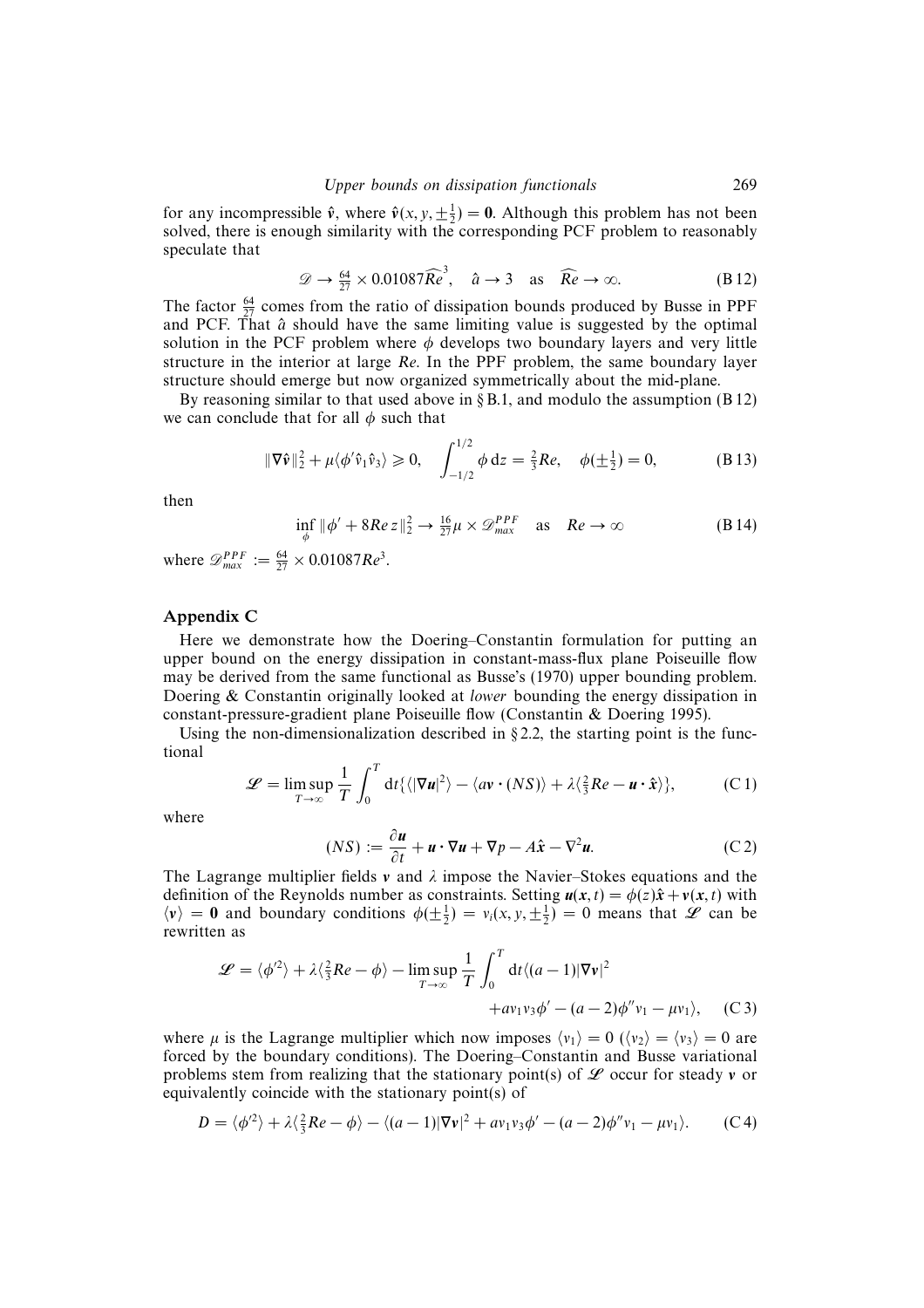for any incompressible $\hat{\boldsymbol{v}}$, where $\hat{\boldsymbol{v}}(x, y, \pm\frac{1}{2}) = \mathbf{0}$. Although this problem has not been solved, there is enough similarity with the corresponding PCF problem to reasonably speculate that

$$\mathscr{D} \to \tfrac{64}{27} \times 0.01087\widehat{Re}^3, \quad \hat{a} \to 3 \quad \text{as} \quad \widehat{Re} \to \infty. \tag{B 12}$$

The factor $\frac{64}{27}$ comes from the ratio of dissipation bounds produced by Busse in PPF and PCF. That $\hat{a}$ should have the same limiting value is suggested by the optimal solution in the PCF problem where $\phi$ develops two boundary layers and very little structure in the interior at large $Re$. In the PPF problem, the same boundary layer structure should emerge but now organized symmetrically about the mid-plane.

By reasoning similar to that used above in § B.1, and modulo the assumption (B 12) we can conclude that for all $\phi$ such that

$$\|\nabla\hat{\boldsymbol{v}}\|_2^2 + \mu\langle\phi'\hat{v}_1\hat{v}_3\rangle \geqslant 0, \quad \int_{-1/2}^{1/2} \phi \, \mathrm{d}z = \tfrac{2}{3}Re, \quad \phi(\pm\tfrac{1}{2}) = 0, \tag{B 13}$$

then

$$\inf_{\phi} \|\phi' + 8Re\, z\|_2^2 \to \tfrac{16}{27}\mu \times \mathscr{D}_{max}^{PPF} \quad \text{as} \quad Re \to \infty \tag{B 14}$$

where $\mathscr{D}_{max}^{PPF} := \frac{64}{27} \times 0.01087Re^3$.

## Appendix C

Here we demonstrate how the Doering–Constantin formulation for putting an upper bound on the energy dissipation in constant-mass-flux plane Poiseuille flow may be derived from the same functional as Busse's (1970) upper bounding problem. Doering & Constantin originally looked at *lower* bounding the energy dissipation in constant-pressure-gradient plane Poiseuille flow (Constantin & Doering 1995).

Using the non-dimensionalization described in § 2.2, the starting point is the functional

$$\mathscr{L} = \limsup_{T\to\infty} \frac{1}{T}\int_0^T \mathrm{d}t\{\langle|\nabla\boldsymbol{u}|^2\rangle - \langle a\boldsymbol{v}\cdot(NS)\rangle + \lambda\langle\tfrac{2}{3}Re - \boldsymbol{u}\cdot\hat{\boldsymbol{x}}\rangle\}, \tag{C 1}$$

where

$$(NS) := \frac{\partial\boldsymbol{u}}{\partial t} + \boldsymbol{u}\cdot\nabla\boldsymbol{u} + \nabla p - A\hat{\boldsymbol{x}} - \nabla^2\boldsymbol{u}. \tag{C 2}$$

The Lagrange multiplier fields $\boldsymbol{v}$ and $\lambda$ impose the Navier–Stokes equations and the definition of the Reynolds number as constraints. Setting $\boldsymbol{u}(\boldsymbol{x}, t) = \phi(z)\hat{\boldsymbol{x}} + \boldsymbol{v}(\boldsymbol{x}, t)$ with $\langle\boldsymbol{v}\rangle = \mathbf{0}$ and boundary conditions $\phi(\pm\frac{1}{2}) = v_i(x, y, \pm\frac{1}{2}) = 0$ means that $\mathscr{L}$ can be rewritten as

$$\mathscr{L} = \langle\phi'^2\rangle + \lambda\langle\tfrac{2}{3}Re - \phi\rangle - \limsup_{T\to\infty}\frac{1}{T}\int_0^T \mathrm{d}t\langle(a-1)|\nabla\boldsymbol{v}|^2 + av_1v_3\phi' - (a-2)\phi''v_1 - \mu v_1\rangle, \tag{C 3}$$

where $\mu$ is the Lagrange multiplier which now imposes $\langle v_1\rangle = 0$ ($\langle v_2\rangle = \langle v_3\rangle = 0$ are forced by the boundary conditions). The Doering–Constantin and Busse variational problems stem from realizing that the stationary point(s) of $\mathscr{L}$ occur for steady $\boldsymbol{v}$ or equivalently coincide with the stationary point(s) of

$$D = \langle\phi'^2\rangle + \lambda\langle\tfrac{2}{3}Re - \phi\rangle - \langle(a-1)|\nabla\boldsymbol{v}|^2 + av_1v_3\phi' - (a-2)\phi''v_1 - \mu v_1\rangle. \tag{C 4}$$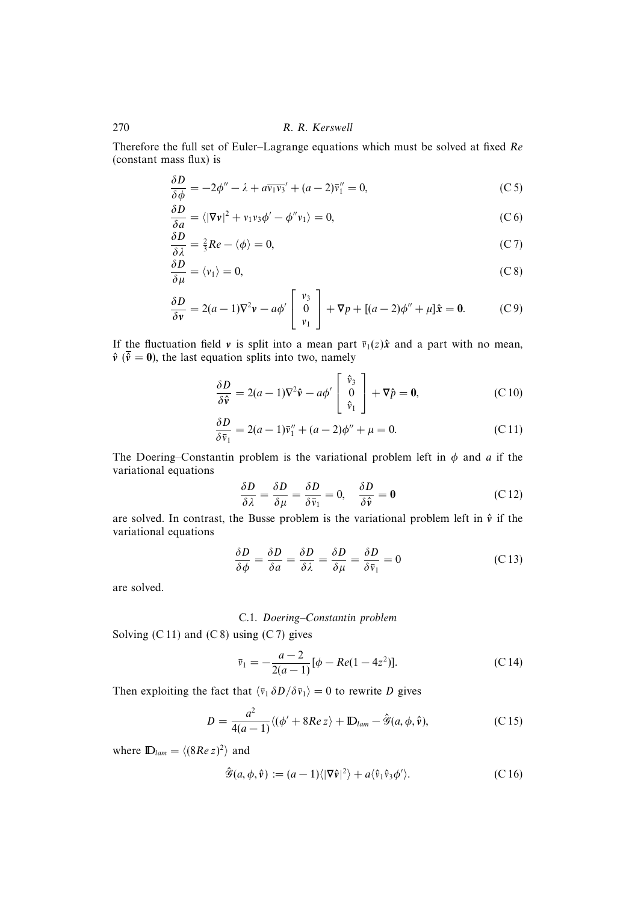Therefore the full set of Euler–Lagrange equations which must be solved at fixed $Re$ (constant mass flux) is

$$\frac{\delta D}{\delta \phi} = -2\phi'' - \lambda + a\overline{v_1 v_3}' + (a-2)\bar{v}_1'' = 0, \tag{C 5}$$

$$\frac{\delta D}{\delta a} = \langle |\nabla \boldsymbol{v}|^2 + v_1 v_3 \phi' - \phi'' v_1 \rangle = 0, \tag{C 6}$$

$$\frac{\delta D}{\delta \lambda} = \tfrac{2}{3}Re - \langle \phi \rangle = 0, \tag{C 7}$$

$$\frac{\delta D}{\delta \mu} = \langle v_1 \rangle = 0, \tag{C 8}$$

$$\frac{\delta D}{\delta \boldsymbol{v}} = 2(a-1)\nabla^2 \boldsymbol{v} - a\phi' \begin{bmatrix} v_3 \\ 0 \\ v_1 \end{bmatrix} + \nabla p + [(a-2)\phi'' + \mu]\hat{\boldsymbol{x}} = \boldsymbol{0}. \tag{C 9}$$

If the fluctuation field $\boldsymbol{v}$ is split into a mean part $\bar{v}_1(z)\hat{\boldsymbol{x}}$ and a part with no mean, $\hat{\boldsymbol{v}}$ ($\bar{\hat{\boldsymbol{v}}} = \boldsymbol{0}$), the last equation splits into two, namely

$$\frac{\delta D}{\delta \hat{\boldsymbol{v}}} = 2(a-1)\nabla^2 \hat{\boldsymbol{v}} - a\phi' \begin{bmatrix} \hat{v}_3 \\ 0 \\ \hat{v}_1 \end{bmatrix} + \nabla \hat{p} = \boldsymbol{0}, \tag{C 10}$$

$$\frac{\delta D}{\delta \bar{v}_1} = 2(a-1)\bar{v}_1'' + (a-2)\phi'' + \mu = 0. \tag{C 11}$$

The Doering–Constantin problem is the variational problem left in $\phi$ and $a$ if the variational equations

$$\frac{\delta D}{\delta \lambda} = \frac{\delta D}{\delta \mu} = \frac{\delta D}{\delta \bar{v}_1} = 0, \quad \frac{\delta D}{\delta \hat{\boldsymbol{v}}} = \boldsymbol{0} \tag{C 12}$$

are solved. In contrast, the Busse problem is the variational problem left in $\hat{\boldsymbol{v}}$ if the variational equations

$$\frac{\delta D}{\delta \phi} = \frac{\delta D}{\delta a} = \frac{\delta D}{\delta \lambda} = \frac{\delta D}{\delta \mu} = \frac{\delta D}{\delta \bar{v}_1} = 0 \tag{C 13}$$

are solved.

### C.1. *Doering–Constantin problem*

Solving (C 11) and (C 8) using (C 7) gives

$$\bar{v}_1 = -\frac{a-2}{2(a-1)}[\phi - Re(1-4z^2)]. \tag{C 14}$$

Then exploiting the fact that $\langle \bar{v}_1 \, \delta D / \delta \bar{v}_1 \rangle = 0$ to rewrite $D$ gives

$$D = \frac{a^2}{4(a-1)}\langle (\phi' + 8Re\, z\rangle + \mathbb{D}_{lam} - \hat{\mathscr{G}}(a, \phi, \hat{\boldsymbol{v}}), \tag{C 15}$$

where $\mathbb{D}_{lam} = \langle (8Re\, z)^2 \rangle$ and

$$\hat{\mathscr{G}}(a, \phi, \hat{\boldsymbol{v}}) := (a-1)\langle |\nabla \hat{\boldsymbol{v}}|^2 \rangle + a\langle \hat{v}_1 \hat{v}_3 \phi' \rangle. \tag{C 16}$$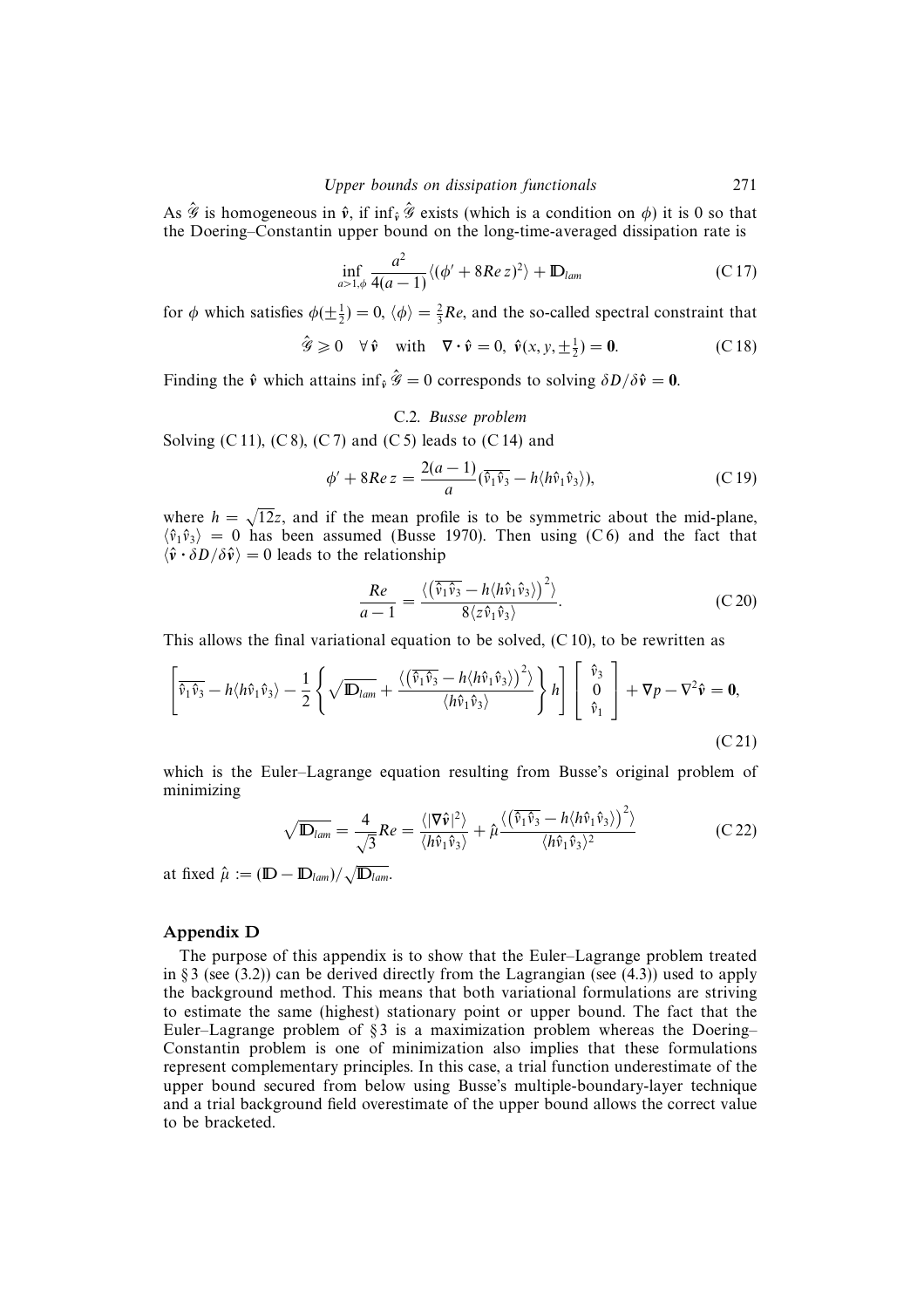As $\hat{\mathscr{G}}$ is homogeneous in $\hat{\boldsymbol{v}}$, if $\inf_{\hat{\boldsymbol{v}}} \hat{\mathscr{G}}$ exists (which is a condition on $\phi$) it is 0 so that the Doering–Constantin upper bound on the long-time-averaged dissipation rate is

$$\inf_{a>1,\phi} \frac{a^2}{4(a-1)} \langle (\phi' + 8Re\, z)^2 \rangle + \mathbb{D}_{lam} \tag{C 17}$$

for $\phi$ which satisfies $\phi(\pm\frac{1}{2}) = 0$, $\langle \phi \rangle = \frac{2}{3}Re$, and the so-called spectral constraint that

$$\hat{\mathscr{G}} \geqslant 0 \quad \forall\, \hat{\boldsymbol{v}} \quad \text{with} \quad \nabla \cdot \hat{\boldsymbol{v}} = 0,\ \hat{\boldsymbol{v}}(x, y, \pm\tfrac{1}{2}) = \boldsymbol{0}. \tag{C 18}$$

Finding the $\hat{\boldsymbol{v}}$ which attains $\inf_{\hat{\boldsymbol{v}}} \hat{\mathscr{G}} = 0$ corresponds to solving $\delta D / \delta \hat{\boldsymbol{v}} = \boldsymbol{0}$.

### C.2. *Busse problem*

Solving (C 11), (C 8), (C 7) and (C 5) leads to (C 14) and

$$\phi' + 8Re\, z = \frac{2(a-1)}{a} (\overline{\hat{v}_1 \hat{v}_3} - h \langle h \hat{v}_1 \hat{v}_3 \rangle), \tag{C 19}$$

where $h = \sqrt{12} z$, and if the mean profile is to be symmetric about the mid-plane, $\langle \hat{v}_1 \hat{v}_3 \rangle = 0$ has been assumed (Busse 1970). Then using (C 6) and the fact that $\langle \hat{\boldsymbol{v}} \cdot \delta D / \delta \hat{\boldsymbol{v}} \rangle = 0$ leads to the relationship

$$\frac{Re}{a-1} = \frac{\langle (\overline{\hat{v}_1 \hat{v}_3} - h \langle h \hat{v}_1 \hat{v}_3 \rangle)^2 \rangle}{8 \langle z \hat{v}_1 \hat{v}_3 \rangle}. \tag{C 20}$$

This allows the final variational equation to be solved, (C 10), to be rewritten as

$$\left[ \overline{\hat{v}_1 \hat{v}_3} - h \langle h \hat{v}_1 \hat{v}_3 \rangle - \frac{1}{2} \left\{ \sqrt{\mathbb{D}_{lam}} + \frac{\langle (\overline{\hat{v}_1 \hat{v}_3} - h \langle h \hat{v}_1 \hat{v}_3 \rangle)^2 \rangle}{\langle h \hat{v}_1 \hat{v}_3 \rangle} \right\} h \right] \begin{bmatrix} \hat{v}_3 \\ 0 \\ \hat{v}_1 \end{bmatrix} + \nabla p - \nabla^2 \hat{\boldsymbol{v}} = \boldsymbol{0}, \tag{C 21}$$

which is the Euler–Lagrange equation resulting from Busse's original problem of minimizing

$$\sqrt{\mathbb{D}_{lam}} = \frac{4}{\sqrt{3}} Re = \frac{\langle |\nabla \hat{\boldsymbol{v}}|^2 \rangle}{\langle h \hat{v}_1 \hat{v}_3 \rangle} + \hat{\mu} \frac{\langle (\overline{\hat{v}_1 \hat{v}_3} - h \hat{v}_1 \hat{v}_3)^2 \rangle}{\langle h \hat{v}_1 \hat{v}_3 \rangle^2} \tag{C 22}$$

at fixed $\hat{\mu} := (\mathbb{D} - \mathbb{D}_{lam}) / \sqrt{\mathbb{D}_{lam}}$.

## Appendix D

The purpose of this appendix is to show that the Euler–Lagrange problem treated in §3 (see (3.2)) can be derived directly from the Lagrangian (see (4.3)) used to apply the background method. This means that both variational formulations are striving to estimate the same (highest) stationary point or upper bound. The fact that the Euler–Lagrange problem of §3 is a maximization problem whereas the Doering–Constantin problem is one of minimization also implies that these formulations represent complementary principles. In this case, a trial function underestimate of the upper bound secured from below using Busse's multiple-boundary-layer technique and a trial background field overestimate of the upper bound allows the correct value to be bracketed.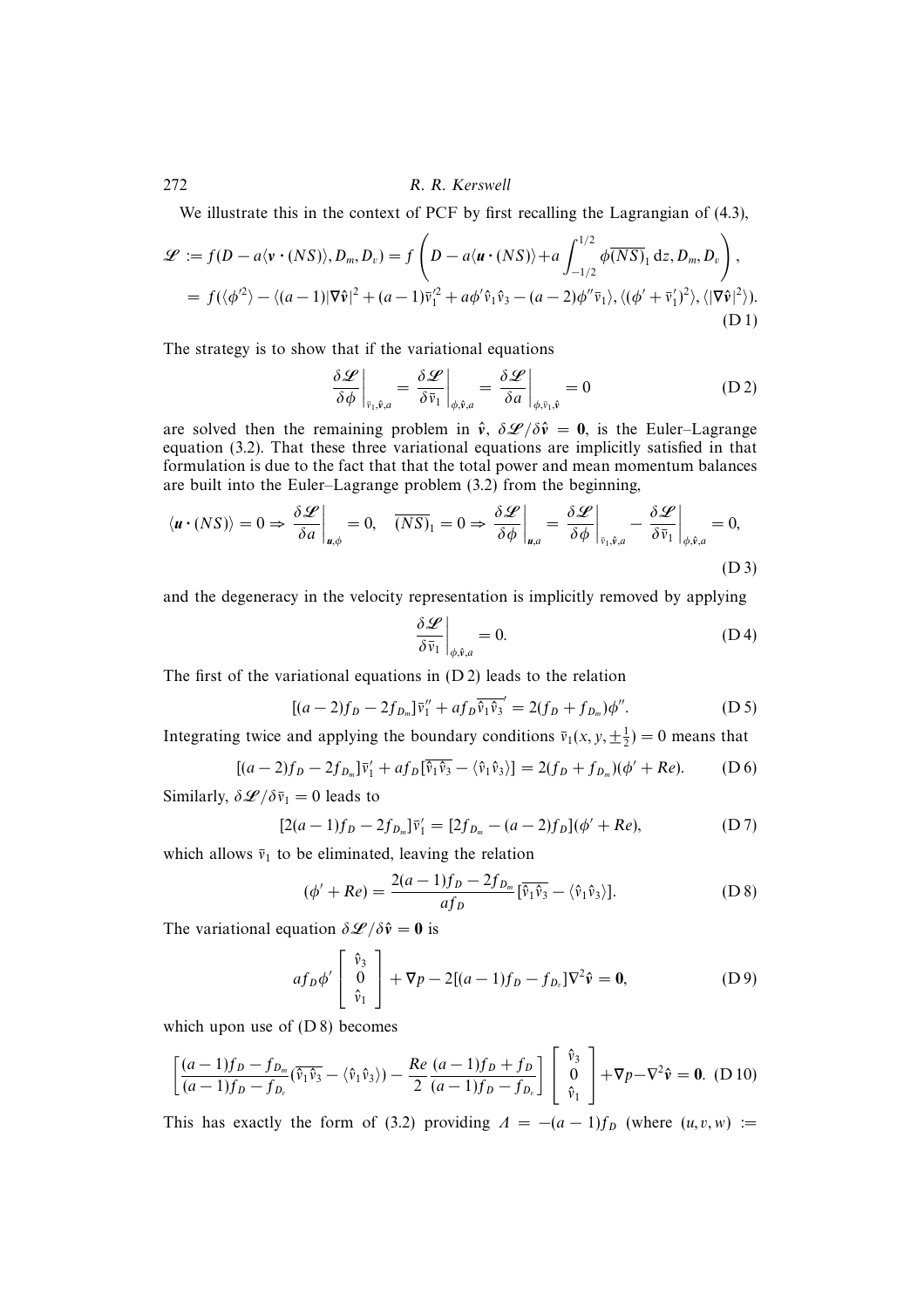We illustrate this in the context of PCF by first recalling the Lagrangian of (4.3),

$$
\begin{aligned}
\mathscr{L} &:= f(D - a\langle \boldsymbol{v}\cdot(NS)\rangle, D_m, D_v) = f\left(D - a\langle \boldsymbol{u}\cdot(NS)\rangle + a\int_{-1/2}^{1/2}\phi\overline{(NS)}_1\,\mathrm{d}z, D_m, D_v\right),\\
&= f(\langle\phi'^2\rangle - \langle(a-1)|\nabla\hat{\boldsymbol{v}}|^2 + (a-1)\bar{v}_1'^2 + a\phi'\hat{v}_1\hat{v}_3 - (a-2)\phi''\bar{v}_1\rangle, \langle(\phi'+\bar{v}_1')^2\rangle, \langle|\nabla\hat{\boldsymbol{v}}|^2\rangle).
\end{aligned}
\tag{D 1}
$$

The strategy is to show that if the variational equations

$$
\left.\frac{\delta\mathscr{L}}{\delta\phi}\right|_{\bar{v}_1,\hat{\boldsymbol{v}},a} = \left.\frac{\delta\mathscr{L}}{\delta\bar{v}_1}\right|_{\phi,\hat{\boldsymbol{v}},a} = \left.\frac{\delta\mathscr{L}}{\delta a}\right|_{\phi,\bar{v}_1,\hat{\boldsymbol{v}}} = 0 \tag{D 2}
$$

are solved then the remaining problem in $\hat{\boldsymbol{v}}$, $\delta\mathscr{L}/\delta\hat{\boldsymbol{v}} = \boldsymbol{0}$, is the Euler–Lagrange equation (3.2). That these three variational equations are implicitly satisfied in that formulation is due to the fact that that the total power and mean momentum balances are built into the Euler–Lagrange problem (3.2) from the beginning,

$$
\langle\boldsymbol{u}\cdot(NS)\rangle = 0 \Rightarrow \left.\frac{\delta\mathscr{L}}{\delta a}\right|_{\boldsymbol{u},\phi} = 0, \quad \overline{(NS)}_1 = 0 \Rightarrow \left.\frac{\delta\mathscr{L}}{\delta\phi}\right|_{\boldsymbol{u},a} = \left.\frac{\delta\mathscr{L}}{\delta\phi}\right|_{\bar{v}_1,\hat{\boldsymbol{v}},a} - \left.\frac{\delta\mathscr{L}}{\delta\bar{v}_1}\right|_{\phi,\hat{\boldsymbol{v}},a} = 0,
\tag{D 3}
$$

and the degeneracy in the velocity representation is implicitly removed by applying

$$
\left.\frac{\delta\mathscr{L}}{\delta\bar{v}_1}\right|_{\phi,\hat{\boldsymbol{v}},a} = 0. \tag{D 4}
$$

The first of the variational equations in (D 2) leads to the relation

$$
[(a-2)f_D - 2f_{D_m}]\bar{v}_1'' + af_D\overline{\hat{v}_1\hat{v}_3}' = 2(f_D + f_{D_m})\phi''. \tag{D 5}
$$

Integrating twice and applying the boundary conditions $\bar{v}_1(x,y,\pm\frac{1}{2}) = 0$ means that

$$
[(a-2)f_D - 2f_{D_m}]\bar{v}_1' + af_D[\overline{\hat{v}_1\hat{v}_3} - \langle\hat{v}_1\hat{v}_3\rangle] = 2(f_D + f_{D_m})(\phi' + Re). \tag{D 6}
$$

Similarly, $\delta\mathscr{L}/\delta\bar{v}_1 = 0$ leads to

$$
[2(a-1)f_D - 2f_{D_m}]\bar{v}_1' = [2f_{D_m} - (a-2)f_D](\phi' + Re), \tag{D 7}
$$

which allows $\bar{v}_1$ to be eliminated, leaving the relation

$$
(\phi' + Re) = \frac{2(a-1)f_D - 2f_{D_m}}{af_D}[\overline{\hat{v}_1\hat{v}_3} - \langle\hat{v}_1\hat{v}_3\rangle]. \tag{D 8}
$$

The variational equation $\delta\mathscr{L}/\delta\hat{\boldsymbol{v}} = \boldsymbol{0}$ is

$$
af_D\phi'\begin{bmatrix}\hat{v}_3\\0\\\hat{v}_1\end{bmatrix} + \nabla p - 2[(a-1)f_D - f_{D_v}]\nabla^2\hat{\boldsymbol{v}} = \boldsymbol{0}, \tag{D 9}
$$

which upon use of (D 8) becomes

$$
\left[\frac{(a-1)f_D - f_{D_m}}{(a-1)f_D - f_{D_v}}(\overline{\hat{v}_1\hat{v}_3} - \langle\hat{v}_1\hat{v}_3\rangle) - \frac{Re}{2}\frac{(a-1)f_D + f_D}{(a-1)f_D - f_{D_v}}\right]\begin{bmatrix}\hat{v}_3\\0\\\hat{v}_1\end{bmatrix} + \nabla p - \nabla^2\hat{\boldsymbol{v}} = \boldsymbol{0}. \tag{D 10}
$$

This has exactly the form of (3.2) providing $\Lambda = -(a-1)f_D$ (where $(u,v,w) :=$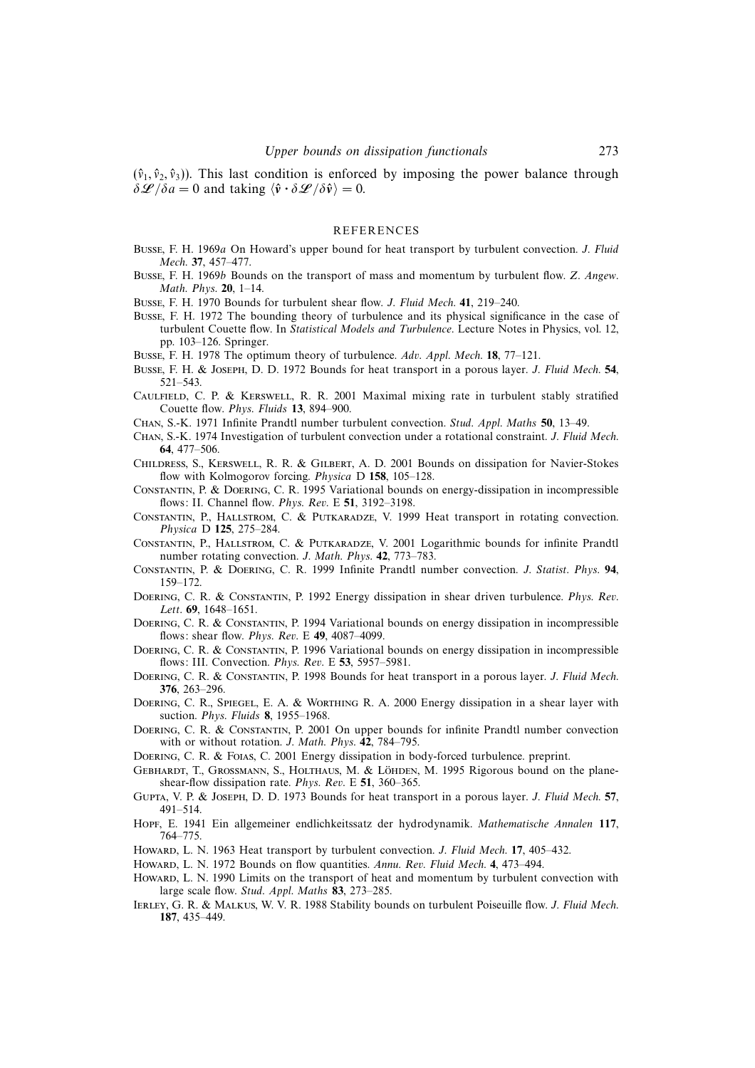$(\hat{v}_1, \hat{v}_2, \hat{v}_3)$). This last condition is enforced by imposing the power balance through $\delta\mathscr{L}/\delta a = 0$ and taking $\langle \hat{\mathbf{v}} \cdot \delta\mathscr{L}/\delta\hat{\mathbf{v}} \rangle = 0$.

## REFERENCES

Busse, F. H. 1969*a* On Howard's upper bound for heat transport by turbulent convection. *J. Fluid Mech.* **37**, 457–477.

Busse, F. H. 1969*b* Bounds on the transport of mass and momentum by turbulent flow. *Z. Angew. Math. Phys.* **20**, 1–14.

Busse, F. H. 1970 Bounds for turbulent shear flow. *J. Fluid Mech.* **41**, 219–240.

Busse, F. H. 1972 The bounding theory of turbulence and its physical significance in the case of turbulent Couette flow. In *Statistical Models and Turbulence*. Lecture Notes in Physics, vol. 12, pp. 103–126. Springer.

Busse, F. H. 1978 The optimum theory of turbulence. *Adv. Appl. Mech.* **18**, 77–121.

Busse, F. H. & Joseph, D. D. 1972 Bounds for heat transport in a porous layer. *J. Fluid Mech.* **54**, 521–543.

Caulfield, C. P. & Kerswell, R. R. 2001 Maximal mixing rate in turbulent stably stratified Couette flow. *Phys. Fluids* **13**, 894–900.

Chan, S.-K. 1971 Infinite Prandtl number turbulent convection. *Stud. Appl. Maths* **50**, 13–49.

Chan, S.-K. 1974 Investigation of turbulent convection under a rotational constraint. *J. Fluid Mech.* **64**, 477–506.

Childress, S., Kerswell, R. R. & Gilbert, A. D. 2001 Bounds on dissipation for Navier-Stokes flow with Kolmogorov forcing. *Physica* D **158**, 105–128.

Constantin, P. & Doering, C. R. 1995 Variational bounds on energy-dissipation in incompressible flows: II. Channel flow. *Phys. Rev.* E **51**, 3192–3198.

Constantin, P., Hallstrom, C. & Putkaradze, V. 1999 Heat transport in rotating convection. *Physica* D **125**, 275–284.

Constantin, P., Hallstrom, C. & Putkaradze, V. 2001 Logarithmic bounds for infinite Prandtl number rotating convection. *J. Math. Phys.* **42**, 773–783.

Constantin, P. & Doering, C. R. 1999 Infinite Prandtl number convection. *J. Statist. Phys.* **94**, 159–172.

Doering, C. R. & Constantin, P. 1992 Energy dissipation in shear driven turbulence. *Phys. Rev. Lett.* **69**, 1648–1651.

Doering, C. R. & Constantin, P. 1994 Variational bounds on energy dissipation in incompressible flows: shear flow. *Phys. Rev.* E **49**, 4087–4099.

Doering, C. R. & Constantin, P. 1996 Variational bounds on energy dissipation in incompressible flows: III. Convection. *Phys. Rev.* E **53**, 5957–5981.

Doering, C. R. & Constantin, P. 1998 Bounds for heat transport in a porous layer. *J. Fluid Mech.* **376**, 263–296.

Doering, C. R., Spiegel, E. A. & Worthing R. A. 2000 Energy dissipation in a shear layer with suction. *Phys. Fluids* **8**, 1955–1968.

Doering, C. R. & Constantin, P. 2001 On upper bounds for infinite Prandtl number convection with or without rotation. *J. Math. Phys.* **42**, 784–795.

Doering, C. R. & Foias, C. 2001 Energy dissipation in body-forced turbulence. preprint.

Gebhardt, T., Grossmann, S., Holthaus, M. & Löhden, M. 1995 Rigorous bound on the plane-shear-flow dissipation rate. *Phys. Rev.* E **51**, 360–365.

Gupta, V. P. & Joseph, D. D. 1973 Bounds for heat transport in a porous layer. *J. Fluid Mech.* **57**, 491–514.

Hopf, E. 1941 Ein allgemeiner endlichkeitssatz der hydrodynamik. *Mathematische Annalen* **117**, 764–775.

Howard, L. N. 1963 Heat transport by turbulent convection. *J. Fluid Mech.* **17**, 405–432.

Howard, L. N. 1972 Bounds on flow quantities. *Annu. Rev. Fluid Mech.* **4**, 473–494.

Howard, L. N. 1990 Limits on the transport of heat and momentum by turbulent convection with large scale flow. *Stud. Appl. Maths* **83**, 273–285.

Ierley, G. R. & Malkus, W. V. R. 1988 Stability bounds on turbulent Poiseuille flow. *J. Fluid Mech.* **187**, 435–449.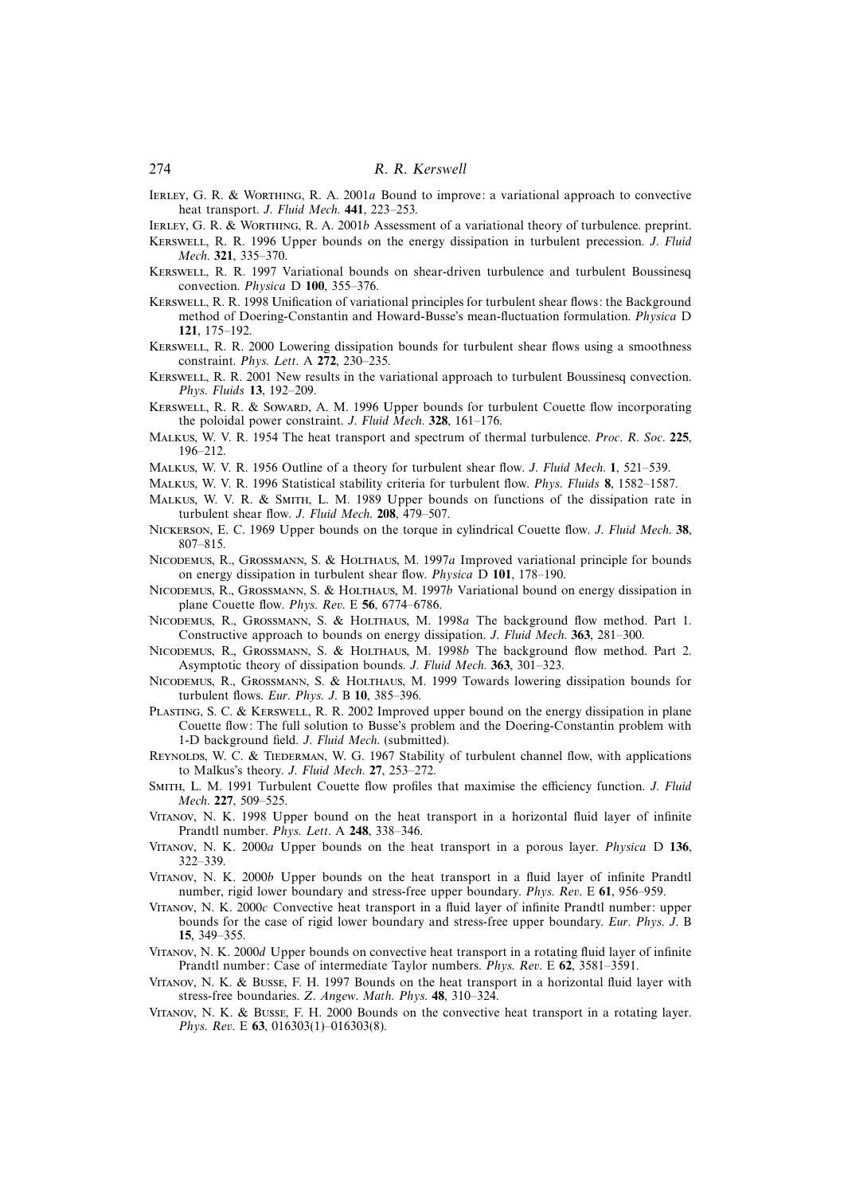Ierley, G. R. & Worthing, R. A. 2001*a* Bound to improve: a variational approach to convective heat transport. *J. Fluid Mech.* **441**, 223–253.

Ierley, G. R. & Worthing, R. A. 2001*b* Assessment of a variational theory of turbulence. preprint.

Kerswell, R. R. 1996 Upper bounds on the energy dissipation in turbulent precession. *J. Fluid Mech.* **321**, 335–370.

Kerswell, R. R. 1997 Variational bounds on shear-driven turbulence and turbulent Boussinesq convection. *Physica* D **100**, 355–376.

Kerswell, R. R. 1998 Unification of variational principles for turbulent shear flows: the Background method of Doering-Constantin and Howard-Busse's mean-fluctuation formulation. *Physica* D **121**, 175–192.

Kerswell, R. R. 2000 Lowering dissipation bounds for turbulent shear flows using a smoothness constraint. *Phys. Lett*. A **272**, 230–235.

Kerswell, R. R. 2001 New results in the variational approach to turbulent Boussinesq convection. *Phys. Fluids* **13**, 192–209.

Kerswell, R. R. & Soward, A. M. 1996 Upper bounds for turbulent Couette flow incorporating the poloidal power constraint. *J. Fluid Mech.* **328**, 161–176.

Malkus, W. V. R. 1954 The heat transport and spectrum of thermal turbulence. *Proc. R. Soc.* **225**, 196–212.

Malkus, W. V. R. 1956 Outline of a theory for turbulent shear flow. *J. Fluid Mech.* **1**, 521–539.

Malkus, W. V. R. 1996 Statistical stability criteria for turbulent flow. *Phys. Fluids* **8**, 1582–1587.

Malkus, W. V. R. & Smith, L. M. 1989 Upper bounds on functions of the dissipation rate in turbulent shear flow. *J. Fluid Mech.* **208**, 479–507.

Nickerson, E. C. 1969 Upper bounds on the torque in cylindrical Couette flow. *J. Fluid Mech.* **38**, 807–815.

Nicodemus, R., Grossmann, S. & Holthaus, M. 1997*a* Improved variational principle for bounds on energy dissipation in turbulent shear flow. *Physica* D **101**, 178–190.

Nicodemus, R., Grossmann, S. & Holthaus, M. 1997*b* Variational bound on energy dissipation in plane Couette flow. *Phys. Rev.* E **56**, 6774–6786.

Nicodemus, R., Grossmann, S. & Holthaus, M. 1998*a* The background flow method. Part 1. Constructive approach to bounds on energy dissipation. *J. Fluid Mech.* **363**, 281–300.

Nicodemus, R., Grossmann, S. & Holthaus, M. 1998*b* The background flow method. Part 2. Asymptotic theory of dissipation bounds. *J. Fluid Mech.* **363**, 301–323.

Nicodemus, R., Grossmann, S. & Holthaus, M. 1999 Towards lowering dissipation bounds for turbulent flows. *Eur. Phys. J.* B **10**, 385–396.

Plasting, S. C. & Kerswell, R. R. 2002 Improved upper bound on the energy dissipation in plane Couette flow: The full solution to Busse's problem and the Doering-Constantin problem with 1-D background field. *J. Fluid Mech.* (submitted).

Reynolds, W. C. & Tiederman, W. G. 1967 Stability of turbulent channel flow, with applications to Malkus's theory. *J. Fluid Mech.* **27**, 253–272.

Smith, L. M. 1991 Turbulent Couette flow profiles that maximise the efficiency function. *J. Fluid Mech.* **227**, 509–525.

Vitanov, N. K. 1998 Upper bound on the heat transport in a horizontal fluid layer of infinite Prandtl number. *Phys. Lett*. A **248**, 338–346.

Vitanov, N. K. 2000*a* Upper bounds on the heat transport in a porous layer. *Physica* D **136**, 322–339.

Vitanov, N. K. 2000*b* Upper bounds on the heat transport in a fluid layer of infinite Prandtl number, rigid lower boundary and stress-free upper boundary. *Phys. Rev.* E **61**, 956–959.

Vitanov, N. K. 2000*c* Convective heat transport in a fluid layer of infinite Prandtl number: upper bounds for the case of rigid lower boundary and stress-free upper boundary. *Eur. Phys. J.* B **15**, 349–355.

Vitanov, N. K. 2000*d* Upper bounds on convective heat transport in a rotating fluid layer of infinite Prandtl number: Case of intermediate Taylor numbers. *Phys. Rev.* E **62**, 3581–3591.

Vitanov, N. K. & Busse, F. H. 1997 Bounds on the heat transport in a horizontal fluid layer with stress-free boundaries. *Z. Angew. Math. Phys.* **48**, 310–324.

Vitanov, N. K. & Busse, F. H. 2000 Bounds on the convective heat transport in a rotating layer. *Phys. Rev.* E **63**, 016303(1)–016303(8).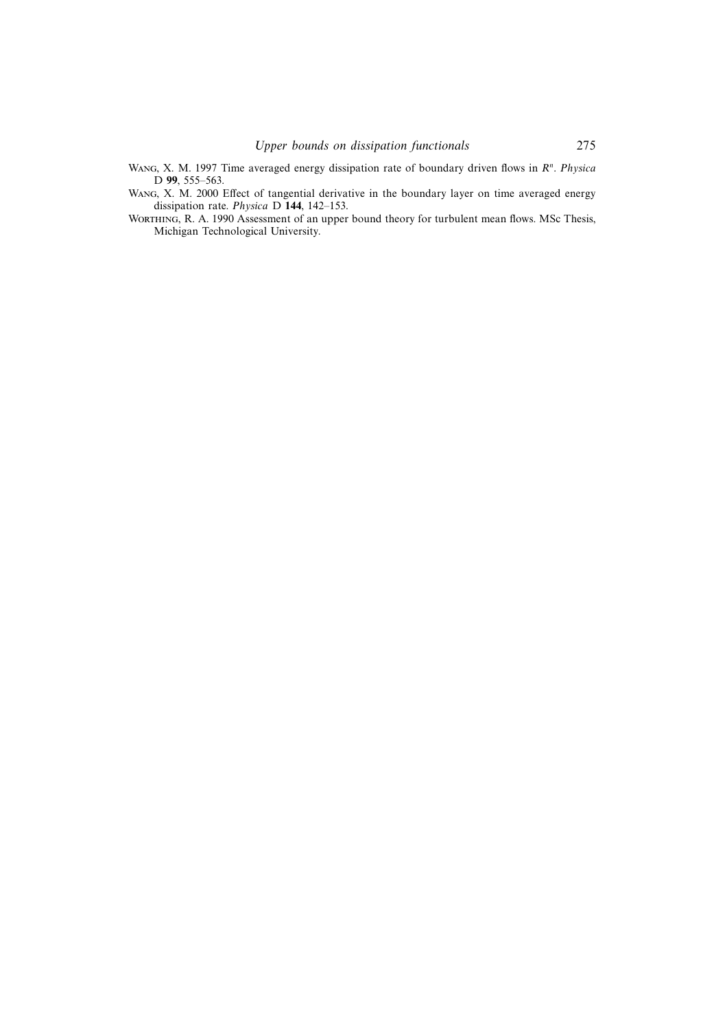Wang, X. M. 1997 Time averaged energy dissipation rate of boundary driven flows in $R^n$. *Physica* D **99**, 555–563.

Wang, X. M. 2000 Effect of tangential derivative in the boundary layer on time averaged energy dissipation rate. *Physica* D **144**, 142–153.

Worthing, R. A. 1990 Assessment of an upper bound theory for turbulent mean flows. MSc Thesis, Michigan Technological University.